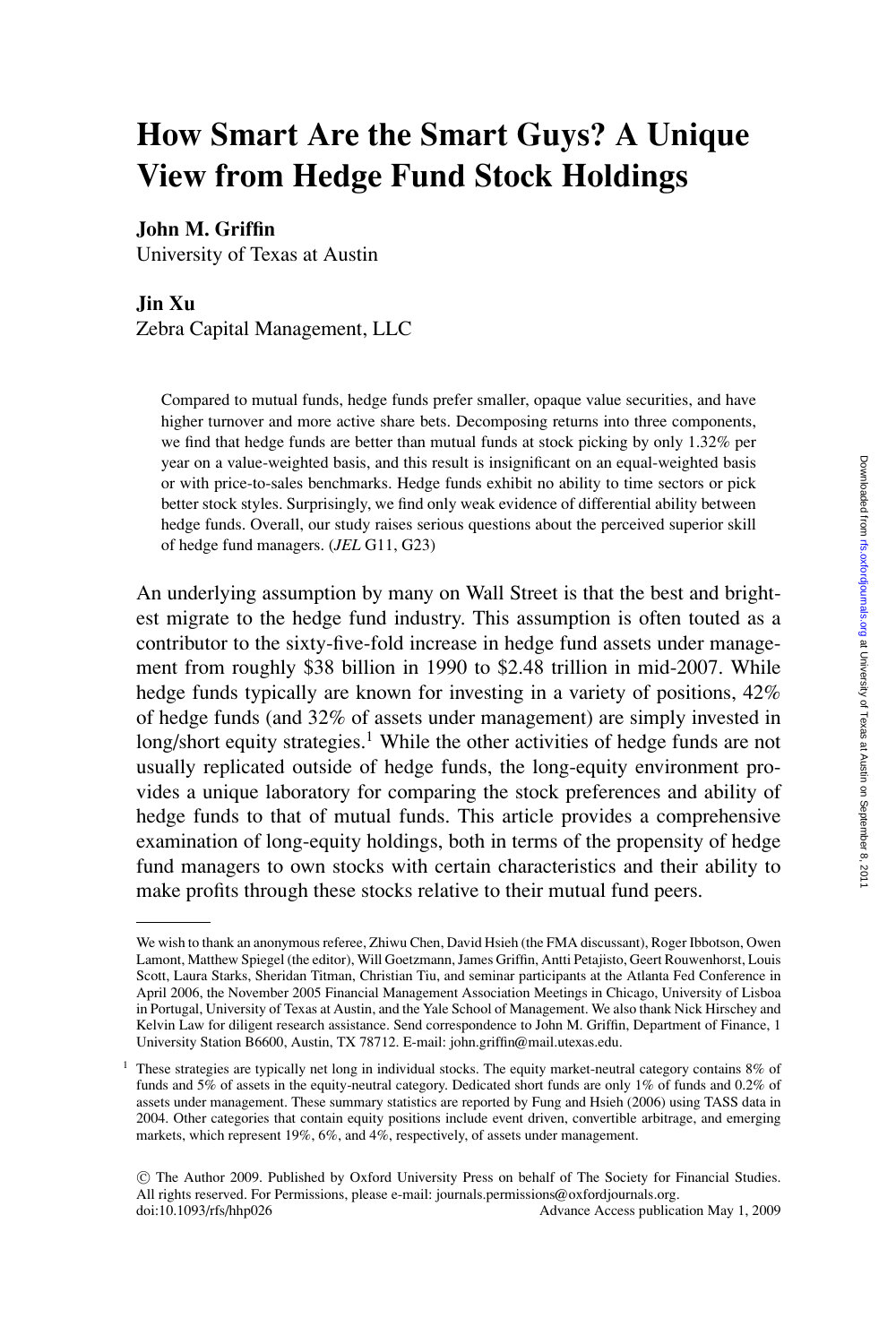# How Smart Are the Smart Guys? A Unique View from Hedge Fund Stock Holdings

**John M. Griffin**
University of Texas at Austin

**Jin Xu**
Zebra Capital Management, LLC

Compared to mutual funds, hedge funds prefer smaller, opaque value securities, and have higher turnover and more active share bets. Decomposing returns into three components, we find that hedge funds are better than mutual funds at stock picking by only 1.32% per year on a value-weighted basis, and this result is insignificant on an equal-weighted basis or with price-to-sales benchmarks. Hedge funds exhibit no ability to time sectors or pick better stock styles. Surprisingly, we find only weak evidence of differential ability between hedge funds. Overall, our study raises serious questions about the perceived superior skill of hedge fund managers. (*JEL* G11, G23)

An underlying assumption by many on Wall Street is that the best and brightest migrate to the hedge fund industry. This assumption is often touted as a contributor to the sixty-five-fold increase in hedge fund assets under management from roughly $38 billion in 1990 to $2.48 trillion in mid-2007. While hedge funds typically are known for investing in a variety of positions, 42% of hedge funds (and 32% of assets under management) are simply invested in long/short equity strategies.[1] While the other activities of hedge funds are not usually replicated outside of hedge funds, the long-equity environment provides a unique laboratory for comparing the stock preferences and ability of hedge funds to that of mutual funds. This article provides a comprehensive examination of long-equity holdings, both in terms of the propensity of hedge fund managers to own stocks with certain characteristics and their ability to make profits through these stocks relative to their mutual fund peers.

---

We wish to thank an anonymous referee, Zhiwu Chen, David Hsieh (the FMA discussant), Roger Ibbotson, Owen Lamont, Matthew Spiegel (the editor), Will Goetzmann, James Griffin, Antti Petajisto, Geert Rouwenhorst, Louis Scott, Laura Starks, Sheridan Titman, Christian Tiu, and seminar participants at the Atlanta Fed Conference in April 2006, the November 2005 Financial Management Association Meetings in Chicago, University of Lisboa in Portugal, University of Texas at Austin, and the Yale School of Management. We also thank Nick Hirschey and Kelvin Law for diligent research assistance. Send correspondence to John M. Griffin, Department of Finance, 1 University Station B6600, Austin, TX 78712. E-mail: john.griffin@mail.utexas.edu.

[1] These strategies are typically net long in individual stocks. The equity market-neutral category contains 8% of funds and 5% of assets in the equity-neutral category. Dedicated short funds are only 1% of funds and 0.2% of assets under management. These summary statistics are reported by Fung and Hsieh (2006) using TASS data in 2004. Other categories that contain equity positions include event driven, convertible arbitrage, and emerging markets, which represent 19%, 6%, and 4%, respectively, of assets under management.

© The Author 2009. Published by Oxford University Press on behalf of The Society for Financial Studies. All rights reserved. For Permissions, please e-mail: journals.permissions@oxfordjournals.org.
doi:10.1093/rfs/hhp026 Advance Access publication May 1, 2009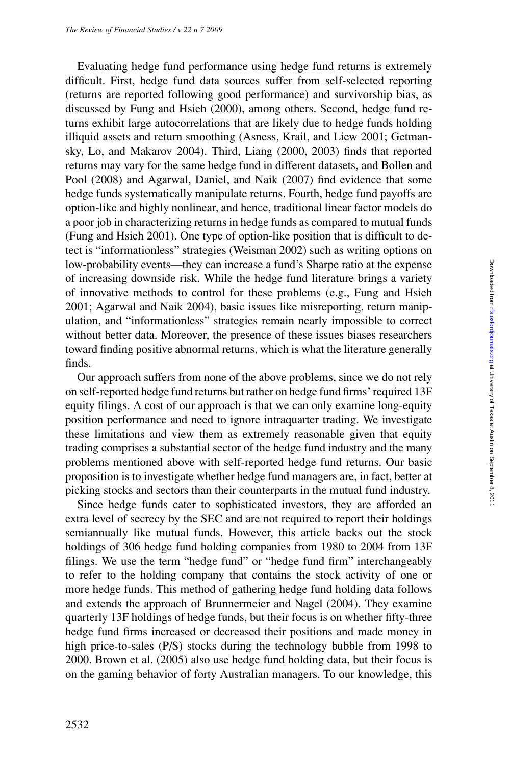Evaluating hedge fund performance using hedge fund returns is extremely difficult. First, hedge fund data sources suffer from self-selected reporting (returns are reported following good performance) and survivorship bias, as discussed by Fung and Hsieh (2000), among others. Second, hedge fund returns exhibit large autocorrelations that are likely due to hedge funds holding illiquid assets and return smoothing (Asness, Krail, and Liew 2001; Getmansky, Lo, and Makarov 2004). Third, Liang (2000, 2003) finds that reported returns may vary for the same hedge fund in different datasets, and Bollen and Pool (2008) and Agarwal, Daniel, and Naik (2007) find evidence that some hedge funds systematically manipulate returns. Fourth, hedge fund payoffs are option-like and highly nonlinear, and hence, traditional linear factor models do a poor job in characterizing returns in hedge funds as compared to mutual funds (Fung and Hsieh 2001). One type of option-like position that is difficult to detect is "informationless" strategies (Weisman 2002) such as writing options on low-probability events—they can increase a fund's Sharpe ratio at the expense of increasing downside risk. While the hedge fund literature brings a variety of innovative methods to control for these problems (e.g., Fung and Hsieh 2001; Agarwal and Naik 2004), basic issues like misreporting, return manipulation, and "informationless" strategies remain nearly impossible to correct without better data. Moreover, the presence of these issues biases researchers toward finding positive abnormal returns, which is what the literature generally finds.

Our approach suffers from none of the above problems, since we do not rely on self-reported hedge fund returns but rather on hedge fund firms' required 13F equity filings. A cost of our approach is that we can only examine long-equity position performance and need to ignore intraquarter trading. We investigate these limitations and view them as extremely reasonable given that equity trading comprises a substantial sector of the hedge fund industry and the many problems mentioned above with self-reported hedge fund returns. Our basic proposition is to investigate whether hedge fund managers are, in fact, better at picking stocks and sectors than their counterparts in the mutual fund industry.

Since hedge funds cater to sophisticated investors, they are afforded an extra level of secrecy by the SEC and are not required to report their holdings semiannually like mutual funds. However, this article backs out the stock holdings of 306 hedge fund holding companies from 1980 to 2004 from 13F filings. We use the term "hedge fund" or "hedge fund firm" interchangeably to refer to the holding company that contains the stock activity of one or more hedge funds. This method of gathering hedge fund holding data follows and extends the approach of Brunnermeier and Nagel (2004). They examine quarterly 13F holdings of hedge funds, but their focus is on whether fifty-three hedge fund firms increased or decreased their positions and made money in high price-to-sales (P/S) stocks during the technology bubble from 1998 to 2000. Brown et al. (2005) also use hedge fund holding data, but their focus is on the gaming behavior of forty Australian managers. To our knowledge, this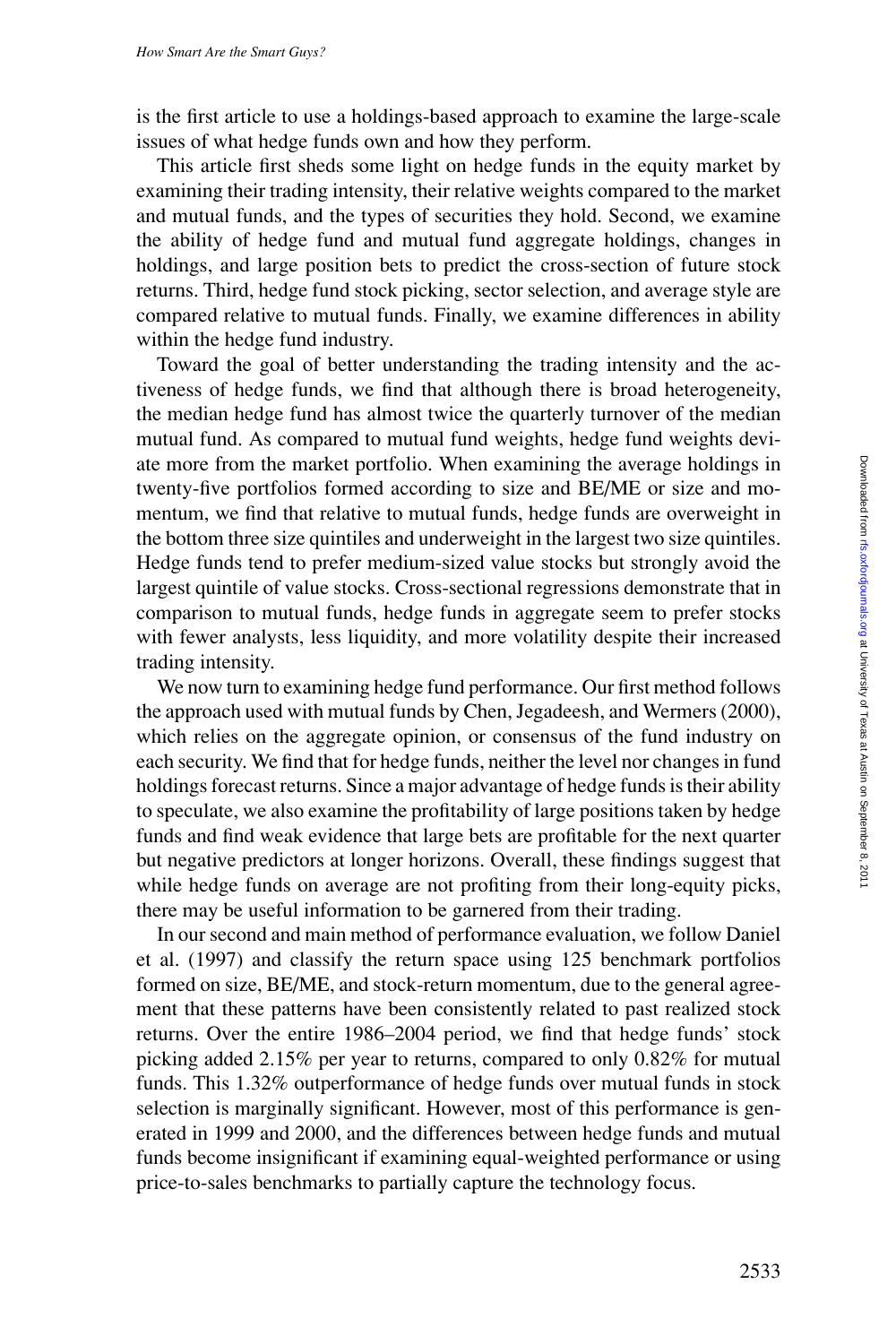is the first article to use a holdings-based approach to examine the large-scale issues of what hedge funds own and how they perform.

This article first sheds some light on hedge funds in the equity market by examining their trading intensity, their relative weights compared to the market and mutual funds, and the types of securities they hold. Second, we examine the ability of hedge fund and mutual fund aggregate holdings, changes in holdings, and large position bets to predict the cross-section of future stock returns. Third, hedge fund stock picking, sector selection, and average style are compared relative to mutual funds. Finally, we examine differences in ability within the hedge fund industry.

Toward the goal of better understanding the trading intensity and the activeness of hedge funds, we find that although there is broad heterogeneity, the median hedge fund has almost twice the quarterly turnover of the median mutual fund. As compared to mutual fund weights, hedge fund weights deviate more from the market portfolio. When examining the average holdings in twenty-five portfolios formed according to size and BE/ME or size and momentum, we find that relative to mutual funds, hedge funds are overweight in the bottom three size quintiles and underweight in the largest two size quintiles. Hedge funds tend to prefer medium-sized value stocks but strongly avoid the largest quintile of value stocks. Cross-sectional regressions demonstrate that in comparison to mutual funds, hedge funds in aggregate seem to prefer stocks with fewer analysts, less liquidity, and more volatility despite their increased trading intensity.

We now turn to examining hedge fund performance. Our first method follows the approach used with mutual funds by Chen, Jegadeesh, and Wermers (2000), which relies on the aggregate opinion, or consensus of the fund industry on each security. We find that for hedge funds, neither the level nor changes in fund holdings forecast returns. Since a major advantage of hedge funds is their ability to speculate, we also examine the profitability of large positions taken by hedge funds and find weak evidence that large bets are profitable for the next quarter but negative predictors at longer horizons. Overall, these findings suggest that while hedge funds on average are not profiting from their long-equity picks, there may be useful information to be garnered from their trading.

In our second and main method of performance evaluation, we follow Daniel et al. (1997) and classify the return space using 125 benchmark portfolios formed on size, BE/ME, and stock-return momentum, due to the general agreement that these patterns have been consistently related to past realized stock returns. Over the entire 1986–2004 period, we find that hedge funds' stock picking added 2.15% per year to returns, compared to only 0.82% for mutual funds. This 1.32% outperformance of hedge funds over mutual funds in stock selection is marginally significant. However, most of this performance is generated in 1999 and 2000, and the differences between hedge funds and mutual funds become insignificant if examining equal-weighted performance or using price-to-sales benchmarks to partially capture the technology focus.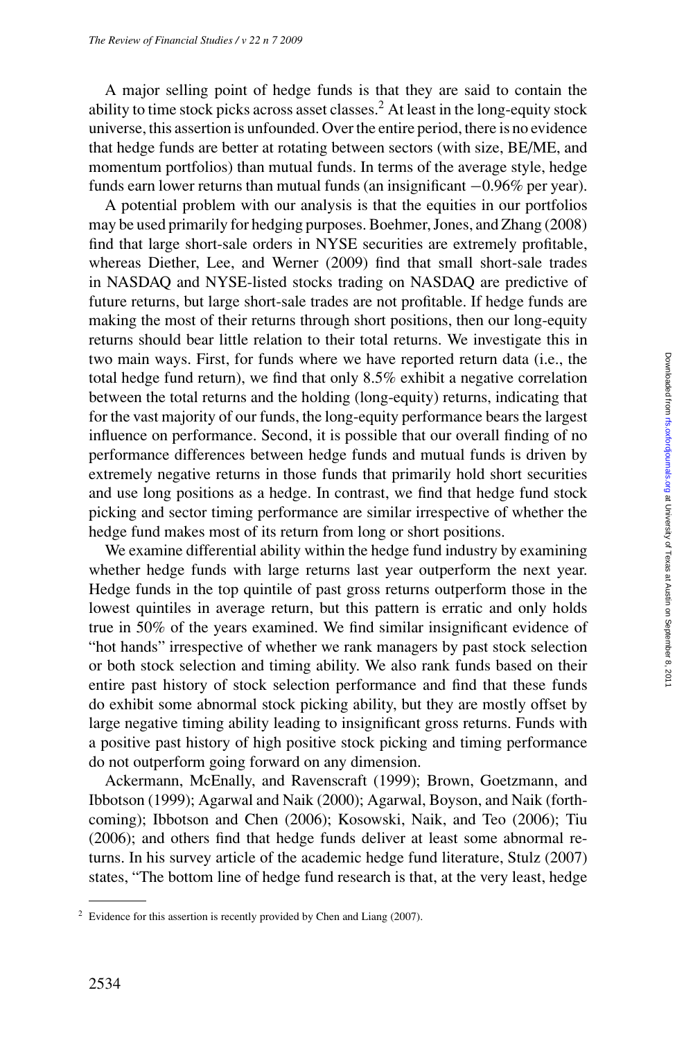A major selling point of hedge funds is that they are said to contain the ability to time stock picks across asset classes.[2] At least in the long-equity stock universe, this assertion is unfounded. Over the entire period, there is no evidence that hedge funds are better at rotating between sectors (with size, BE/ME, and momentum portfolios) than mutual funds. In terms of the average style, hedge funds earn lower returns than mutual funds (an insignificant −0.96% per year).

A potential problem with our analysis is that the equities in our portfolios may be used primarily for hedging purposes. Boehmer, Jones, and Zhang (2008) find that large short-sale orders in NYSE securities are extremely profitable, whereas Diether, Lee, and Werner (2009) find that small short-sale trades in NASDAQ and NYSE-listed stocks trading on NASDAQ are predictive of future returns, but large short-sale trades are not profitable. If hedge funds are making the most of their returns through short positions, then our long-equity returns should bear little relation to their total returns. We investigate this in two main ways. First, for funds where we have reported return data (i.e., the total hedge fund return), we find that only 8.5% exhibit a negative correlation between the total returns and the holding (long-equity) returns, indicating that for the vast majority of our funds, the long-equity performance bears the largest influence on performance. Second, it is possible that our overall finding of no performance differences between hedge funds and mutual funds is driven by extremely negative returns in those funds that primarily hold short securities and use long positions as a hedge. In contrast, we find that hedge fund stock picking and sector timing performance are similar irrespective of whether the hedge fund makes most of its return from long or short positions.

We examine differential ability within the hedge fund industry by examining whether hedge funds with large returns last year outperform the next year. Hedge funds in the top quintile of past gross returns outperform those in the lowest quintiles in average return, but this pattern is erratic and only holds true in 50% of the years examined. We find similar insignificant evidence of "hot hands" irrespective of whether we rank managers by past stock selection or both stock selection and timing ability. We also rank funds based on their entire past history of stock selection performance and find that these funds do exhibit some abnormal stock picking ability, but they are mostly offset by large negative timing ability leading to insignificant gross returns. Funds with a positive past history of high positive stock picking and timing performance do not outperform going forward on any dimension.

Ackermann, McEnally, and Ravenscraft (1999); Brown, Goetzmann, and Ibbotson (1999); Agarwal and Naik (2000); Agarwal, Boyson, and Naik (forthcoming); Ibbotson and Chen (2006); Kosowski, Naik, and Teo (2006); Tiu (2006); and others find that hedge funds deliver at least some abnormal returns. In his survey article of the academic hedge fund literature, Stulz (2007) states, "The bottom line of hedge fund research is that, at the very least, hedge

[2] Evidence for this assertion is recently provided by Chen and Liang (2007).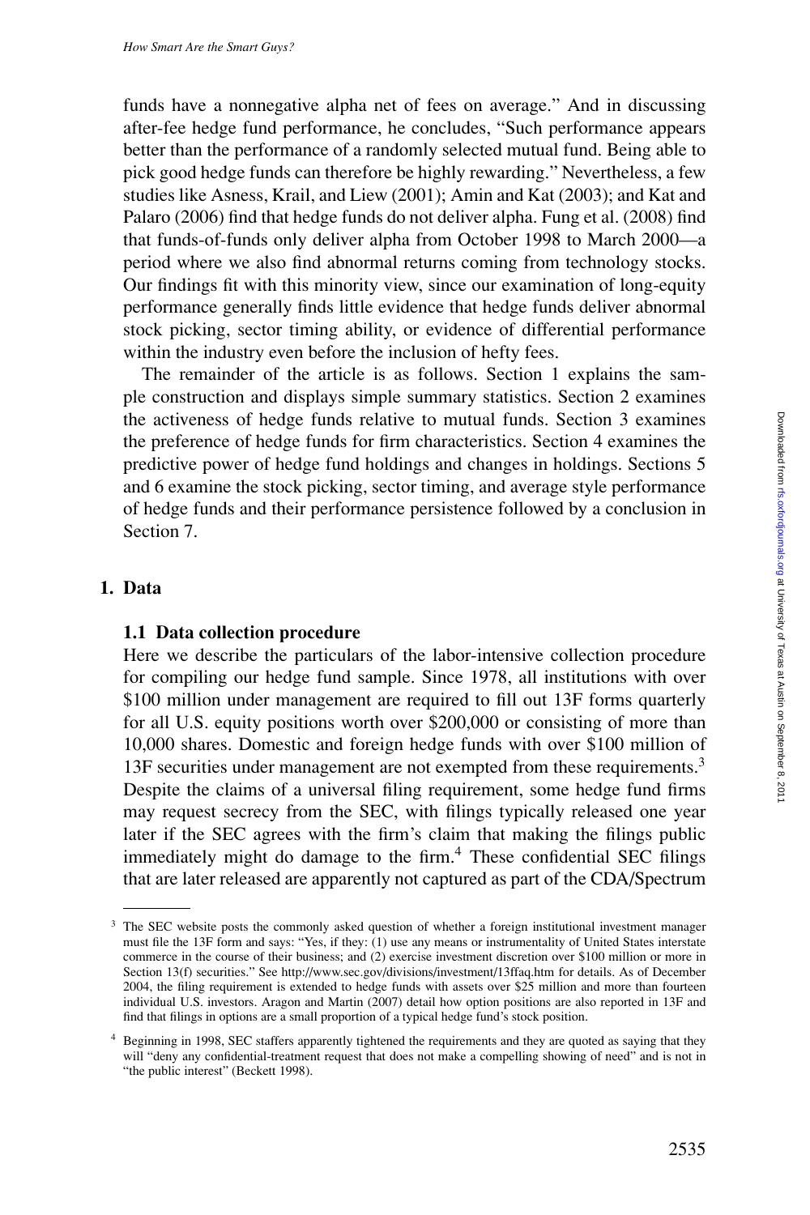funds have a nonnegative alpha net of fees on average." And in discussing after-fee hedge fund performance, he concludes, "Such performance appears better than the performance of a randomly selected mutual fund. Being able to pick good hedge funds can therefore be highly rewarding." Nevertheless, a few studies like Asness, Krail, and Liew (2001); Amin and Kat (2003); and Kat and Palaro (2006) find that hedge funds do not deliver alpha. Fung et al. (2008) find that funds-of-funds only deliver alpha from October 1998 to March 2000—a period where we also find abnormal returns coming from technology stocks. Our findings fit with this minority view, since our examination of long-equity performance generally finds little evidence that hedge funds deliver abnormal stock picking, sector timing ability, or evidence of differential performance within the industry even before the inclusion of hefty fees.

The remainder of the article is as follows. Section 1 explains the sample construction and displays simple summary statistics. Section 2 examines the activeness of hedge funds relative to mutual funds. Section 3 examines the preference of hedge funds for firm characteristics. Section 4 examines the predictive power of hedge fund holdings and changes in holdings. Sections 5 and 6 examine the stock picking, sector timing, and average style performance of hedge funds and their performance persistence followed by a conclusion in Section 7.

## 1. Data

### 1.1 Data collection procedure

Here we describe the particulars of the labor-intensive collection procedure for compiling our hedge fund sample. Since 1978, all institutions with over \$100 million under management are required to fill out 13F forms quarterly for all U.S. equity positions worth over \$200,000 or consisting of more than 10,000 shares. Domestic and foreign hedge funds with over \$100 million of 13F securities under management are not exempted from these requirements.[3] Despite the claims of a universal filing requirement, some hedge fund firms may request secrecy from the SEC, with filings typically released one year later if the SEC agrees with the firm's claim that making the filings public immediately might do damage to the firm.[4] These confidential SEC filings that are later released are apparently not captured as part of the CDA/Spectrum

---

[3] The SEC website posts the commonly asked question of whether a foreign institutional investment manager must file the 13F form and says: "Yes, if they: (1) use any means or instrumentality of United States interstate commerce in the course of their business; and (2) exercise investment discretion over \$100 million or more in Section 13(f) securities." See http://www.sec.gov/divisions/investment/13ffaq.htm for details. As of December 2004, the filing requirement is extended to hedge funds with assets over \$25 million and more than fourteen individual U.S. investors. Aragon and Martin (2007) detail how option positions are also reported in 13F and find that filings in options are a small proportion of a typical hedge fund's stock position.

[4] Beginning in 1998, SEC staffers apparently tightened the requirements and they are quoted as saying that they will "deny any confidential-treatment request that does not make a compelling showing of need" and is not in "the public interest" (Beckett 1998).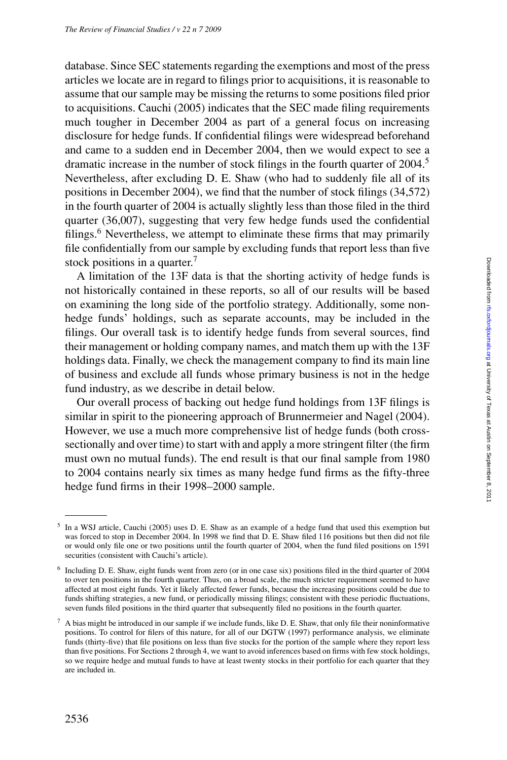database. Since SEC statements regarding the exemptions and most of the press articles we locate are in regard to filings prior to acquisitions, it is reasonable to assume that our sample may be missing the returns to some positions filed prior to acquisitions. Cauchi (2005) indicates that the SEC made filing requirements much tougher in December 2004 as part of a general focus on increasing disclosure for hedge funds. If confidential filings were widespread beforehand and came to a sudden end in December 2004, then we would expect to see a dramatic increase in the number of stock filings in the fourth quarter of 2004.[5] Nevertheless, after excluding D. E. Shaw (who had to suddenly file all of its positions in December 2004), we find that the number of stock filings (34,572) in the fourth quarter of 2004 is actually slightly less than those filed in the third quarter (36,007), suggesting that very few hedge funds used the confidential filings.[6] Nevertheless, we attempt to eliminate these firms that may primarily file confidentially from our sample by excluding funds that report less than five stock positions in a quarter.[7]

A limitation of the 13F data is that the shorting activity of hedge funds is not historically contained in these reports, so all of our results will be based on examining the long side of the portfolio strategy. Additionally, some non-hedge funds' holdings, such as separate accounts, may be included in the filings. Our overall task is to identify hedge funds from several sources, find their management or holding company names, and match them up with the 13F holdings data. Finally, we check the management company to find its main line of business and exclude all funds whose primary business is not in the hedge fund industry, as we describe in detail below.

Our overall process of backing out hedge fund holdings from 13F filings is similar in spirit to the pioneering approach of Brunnermeier and Nagel (2004). However, we use a much more comprehensive list of hedge funds (both cross-sectionally and over time) to start with and apply a more stringent filter (the firm must own no mutual funds). The end result is that our final sample from 1980 to 2004 contains nearly six times as many hedge fund firms as the fifty-three hedge fund firms in their 1998–2000 sample.

---

[5] In a WSJ article, Cauchi (2005) uses D. E. Shaw as an example of a hedge fund that used this exemption but was forced to stop in December 2004. In 1998 we find that D. E. Shaw filed 116 positions but then did not file or would only file one or two positions until the fourth quarter of 2004, when the fund filed positions on 1591 securities (consistent with Cauchi's article).

[6] Including D. E. Shaw, eight funds went from zero (or in one case six) positions filed in the third quarter of 2004 to over ten positions in the fourth quarter. Thus, on a broad scale, the much stricter requirement seemed to have affected at most eight funds. Yet it likely affected fewer funds, because the increasing positions could be due to funds shifting strategies, a new fund, or periodically missing filings; consistent with these periodic fluctuations, seven funds filed positions in the third quarter that subsequently filed no positions in the fourth quarter.

[7] A bias might be introduced in our sample if we include funds, like D. E. Shaw, that only file their noninformative positions. To control for filers of this nature, for all of our DGTW (1997) performance analysis, we eliminate funds (thirty-five) that file positions on less than five stocks for the portion of the sample where they report less than five positions. For Sections 2 through 4, we want to avoid inferences based on firms with few stock holdings, so we require hedge and mutual funds to have at least twenty stocks in their portfolio for each quarter that they are included in.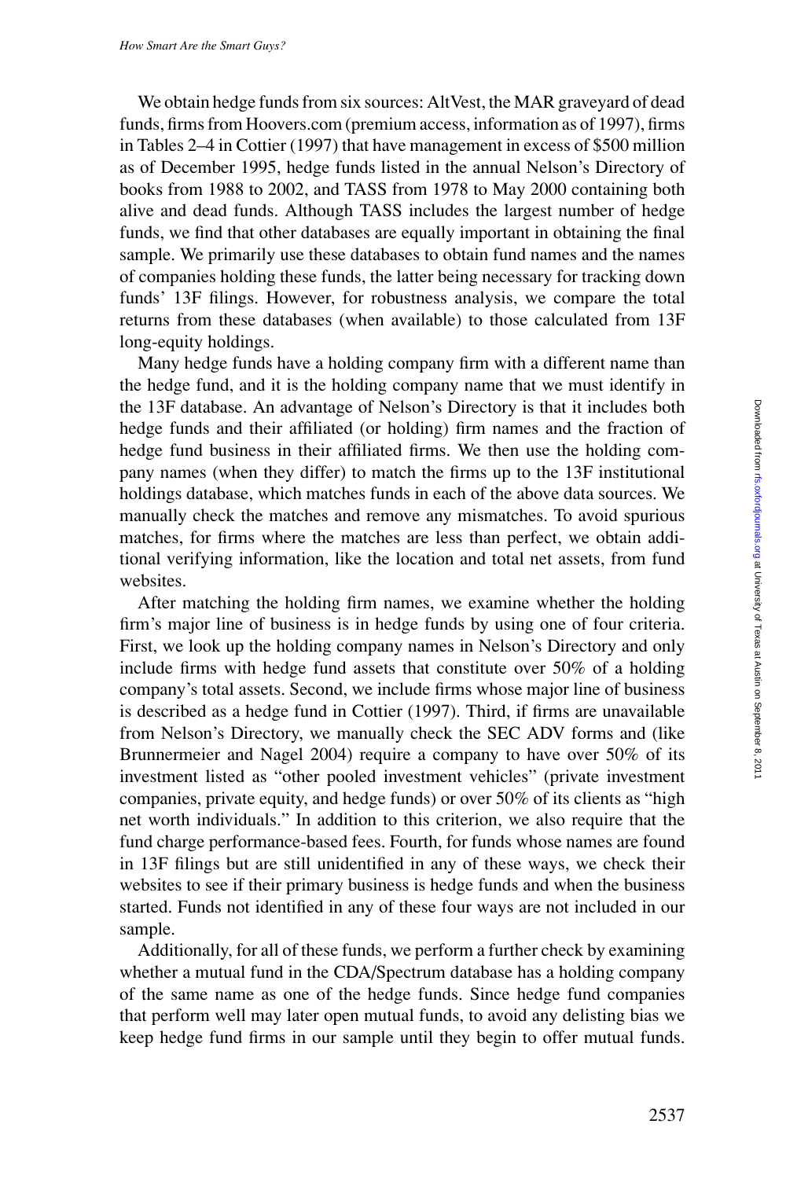We obtain hedge funds from six sources: AltVest, the MAR graveyard of dead funds, firms from Hoovers.com (premium access, information as of 1997), firms in Tables 2–4 in Cottier (1997) that have management in excess of $500 million as of December 1995, hedge funds listed in the annual Nelson's Directory of books from 1988 to 2002, and TASS from 1978 to May 2000 containing both alive and dead funds. Although TASS includes the largest number of hedge funds, we find that other databases are equally important in obtaining the final sample. We primarily use these databases to obtain fund names and the names of companies holding these funds, the latter being necessary for tracking down funds' 13F filings. However, for robustness analysis, we compare the total returns from these databases (when available) to those calculated from 13F long-equity holdings.

Many hedge funds have a holding company firm with a different name than the hedge fund, and it is the holding company name that we must identify in the 13F database. An advantage of Nelson's Directory is that it includes both hedge funds and their affiliated (or holding) firm names and the fraction of hedge fund business in their affiliated firms. We then use the holding company names (when they differ) to match the firms up to the 13F institutional holdings database, which matches funds in each of the above data sources. We manually check the matches and remove any mismatches. To avoid spurious matches, for firms where the matches are less than perfect, we obtain additional verifying information, like the location and total net assets, from fund websites.

After matching the holding firm names, we examine whether the holding firm's major line of business is in hedge funds by using one of four criteria. First, we look up the holding company names in Nelson's Directory and only include firms with hedge fund assets that constitute over 50% of a holding company's total assets. Second, we include firms whose major line of business is described as a hedge fund in Cottier (1997). Third, if firms are unavailable from Nelson's Directory, we manually check the SEC ADV forms and (like Brunnermeier and Nagel 2004) require a company to have over 50% of its investment listed as "other pooled investment vehicles" (private investment companies, private equity, and hedge funds) or over 50% of its clients as "high net worth individuals." In addition to this criterion, we also require that the fund charge performance-based fees. Fourth, for funds whose names are found in 13F filings but are still unidentified in any of these ways, we check their websites to see if their primary business is hedge funds and when the business started. Funds not identified in any of these four ways are not included in our sample.

Additionally, for all of these funds, we perform a further check by examining whether a mutual fund in the CDA/Spectrum database has a holding company of the same name as one of the hedge funds. Since hedge fund companies that perform well may later open mutual funds, to avoid any delisting bias we keep hedge fund firms in our sample until they begin to offer mutual funds.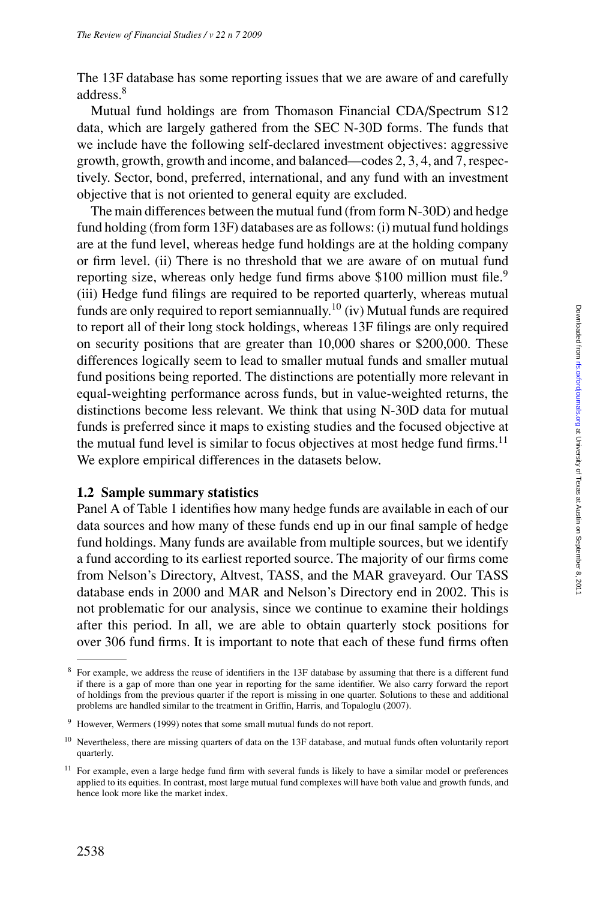The 13F database has some reporting issues that we are aware of and carefully address.[8]

Mutual fund holdings are from Thomason Financial CDA/Spectrum S12 data, which are largely gathered from the SEC N-30D forms. The funds that we include have the following self-declared investment objectives: aggressive growth, growth, growth and income, and balanced—codes 2, 3, 4, and 7, respectively. Sector, bond, preferred, international, and any fund with an investment objective that is not oriented to general equity are excluded.

The main differences between the mutual fund (from form N-30D) and hedge fund holding (from form 13F) databases are as follows: (i) mutual fund holdings are at the fund level, whereas hedge fund holdings are at the holding company or firm level. (ii) There is no threshold that we are aware of on mutual fund reporting size, whereas only hedge fund firms above \$100 million must file.[9] (iii) Hedge fund filings are required to be reported quarterly, whereas mutual funds are only required to report semiannually.[10] (iv) Mutual funds are required to report all of their long stock holdings, whereas 13F filings are only required on security positions that are greater than 10,000 shares or \$200,000. These differences logically seem to lead to smaller mutual funds and smaller mutual fund positions being reported. The distinctions are potentially more relevant in equal-weighting performance across funds, but in value-weighted returns, the distinctions become less relevant. We think that using N-30D data for mutual funds is preferred since it maps to existing studies and the focused objective at the mutual fund level is similar to focus objectives at most hedge fund firms.[11] We explore empirical differences in the datasets below.

### 1.2 Sample summary statistics

Panel A of Table 1 identifies how many hedge funds are available in each of our data sources and how many of these funds end up in our final sample of hedge fund holdings. Many funds are available from multiple sources, but we identify a fund according to its earliest reported source. The majority of our firms come from Nelson's Directory, Altvest, TASS, and the MAR graveyard. Our TASS database ends in 2000 and MAR and Nelson's Directory end in 2002. This is not problematic for our analysis, since we continue to examine their holdings after this period. In all, we are able to obtain quarterly stock positions for over 306 fund firms. It is important to note that each of these fund firms often

---

[8] For example, we address the reuse of identifiers in the 13F database by assuming that there is a different fund if there is a gap of more than one year in reporting for the same identifier. We also carry forward the report of holdings from the previous quarter if the report is missing in one quarter. Solutions to these and additional problems are handled similar to the treatment in Griffin, Harris, and Topaloglu (2007).

[9] However, Wermers (1999) notes that some small mutual funds do not report.

[10] Nevertheless, there are missing quarters of data on the 13F database, and mutual funds often voluntarily report quarterly.

[11] For example, even a large hedge fund firm with several funds is likely to have a similar model or preferences applied to its equities. In contrast, most large mutual fund complexes will have both value and growth funds, and hence look more like the market index.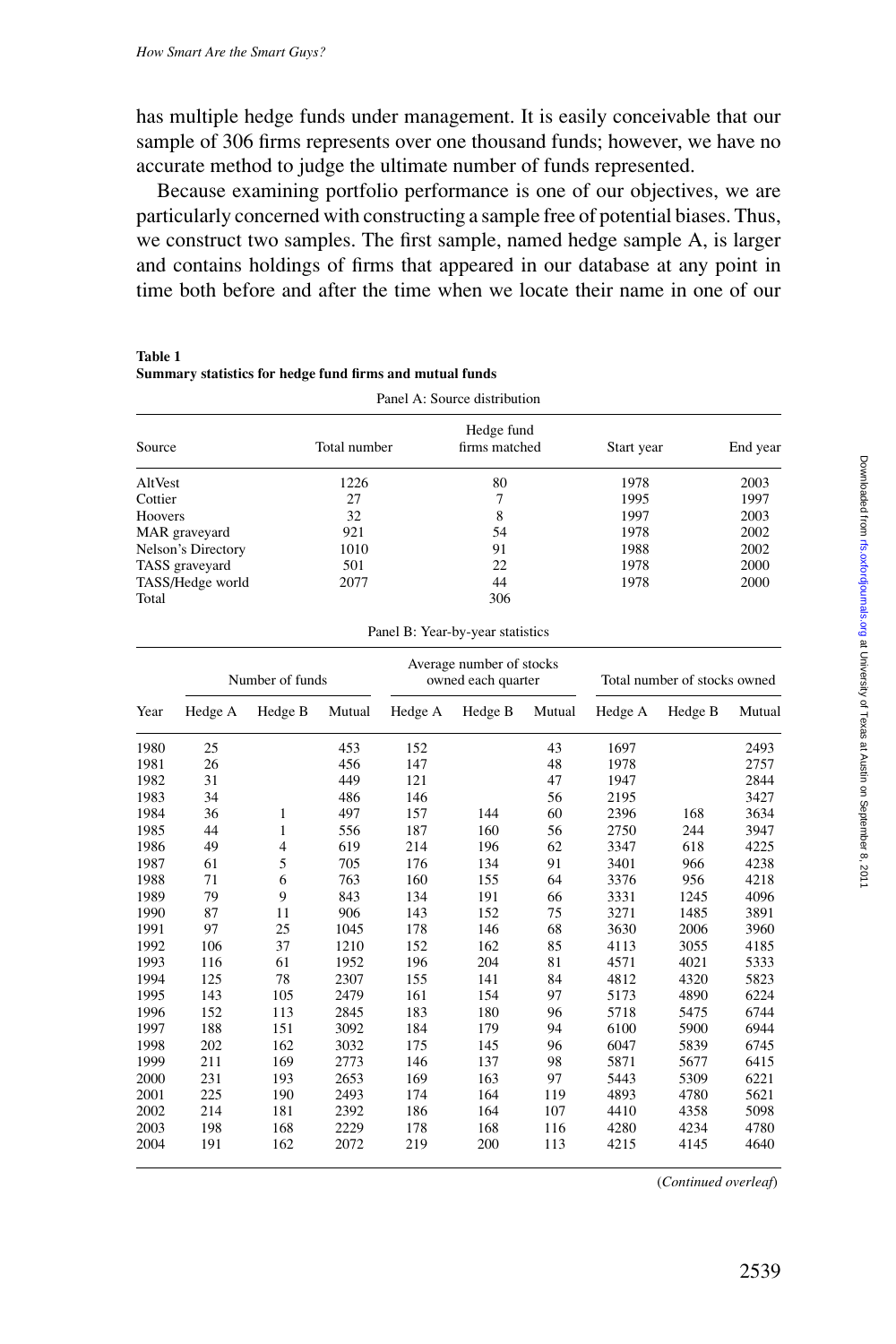has multiple hedge funds under management. It is easily conceivable that our sample of 306 firms represents over one thousand funds; however, we have no accurate method to judge the ultimate number of funds represented.

Because examining portfolio performance is one of our objectives, we are particularly concerned with constructing a sample free of potential biases. Thus, we construct two samples. The first sample, named hedge sample A, is larger and contains holdings of firms that appeared in our database at any point in time both before and after the time when we locate their name in one of our

**Table 1**
**Summary statistics for hedge fund firms and mutual funds**

Panel A: Source distribution

| Source | Total number | Hedge fund firms matched | Start year | End year |
|---|---|---|---|---|
| AltVest | 1226 | 80 | 1978 | 2003 |
| Cottier | 27 | 7 | 1995 | 1997 |
| Hoovers | 32 | 8 | 1997 | 2003 |
| MAR graveyard | 921 | 54 | 1978 | 2002 |
| Nelson's Directory | 1010 | 91 | 1988 | 2002 |
| TASS graveyard | 501 | 22 | 1978 | 2000 |
| TASS/Hedge world | 2077 | 44 | 1978 | 2000 |
| Total | | 306 | | |

Panel B: Year-by-year statistics

| Year | Number of funds | | | Average number of stocks owned each quarter | | | Total number of stocks owned | | |
|---|---|---|---|---|---|---|---|---|---|
| | Hedge A | Hedge B | Mutual | Hedge A | Hedge B | Mutual | Hedge A | Hedge B | Mutual |
| 1980 | 25 | | 453 | 152 | | 43 | 1697 | | 2493 |
| 1981 | 26 | | 456 | 147 | | 48 | 1978 | | 2757 |
| 1982 | 31 | | 449 | 121 | | 47 | 1947 | | 2844 |
| 1983 | 34 | | 486 | 146 | | 56 | 2195 | | 3427 |
| 1984 | 36 | 1 | 497 | 157 | 144 | 60 | 2396 | 168 | 3634 |
| 1985 | 44 | 1 | 556 | 187 | 160 | 56 | 2750 | 244 | 3947 |
| 1986 | 49 | 4 | 619 | 214 | 196 | 62 | 3347 | 618 | 4225 |
| 1987 | 61 | 5 | 705 | 176 | 134 | 91 | 3401 | 966 | 4238 |
| 1988 | 71 | 6 | 763 | 160 | 155 | 64 | 3376 | 956 | 4218 |
| 1989 | 79 | 9 | 843 | 134 | 191 | 66 | 3331 | 1245 | 4096 |
| 1990 | 87 | 11 | 906 | 143 | 152 | 75 | 3271 | 1485 | 3891 |
| 1991 | 97 | 25 | 1045 | 178 | 146 | 68 | 3630 | 2006 | 3960 |
| 1992 | 106 | 37 | 1210 | 152 | 162 | 85 | 4113 | 3055 | 4185 |
| 1993 | 116 | 61 | 1952 | 196 | 204 | 81 | 4571 | 4021 | 5333 |
| 1994 | 125 | 78 | 2307 | 155 | 141 | 84 | 4812 | 4320 | 5823 |
| 1995 | 143 | 105 | 2479 | 161 | 154 | 97 | 5173 | 4890 | 6224 |
| 1996 | 152 | 113 | 2845 | 183 | 180 | 96 | 5718 | 5475 | 6744 |
| 1997 | 188 | 151 | 3092 | 184 | 179 | 94 | 6100 | 5900 | 6944 |
| 1998 | 202 | 162 | 3032 | 175 | 145 | 96 | 6047 | 5839 | 6745 |
| 1999 | 211 | 169 | 2773 | 146 | 137 | 98 | 5871 | 5677 | 6415 |
| 2000 | 231 | 193 | 2653 | 169 | 163 | 97 | 5443 | 5309 | 6221 |
| 2001 | 225 | 190 | 2493 | 174 | 164 | 119 | 4893 | 4780 | 5621 |
| 2002 | 214 | 181 | 2392 | 186 | 164 | 107 | 4410 | 4358 | 5098 |
| 2003 | 198 | 168 | 2229 | 178 | 168 | 116 | 4280 | 4234 | 4780 |
| 2004 | 191 | 162 | 2072 | 219 | 200 | 113 | 4215 | 4145 | 4640 |

(*Continued overleaf*)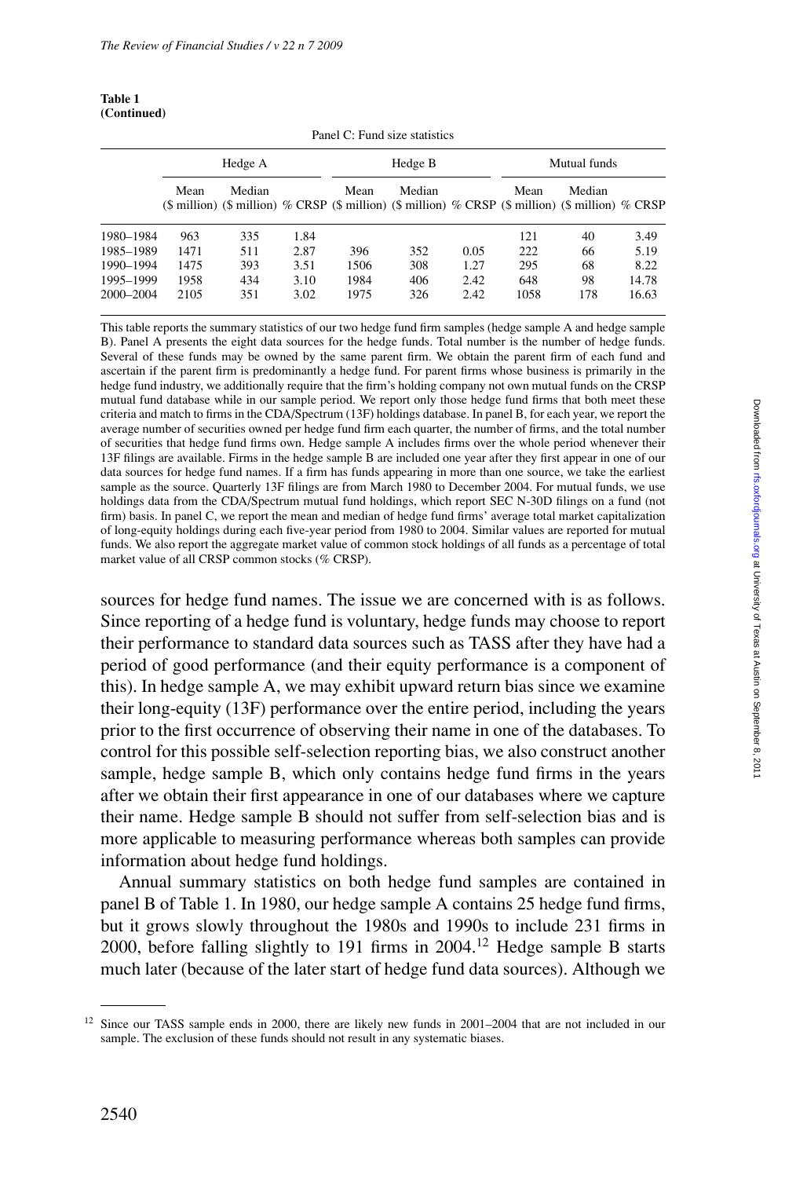**Table 1**
**(Continued)**

Panel C: Fund size statistics

| | Hedge A | | | Hedge B | | | Mutual funds | | |
|---|---|---|---|---|---|---|---|---|---|
| | Mean ($ million) | Median ($ million) | % CRSP | Mean ($ million) | Median ($ million) | % CRSP | Mean ($ million) | Median ($ million) | % CRSP |
| 1980–1984 | 963 | 335 | 1.84 | | | | 121 | 40 | 3.49 |
| 1985–1989 | 1471 | 511 | 2.87 | 396 | 352 | 0.05 | 222 | 66 | 5.19 |
| 1990–1994 | 1475 | 393 | 3.51 | 1506 | 308 | 1.27 | 295 | 68 | 8.22 |
| 1995–1999 | 1958 | 434 | 3.10 | 1984 | 406 | 2.42 | 648 | 98 | 14.78 |
| 2000–2004 | 2105 | 351 | 3.02 | 1975 | 326 | 2.42 | 1058 | 178 | 16.63 |

This table reports the summary statistics of our two hedge fund firm samples (hedge sample A and hedge sample B). Panel A presents the eight data sources for the hedge funds. Total number is the number of hedge funds. Several of these funds may be owned by the same parent firm. We obtain the parent firm of each fund and ascertain if the parent firm is predominantly a hedge fund. For parent firms whose business is primarily in the hedge fund industry, we additionally require that the firm's holding company not own mutual funds on the CRSP mutual fund database while in our sample period. We report only those hedge fund firms that both meet these criteria and match to firms in the CDA/Spectrum (13F) holdings database. In panel B, for each year, we report the average number of securities owned per hedge fund firm each quarter, the number of firms, and the total number of securities that hedge fund firms own. Hedge sample A includes firms over the whole period whenever their 13F filings are available. Firms in the hedge sample B are included one year after they first appear in one of our data sources for hedge fund names. If a firm has funds appearing in more than one source, we take the earliest sample as the source. Quarterly 13F filings are from March 1980 to December 2004. For mutual funds, we use holdings data from the CDA/Spectrum mutual fund holdings, which report SEC N-30D filings on a fund (not firm) basis. In panel C, we report the mean and median of hedge fund firms' average total market capitalization of long-equity holdings during each five-year period from 1980 to 2004. Similar values are reported for mutual funds. We also report the aggregate market value of common stock holdings of all funds as a percentage of total market value of all CRSP common stocks (% CRSP).

sources for hedge fund names. The issue we are concerned with is as follows. Since reporting of a hedge fund is voluntary, hedge funds may choose to report their performance to standard data sources such as TASS after they have had a period of good performance (and their equity performance is a component of this). In hedge sample A, we may exhibit upward return bias since we examine their long-equity (13F) performance over the entire period, including the years prior to the first occurrence of observing their name in one of the databases. To control for this possible self-selection reporting bias, we also construct another sample, hedge sample B, which only contains hedge fund firms in the years after we obtain their first appearance in one of our databases where we capture their name. Hedge sample B should not suffer from self-selection bias and is more applicable to measuring performance whereas both samples can provide information about hedge fund holdings.

Annual summary statistics on both hedge fund samples are contained in panel B of Table 1. In 1980, our hedge sample A contains 25 hedge fund firms, but it grows slowly throughout the 1980s and 1990s to include 231 firms in 2000, before falling slightly to 191 firms in 2004.[12] Hedge sample B starts much later (because of the later start of hedge fund data sources). Although we

[12] Since our TASS sample ends in 2000, there are likely new funds in 2001–2004 that are not included in our sample. The exclusion of these funds should not result in any systematic biases.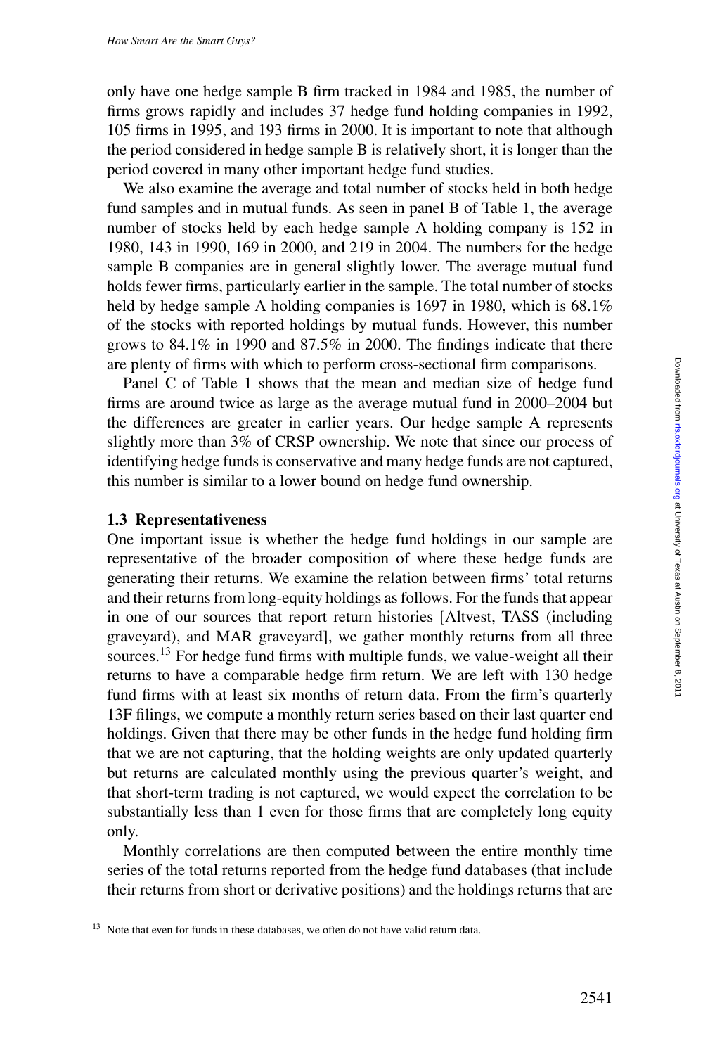only have one hedge sample B firm tracked in 1984 and 1985, the number of firms grows rapidly and includes 37 hedge fund holding companies in 1992, 105 firms in 1995, and 193 firms in 2000. It is important to note that although the period considered in hedge sample B is relatively short, it is longer than the period covered in many other important hedge fund studies.

We also examine the average and total number of stocks held in both hedge fund samples and in mutual funds. As seen in panel B of Table 1, the average number of stocks held by each hedge sample A holding company is 152 in 1980, 143 in 1990, 169 in 2000, and 219 in 2004. The numbers for the hedge sample B companies are in general slightly lower. The average mutual fund holds fewer firms, particularly earlier in the sample. The total number of stocks held by hedge sample A holding companies is 1697 in 1980, which is 68.1% of the stocks with reported holdings by mutual funds. However, this number grows to 84.1% in 1990 and 87.5% in 2000. The findings indicate that there are plenty of firms with which to perform cross-sectional firm comparisons.

Panel C of Table 1 shows that the mean and median size of hedge fund firms are around twice as large as the average mutual fund in 2000–2004 but the differences are greater in earlier years. Our hedge sample A represents slightly more than 3% of CRSP ownership. We note that since our process of identifying hedge funds is conservative and many hedge funds are not captured, this number is similar to a lower bound on hedge fund ownership.

### 1.3 Representativeness

One important issue is whether the hedge fund holdings in our sample are representative of the broader composition of where these hedge funds are generating their returns. We examine the relation between firms' total returns and their returns from long-equity holdings as follows. For the funds that appear in one of our sources that report return histories [Altvest, TASS (including graveyard), and MAR graveyard], we gather monthly returns from all three sources.[13] For hedge fund firms with multiple funds, we value-weight all their returns to have a comparable hedge firm return. We are left with 130 hedge fund firms with at least six months of return data. From the firm's quarterly 13F filings, we compute a monthly return series based on their last quarter end holdings. Given that there may be other funds in the hedge fund holding firm that we are not capturing, that the holding weights are only updated quarterly but returns are calculated monthly using the previous quarter's weight, and that short-term trading is not captured, we would expect the correlation to be substantially less than 1 even for those firms that are completely long equity only.

Monthly correlations are then computed between the entire monthly time series of the total returns reported from the hedge fund databases (that include their returns from short or derivative positions) and the holdings returns that are

[13] Note that even for funds in these databases, we often do not have valid return data.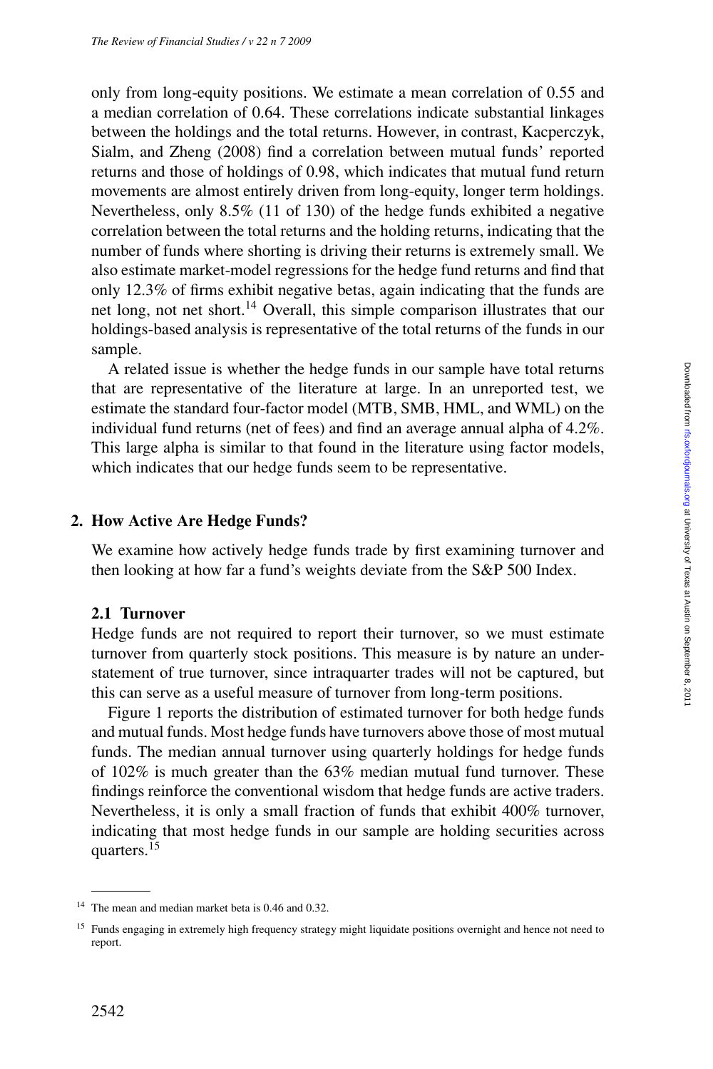only from long-equity positions. We estimate a mean correlation of 0.55 and a median correlation of 0.64. These correlations indicate substantial linkages between the holdings and the total returns. However, in contrast, Kacperczyk, Sialm, and Zheng (2008) find a correlation between mutual funds' reported returns and those of holdings of 0.98, which indicates that mutual fund return movements are almost entirely driven from long-equity, longer term holdings. Nevertheless, only 8.5% (11 of 130) of the hedge funds exhibited a negative correlation between the total returns and the holding returns, indicating that the number of funds where shorting is driving their returns is extremely small. We also estimate market-model regressions for the hedge fund returns and find that only 12.3% of firms exhibit negative betas, again indicating that the funds are net long, not net short.[14] Overall, this simple comparison illustrates that our holdings-based analysis is representative of the total returns of the funds in our sample.

A related issue is whether the hedge funds in our sample have total returns that are representative of the literature at large. In an unreported test, we estimate the standard four-factor model (MTB, SMB, HML, and WML) on the individual fund returns (net of fees) and find an average annual alpha of 4.2%. This large alpha is similar to that found in the literature using factor models, which indicates that our hedge funds seem to be representative.

## 2. How Active Are Hedge Funds?

We examine how actively hedge funds trade by first examining turnover and then looking at how far a fund's weights deviate from the S&P 500 Index.

### 2.1 Turnover

Hedge funds are not required to report their turnover, so we must estimate turnover from quarterly stock positions. This measure is by nature an understatement of true turnover, since intraquarter trades will not be captured, but this can serve as a useful measure of turnover from long-term positions.

Figure 1 reports the distribution of estimated turnover for both hedge funds and mutual funds. Most hedge funds have turnovers above those of most mutual funds. The median annual turnover using quarterly holdings for hedge funds of 102% is much greater than the 63% median mutual fund turnover. These findings reinforce the conventional wisdom that hedge funds are active traders. Nevertheless, it is only a small fraction of funds that exhibit 400% turnover, indicating that most hedge funds in our sample are holding securities across quarters.[15]

---

[14] The mean and median market beta is 0.46 and 0.32.

[15] Funds engaging in extremely high frequency strategy might liquidate positions overnight and hence not need to report.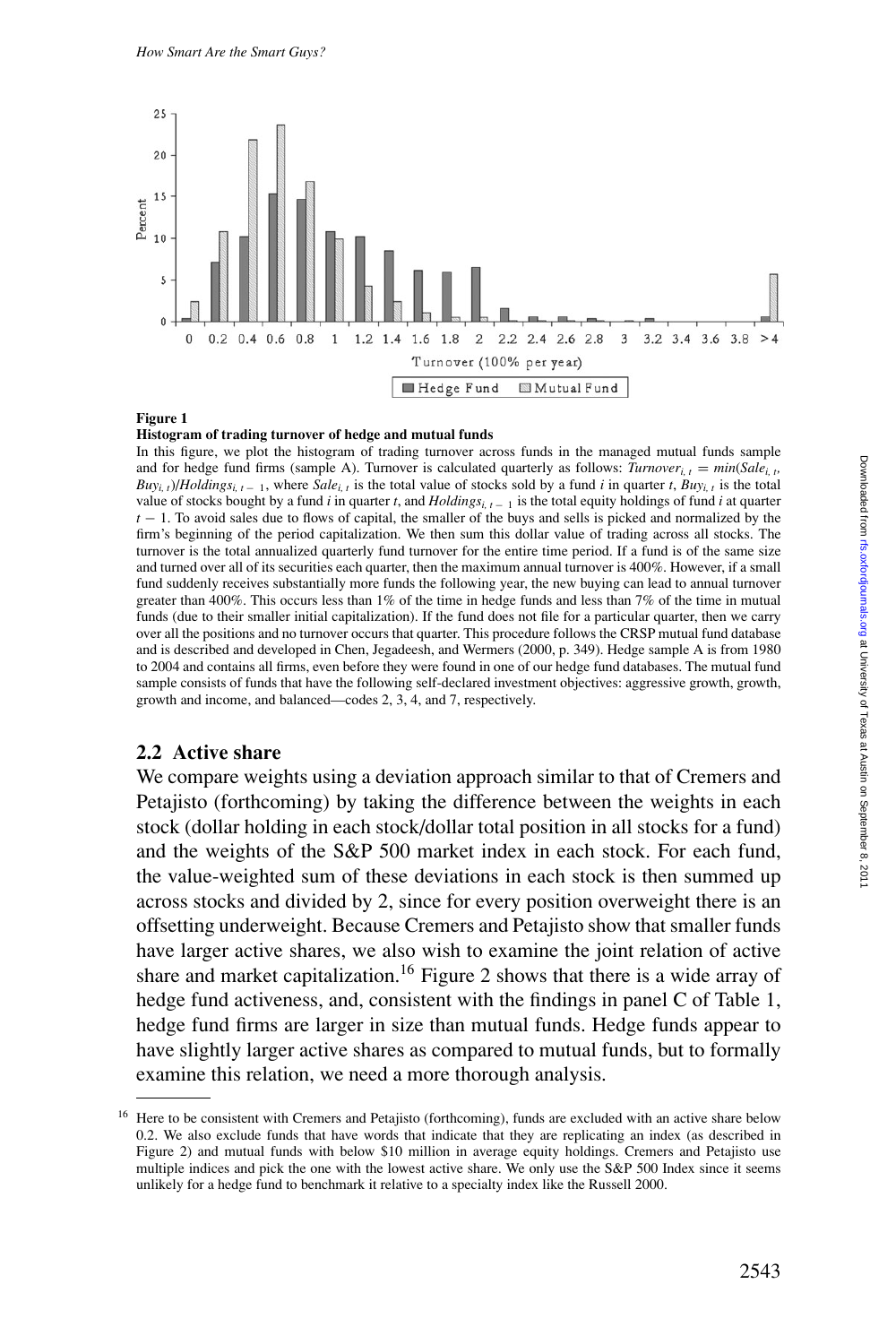**Figure 1**

**Histogram of trading turnover of hedge and mutual funds**

In this figure, we plot the histogram of trading turnover across funds in the managed mutual funds sample and for hedge fund firms (sample A). Turnover is calculated quarterly as follows: $Turnover_{i,t} = min(Sale_{i,t}, Buy_{i,t})/Holdings_{i,t-1}$, where $Sale_{i,t}$ is the total value of stocks sold by a fund $i$ in quarter $t$, $Buy_{i,t}$ is the total value of stocks bought by a fund $i$ in quarter $t$, and $Holdings_{i,t-1}$ is the total equity holdings of fund $i$ at quarter $t-1$. To avoid sales due to flows of capital, the smaller of the buys and sells is picked and normalized by the firm's beginning of the period capitalization. We then sum this dollar value of trading across all stocks. The turnover is the total annualized quarterly fund turnover for the entire time period. If a fund is of the same size and turned over all of its securities each quarter, then the maximum annual turnover is 400%. However, if a small fund suddenly receives substantially more funds the following year, the new buying can lead to annual turnover greater than 400%. This occurs less than 1% of the time in hedge funds and less than 7% of the time in mutual funds (due to their smaller initial capitalization). If the fund does not file for a particular quarter, then we carry over all the positions and no turnover occurs that quarter. This procedure follows the CRSP mutual fund database and is described and developed in Chen, Jegadeesh, and Wermers (2000, p. 349). Hedge sample A is from 1980 to 2004 and contains all firms, even before they were found in one of our hedge fund databases. The mutual fund sample consists of funds that have the following self-declared investment objectives: aggressive growth, growth, growth and income, and balanced—codes 2, 3, 4, and 7, respectively.

## 2.2 Active share

We compare weights using a deviation approach similar to that of Cremers and Petajisto (forthcoming) by taking the difference between the weights in each stock (dollar holding in each stock/dollar total position in all stocks for a fund) and the weights of the S&P 500 market index in each stock. For each fund, the value-weighted sum of these deviations in each stock is then summed up across stocks and divided by 2, since for every position overweight there is an offsetting underweight. Because Cremers and Petajisto show that smaller funds have larger active shares, we also wish to examine the joint relation of active share and market capitalization.[16] Figure 2 shows that there is a wide array of hedge fund activeness, and, consistent with the findings in panel C of Table 1, hedge fund firms are larger in size than mutual funds. Hedge funds appear to have slightly larger active shares as compared to mutual funds, but to formally examine this relation, we need a more thorough analysis.

[16] Here to be consistent with Cremers and Petajisto (forthcoming), funds are excluded with an active share below 0.2. We also exclude funds that have words that indicate that they are replicating an index (as described in Figure 2) and mutual funds with below $10 million in average equity holdings. Cremers and Petajisto use multiple indices and pick the one with the lowest active share. We only use the S&P 500 Index since it seems unlikely for a hedge fund to benchmark it relative to a specialty index like the Russell 2000.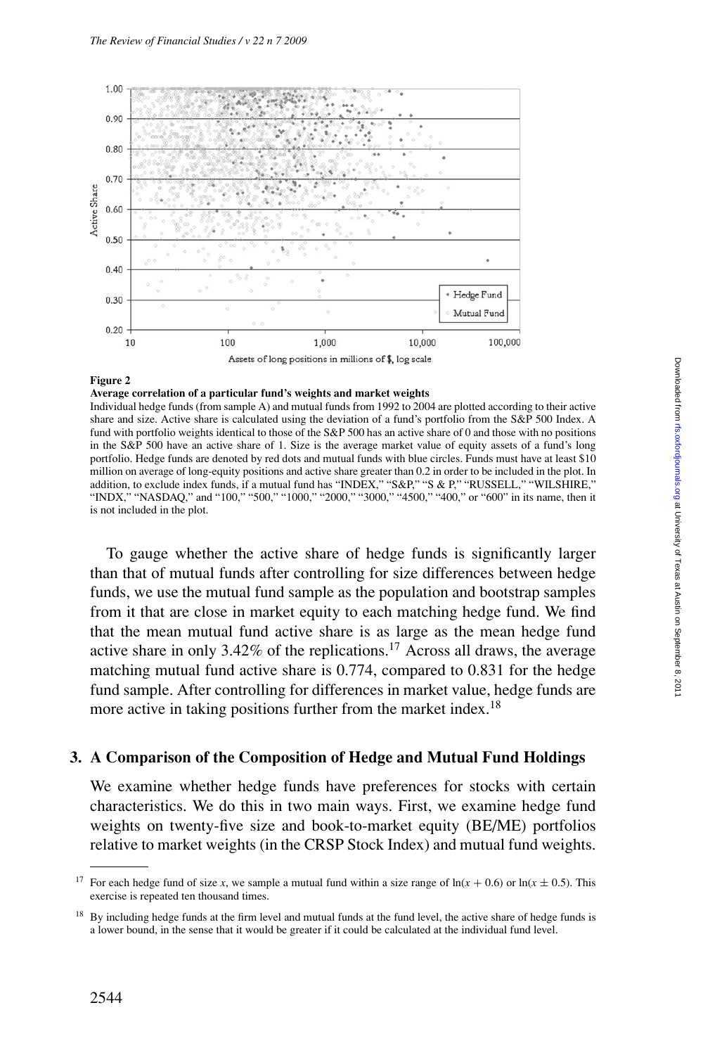**Figure 2**
**Average correlation of a particular fund's weights and market weights**
Individual hedge funds (from sample A) and mutual funds from 1992 to 2004 are plotted according to their active share and size. Active share is calculated using the deviation of a fund's portfolio from the S&P 500 Index. A fund with portfolio weights identical to those of the S&P 500 has an active share of 0 and those with no positions in the S&P 500 have an active share of 1. Size is the average market value of equity assets of a fund's long portfolio. Hedge funds are denoted by red dots and mutual funds with blue circles. Funds must have at least $10 million on average of long-equity positions and active share greater than 0.2 in order to be included in the plot. In addition, to exclude index funds, if a mutual fund has "INDEX," "S&P," "S & P," "RUSSELL," "WILSHIRE," "INDX," "NASDAQ," and "100," "500," "1000," "2000," "3000," "4500," "400," or "600" in its name, then it is not included in the plot.

To gauge whether the active share of hedge funds is significantly larger than that of mutual funds after controlling for size differences between hedge funds, we use the mutual fund sample as the population and bootstrap samples from it that are close in market equity to each matching hedge fund. We find that the mean mutual fund active share is as large as the mean hedge fund active share in only 3.42% of the replications.[17] Across all draws, the average matching mutual fund active share is 0.774, compared to 0.831 for the hedge fund sample. After controlling for differences in market value, hedge funds are more active in taking positions further from the market index.[18]

## 3. A Comparison of the Composition of Hedge and Mutual Fund Holdings

We examine whether hedge funds have preferences for stocks with certain characteristics. We do this in two main ways. First, we examine hedge fund weights on twenty-five size and book-to-market equity (BE/ME) portfolios relative to market weights (in the CRSP Stock Index) and mutual fund weights.

---

[17] For each hedge fund of size $x$, we sample a mutual fund within a size range of $\ln(x + 0.6)$ or $\ln(x \pm 0.5)$. This exercise is repeated ten thousand times.

[18] By including hedge funds at the firm level and mutual funds at the fund level, the active share of hedge funds is a lower bound, in the sense that it would be greater if it could be calculated at the individual fund level.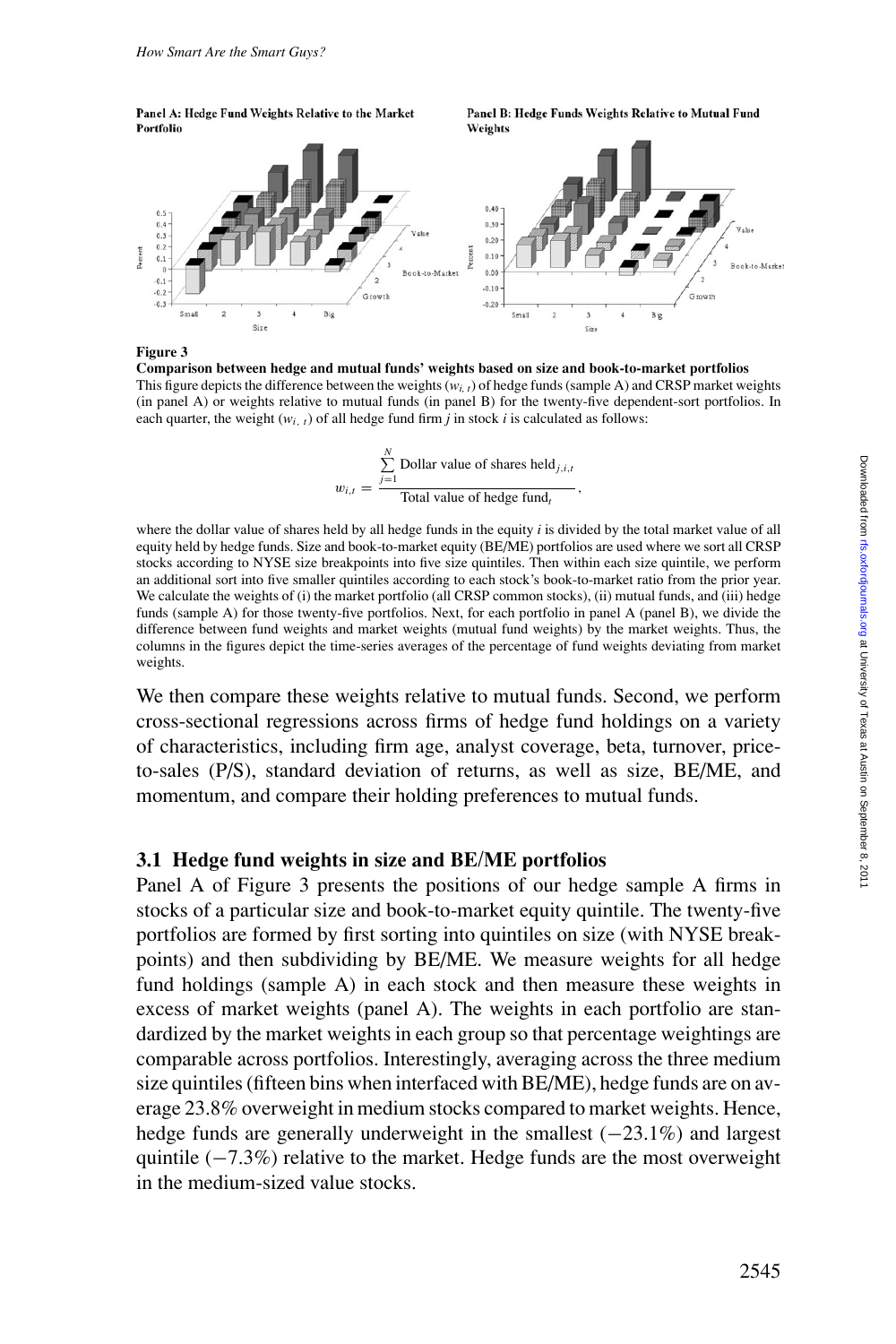**Panel A: Hedge Fund Weights Relative to the Market Portfolio**

**Panel B: Hedge Funds Weights Relative to Mutual Fund Weights**

**Figure 3**

**Comparison between hedge and mutual funds' weights based on size and book-to-market portfolios**

This figure depicts the difference between the weights ($w_{i,t}$) of hedge funds (sample A) and CRSP market weights (in panel A) or weights relative to mutual funds (in panel B) for the twenty-five dependent-sort portfolios. In each quarter, the weight ($w_{i,t}$) of all hedge fund firm $j$ in stock $i$ is calculated as follows:

$$w_{i,t} = \frac{\sum_{j=1}^{N} \text{Dollar value of shares held}_{j,i,t}}{\text{Total value of hedge fund}_t},$$

where the dollar value of shares held by all hedge funds in the equity $i$ is divided by the total market value of all equity held by hedge funds. Size and book-to-market equity (BE/ME) portfolios are used where we sort all CRSP stocks according to NYSE size breakpoints into five size quintiles. Then within each size quintile, we perform an additional sort into five smaller quintiles according to each stock's book-to-market ratio from the prior year. We calculate the weights of (i) the market portfolio (all CRSP common stocks), (ii) mutual funds, and (iii) hedge funds (sample A) for those twenty-five portfolios. Next, for each portfolio in panel A (panel B), we divide the difference between fund weights and market weights (mutual fund weights) by the market weights. Thus, the columns in the figures depict the time-series averages of the percentage of fund weights deviating from market weights.

We then compare these weights relative to mutual funds. Second, we perform cross-sectional regressions across firms of hedge fund holdings on a variety of characteristics, including firm age, analyst coverage, beta, turnover, price-to-sales (P/S), standard deviation of returns, as well as size, BE/ME, and momentum, and compare their holding preferences to mutual funds.

### 3.1 Hedge fund weights in size and BE/ME portfolios

Panel A of Figure 3 presents the positions of our hedge sample A firms in stocks of a particular size and book-to-market equity quintile. The twenty-five portfolios are formed by first sorting into quintiles on size (with NYSE breakpoints) and then subdividing by BE/ME. We measure weights for all hedge fund holdings (sample A) in each stock and then measure these weights in excess of market weights (panel A). The weights in each portfolio are standardized by the market weights in each group so that percentage weightings are comparable across portfolios. Interestingly, averaging across the three medium size quintiles (fifteen bins when interfaced with BE/ME), hedge funds are on average 23.8% overweight in medium stocks compared to market weights. Hence, hedge funds are generally underweight in the smallest (−23.1%) and largest quintile (−7.3%) relative to the market. Hedge funds are the most overweight in the medium-sized value stocks.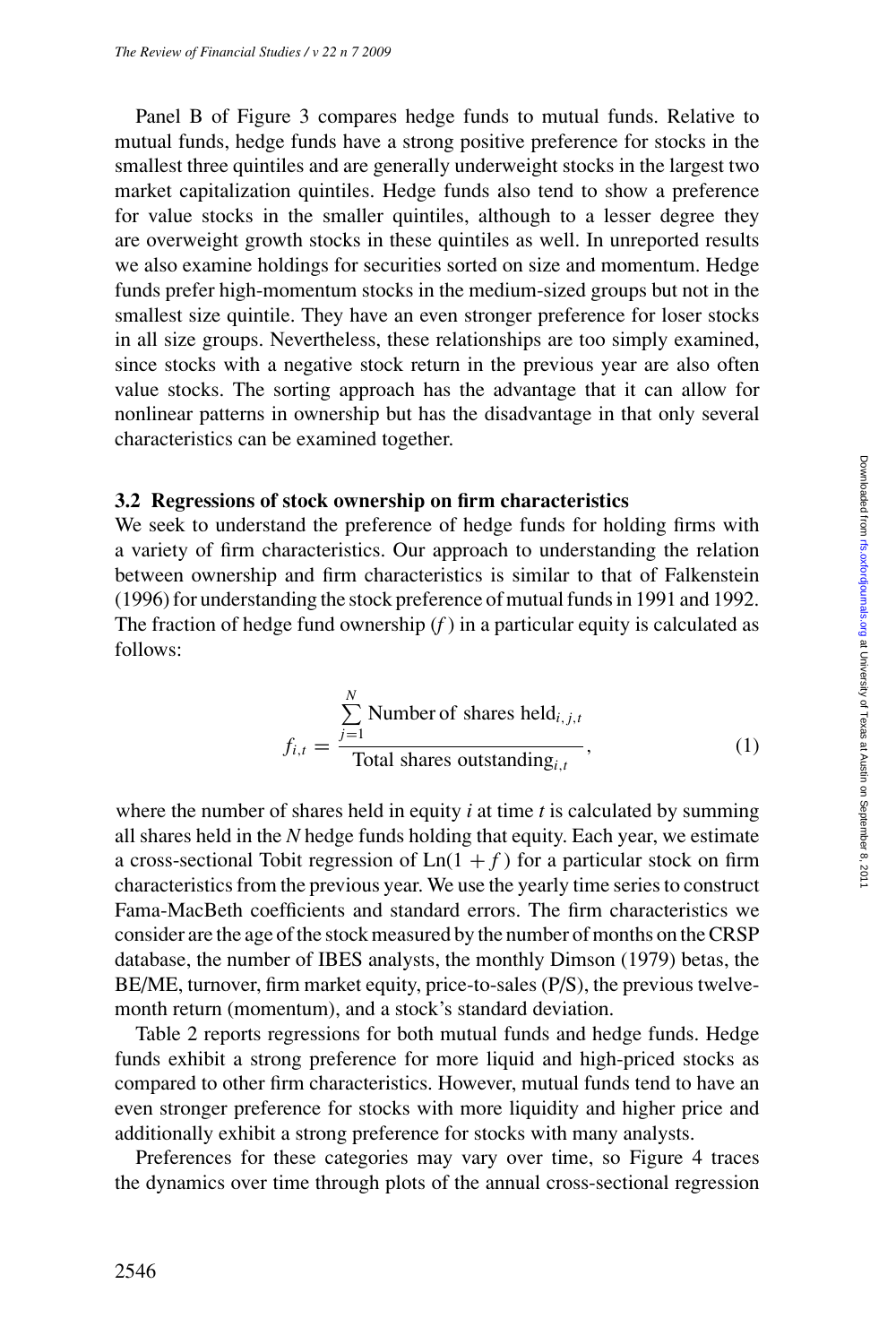Panel B of Figure 3 compares hedge funds to mutual funds. Relative to mutual funds, hedge funds have a strong positive preference for stocks in the smallest three quintiles and are generally underweight stocks in the largest two market capitalization quintiles. Hedge funds also tend to show a preference for value stocks in the smaller quintiles, although to a lesser degree they are overweight growth stocks in these quintiles as well. In unreported results we also examine holdings for securities sorted on size and momentum. Hedge funds prefer high-momentum stocks in the medium-sized groups but not in the smallest size quintile. They have an even stronger preference for loser stocks in all size groups. Nevertheless, these relationships are too simply examined, since stocks with a negative stock return in the previous year are also often value stocks. The sorting approach has the advantage that it can allow for nonlinear patterns in ownership but has the disadvantage in that only several characteristics can be examined together.

### 3.2 Regressions of stock ownership on firm characteristics

We seek to understand the preference of hedge funds for holding firms with a variety of firm characteristics. Our approach to understanding the relation between ownership and firm characteristics is similar to that of Falkenstein (1996) for understanding the stock preference of mutual funds in 1991 and 1992. The fraction of hedge fund ownership ($f$) in a particular equity is calculated as follows:

$$f_{i,t} = \frac{\sum_{j=1}^{N} \text{Number of shares held}_{i,j,t}}{\text{Total shares outstanding}_{i,t}}, \tag{1}$$

where the number of shares held in equity $i$ at time $t$ is calculated by summing all shares held in the $N$ hedge funds holding that equity. Each year, we estimate a cross-sectional Tobit regression of $\text{Ln}(1 + f)$ for a particular stock on firm characteristics from the previous year. We use the yearly time series to construct Fama-MacBeth coefficients and standard errors. The firm characteristics we consider are the age of the stock measured by the number of months on the CRSP database, the number of IBES analysts, the monthly Dimson (1979) betas, the BE/ME, turnover, firm market equity, price-to-sales (P/S), the previous twelve-month return (momentum), and a stock's standard deviation.

Table 2 reports regressions for both mutual funds and hedge funds. Hedge funds exhibit a strong preference for more liquid and high-priced stocks as compared to other firm characteristics. However, mutual funds tend to have an even stronger preference for stocks with more liquidity and higher price and additionally exhibit a strong preference for stocks with many analysts.

Preferences for these categories may vary over time, so Figure 4 traces the dynamics over time through plots of the annual cross-sectional regression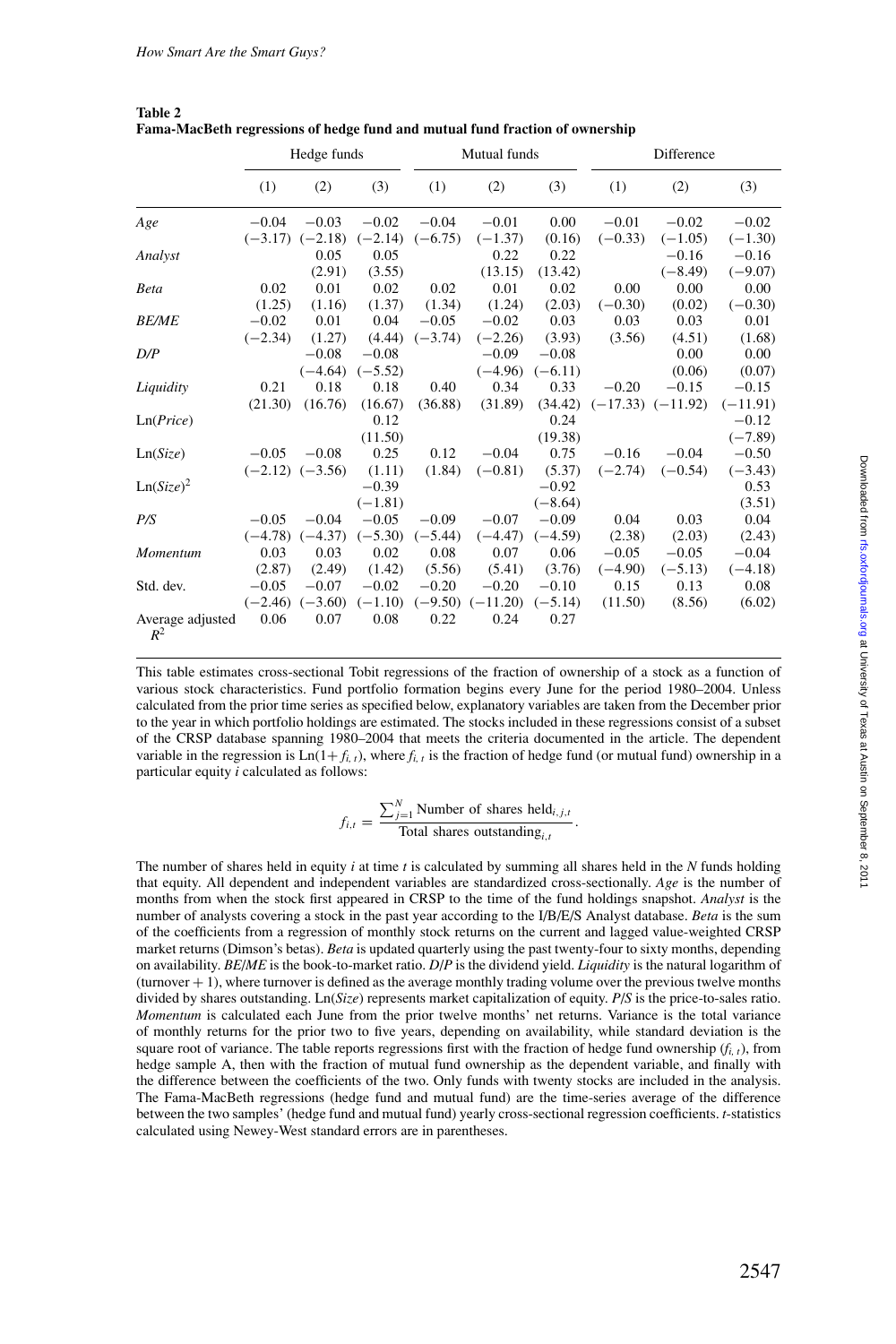**Table 2**
**Fama-MacBeth regressions of hedge fund and mutual fund fraction of ownership**

| | Hedge funds | | | Mutual funds | | | Difference | | |
|---|---|---|---|---|---|---|---|---|---|
| | (1) | (2) | (3) | (1) | (2) | (3) | (1) | (2) | (3) |
| *Age* | −0.04 | −0.03 | −0.02 | −0.04 | −0.01 | 0.00 | −0.01 | −0.02 | −0.02 |
| | (−3.17) | (−2.18) | (−2.14) | (−6.75) | (−1.37) | (0.16) | (−0.33) | (−1.05) | (−1.30) |
| *Analyst* | | 0.05 | 0.05 | | 0.22 | 0.22 | | −0.16 | −0.16 |
| | | (2.91) | (3.55) | | (13.15) | (13.42) | | (−8.49) | (−9.07) |
| *Beta* | 0.02 | 0.01 | 0.02 | 0.02 | 0.01 | 0.02 | 0.00 | 0.00 | 0.00 |
| | (1.25) | (1.16) | (1.37) | (1.34) | (1.24) | (2.03) | (−0.30) | (0.02) | (−0.30) |
| *BE/ME* | −0.02 | 0.01 | 0.04 | −0.05 | −0.02 | 0.03 | 0.03 | 0.03 | 0.01 |
| | (−2.34) | (1.27) | (4.44) | (−3.74) | (−2.26) | (3.93) | (3.56) | (4.51) | (1.68) |
| *D/P* | | −0.08 | −0.08 | | −0.09 | −0.08 | | 0.00 | 0.00 |
| | | (−4.64) | (−5.52) | | (−4.96) | (−6.11) | | (0.06) | (0.07) |
| *Liquidity* | 0.21 | 0.18 | 0.18 | 0.40 | 0.34 | 0.33 | −0.20 | −0.15 | −0.15 |
| | (21.30) | (16.76) | (16.67) | (36.88) | (31.89) | (34.42) | (−17.33) | (−11.92) | (−11.91) |
| Ln(*Price*) | | | 0.12 | | | 0.24 | | | −0.12 |
| | | | (11.50) | | | (19.38) | | | (−7.89) |
| Ln(*Size*) | −0.05 | −0.08 | 0.25 | 0.12 | −0.04 | 0.75 | −0.16 | −0.04 | −0.50 |
| | (−2.12) | (−3.56) | (1.11) | (1.84) | (−0.81) | (5.37) | (−2.74) | (−0.54) | (−3.43) |
| Ln(*Size*)$^2$ | | | −0.39 | | | −0.92 | | | 0.53 |
| | | | (−1.81) | | | (−8.64) | | | (3.51) |
| *P/S* | −0.05 | −0.04 | −0.05 | −0.09 | −0.07 | −0.09 | 0.04 | 0.03 | 0.04 |
| | (−4.78) | (−4.37) | (−5.30) | (−5.44) | (−4.47) | (−4.59) | (2.38) | (2.03) | (2.43) |
| *Momentum* | 0.03 | 0.03 | 0.02 | 0.08 | 0.07 | 0.06 | −0.05 | −0.05 | −0.04 |
| | (2.87) | (2.49) | (1.42) | (5.56) | (5.41) | (3.76) | (−4.90) | (−5.13) | (−4.18) |
| Std. dev. | −0.05 | −0.07 | −0.02 | −0.20 | −0.20 | −0.10 | 0.15 | 0.13 | 0.08 |
| | (−2.46) | (−3.60) | (−1.10) | (−9.50) | (−11.20) | (−5.14) | (11.50) | (8.56) | (6.02) |
| Average adjusted $R^2$ | 0.06 | 0.07 | 0.08 | 0.22 | 0.24 | 0.27 | | | |

This table estimates cross-sectional Tobit regressions of the fraction of ownership of a stock as a function of various stock characteristics. Fund portfolio formation begins every June for the period 1980–2004. Unless calculated from the prior time series as specified below, explanatory variables are taken from the December prior to the year in which portfolio holdings are estimated. The stocks included in these regressions consist of a subset of the CRSP database spanning 1980–2004 that meets the criteria documented in the article. The dependent variable in the regression is $\text{Ln}(1+f_{i,t})$, where $f_{i,t}$ is the fraction of hedge fund (or mutual fund) ownership in a particular equity $i$ calculated as follows:

$$f_{i,t} = \frac{\sum_{j=1}^{N} \text{Number of shares held}_{i,j,t}}{\text{Total shares outstanding}_{i,t}}.$$

The number of shares held in equity $i$ at time $t$ is calculated by summing all shares held in the $N$ funds holding that equity. All dependent and independent variables are standardized cross-sectionally. *Age* is the number of months from when the stock first appeared in CRSP to the time of the fund holdings snapshot. *Analyst* is the number of analysts covering a stock in the past year according to the I/B/E/S Analyst database. *Beta* is the sum of the coefficients from a regression of monthly stock returns on the current and lagged value-weighted CRSP market returns (Dimson's betas). *Beta* is updated quarterly using the past twenty-four to sixty months, depending on availability. *BE/ME* is the book-to-market ratio. *D/P* is the dividend yield. *Liquidity* is the natural logarithm of (turnover + 1), where turnover is defined as the average monthly trading volume over the previous twelve months divided by shares outstanding. Ln(*Size*) represents market capitalization of equity. *P/S* is the price-to-sales ratio. *Momentum* is calculated each June from the prior twelve months' net returns. Variance is the total variance of monthly returns for the prior two to five years, depending on availability, while standard deviation is the square root of variance. The table reports regressions first with the fraction of hedge fund ownership ($f_{i,t}$), from hedge sample A, then with the fraction of mutual fund ownership as the dependent variable, and finally with the difference between the coefficients of the two. Only funds with twenty stocks are included in the analysis. The Fama-MacBeth regressions (hedge fund and mutual fund) are the time-series average of the difference between the two samples' (hedge fund and mutual fund) yearly cross-sectional regression coefficients. $t$-statistics calculated using Newey-West standard errors are in parentheses.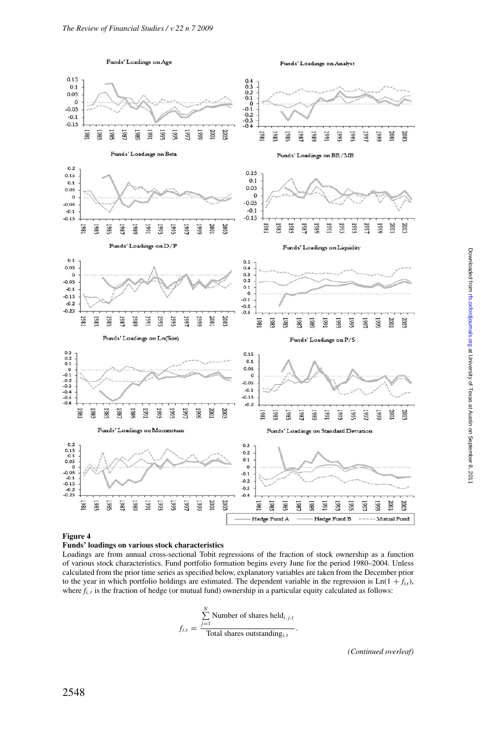**Figure 4**

**Funds' loadings on various stock characteristics**

Loadings are from annual cross-sectional Tobit regressions of the fraction of stock ownership as a function of various stock characteristics. Fund portfolio formation begins every June for the period 1980–2004. Unless calculated from the prior time series as specified below, explanatory variables are taken from the December prior to the year in which portfolio holdings are estimated. The dependent variable in the regression is $\text{Ln}(1 + f_{i,t})$, where $f_{i,t}$ is the fraction of hedge (or mutual fund) ownership in a particular equity calculated as follows:

$$f_{i,t} = \frac{\sum_{j=1}^{N} \text{Number of shares held}_{i,j,t}}{\text{Total shares outstanding}_{i,t}}.$$

*(Continued overleaf)*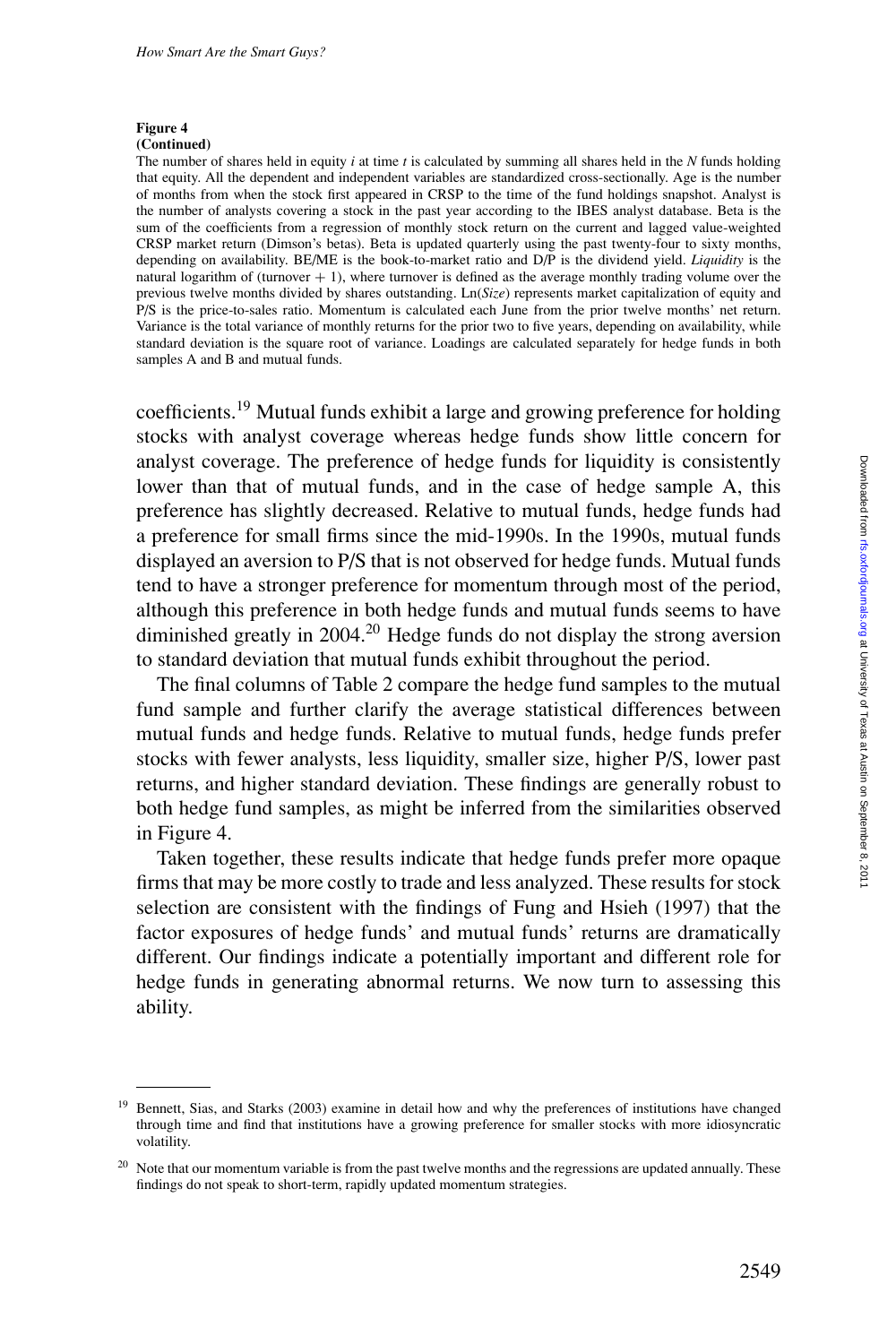**Figure 4**
**(Continued)**

The number of shares held in equity *i* at time *t* is calculated by summing all shares held in the *N* funds holding that equity. All the dependent and independent variables are standardized cross-sectionally. Age is the number of months from when the stock first appeared in CRSP to the time of the fund holdings snapshot. Analyst is the number of analysts covering a stock in the past year according to the IBES analyst database. Beta is the sum of the coefficients from a regression of monthly stock return on the current and lagged value-weighted CRSP market return (Dimson's betas). Beta is updated quarterly using the past twenty-four to sixty months, depending on availability. BE/ME is the book-to-market ratio and D/P is the dividend yield. *Liquidity* is the natural logarithm of (turnover + 1), where turnover is defined as the average monthly trading volume over the previous twelve months divided by shares outstanding. Ln(*Size*) represents market capitalization of equity and P/S is the price-to-sales ratio. Momentum is calculated each June from the prior twelve months' net return. Variance is the total variance of monthly returns for the prior two to five years, depending on availability, while standard deviation is the square root of variance. Loadings are calculated separately for hedge funds in both samples A and B and mutual funds.

coefficients.[19] Mutual funds exhibit a large and growing preference for holding stocks with analyst coverage whereas hedge funds show little concern for analyst coverage. The preference of hedge funds for liquidity is consistently lower than that of mutual funds, and in the case of hedge sample A, this preference has slightly decreased. Relative to mutual funds, hedge funds had a preference for small firms since the mid-1990s. In the 1990s, mutual funds displayed an aversion to P/S that is not observed for hedge funds. Mutual funds tend to have a stronger preference for momentum through most of the period, although this preference in both hedge funds and mutual funds seems to have diminished greatly in 2004.[20] Hedge funds do not display the strong aversion to standard deviation that mutual funds exhibit throughout the period.

The final columns of Table 2 compare the hedge fund samples to the mutual fund sample and further clarify the average statistical differences between mutual funds and hedge funds. Relative to mutual funds, hedge funds prefer stocks with fewer analysts, less liquidity, smaller size, higher P/S, lower past returns, and higher standard deviation. These findings are generally robust to both hedge fund samples, as might be inferred from the similarities observed in Figure 4.

Taken together, these results indicate that hedge funds prefer more opaque firms that may be more costly to trade and less analyzed. These results for stock selection are consistent with the findings of Fung and Hsieh (1997) that the factor exposures of hedge funds' and mutual funds' returns are dramatically different. Our findings indicate a potentially important and different role for hedge funds in generating abnormal returns. We now turn to assessing this ability.

---

[19] Bennett, Sias, and Starks (2003) examine in detail how and why the preferences of institutions have changed through time and find that institutions have a growing preference for smaller stocks with more idiosyncratic volatility.

[20] Note that our momentum variable is from the past twelve months and the regressions are updated annually. These findings do not speak to short-term, rapidly updated momentum strategies.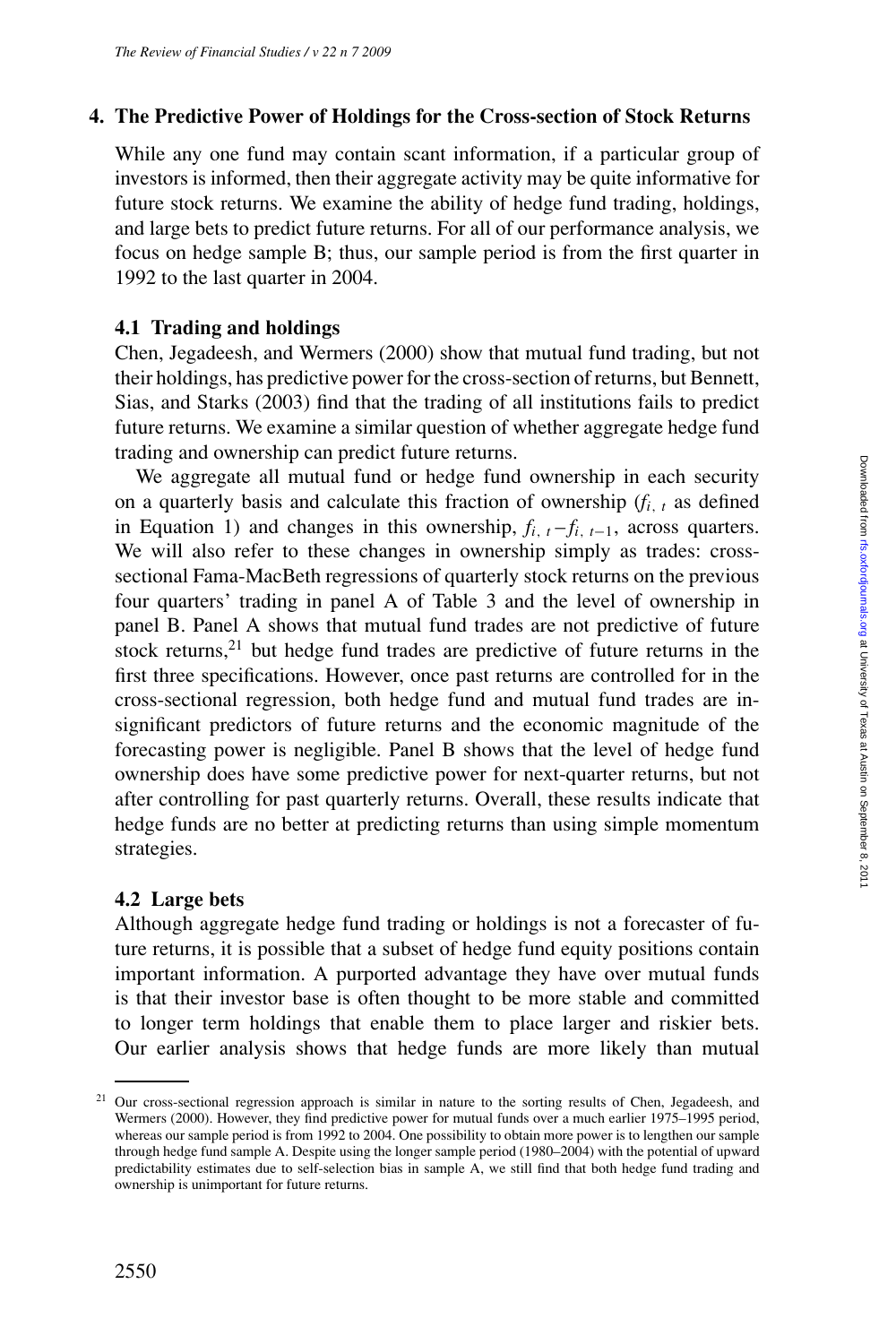## 4. The Predictive Power of Holdings for the Cross-section of Stock Returns

While any one fund may contain scant information, if a particular group of investors is informed, then their aggregate activity may be quite informative for future stock returns. We examine the ability of hedge fund trading, holdings, and large bets to predict future returns. For all of our performance analysis, we focus on hedge sample B; thus, our sample period is from the first quarter in 1992 to the last quarter in 2004.

### 4.1 Trading and holdings

Chen, Jegadeesh, and Wermers (2000) show that mutual fund trading, but not their holdings, has predictive power for the cross-section of returns, but Bennett, Sias, and Starks (2003) find that the trading of all institutions fails to predict future returns. We examine a similar question of whether aggregate hedge fund trading and ownership can predict future returns.

We aggregate all mutual fund or hedge fund ownership in each security on a quarterly basis and calculate this fraction of ownership ($f_{i,\,t}$ as defined in Equation 1) and changes in this ownership, $f_{i,\,t} - f_{i,\,t-1}$, across quarters. We will also refer to these changes in ownership simply as trades: cross-sectional Fama-MacBeth regressions of quarterly stock returns on the previous four quarters' trading in panel A of Table 3 and the level of ownership in panel B. Panel A shows that mutual fund trades are not predictive of future stock returns,[21] but hedge fund trades are predictive of future returns in the first three specifications. However, once past returns are controlled for in the cross-sectional regression, both hedge fund and mutual fund trades are insignificant predictors of future returns and the economic magnitude of the forecasting power is negligible. Panel B shows that the level of hedge fund ownership does have some predictive power for next-quarter returns, but not after controlling for past quarterly returns. Overall, these results indicate that hedge funds are no better at predicting returns than using simple momentum strategies.

### 4.2 Large bets

Although aggregate hedge fund trading or holdings is not a forecaster of future returns, it is possible that a subset of hedge fund equity positions contain important information. A purported advantage they have over mutual funds is that their investor base is often thought to be more stable and committed to longer term holdings that enable them to place larger and riskier bets. Our earlier analysis shows that hedge funds are more likely than mutual

[21] Our cross-sectional regression approach is similar in nature to the sorting results of Chen, Jegadeesh, and Wermers (2000). However, they find predictive power for mutual funds over a much earlier 1975–1995 period, whereas our sample period is from 1992 to 2004. One possibility to obtain more power is to lengthen our sample through hedge fund sample A. Despite using the longer sample period (1980–2004) with the potential of upward predictability estimates due to self-selection bias in sample A, we still find that both hedge fund trading and ownership is unimportant for future returns.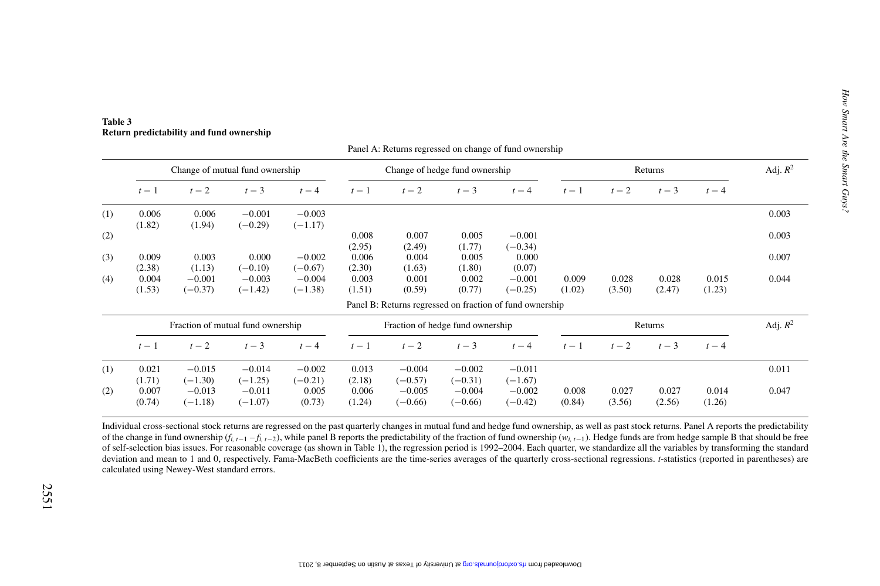**Table 3**
**Return predictability and fund ownership**

Panel A: Returns regressed on change of fund ownership

| | Change of mutual fund ownership | | | | Change of hedge fund ownership | | | | Returns | | | | Adj. $R^2$ |
|---|---|---|---|---|---|---|---|---|---|---|---|---|---|
| | $t-1$ | $t-2$ | $t-3$ | $t-4$ | $t-1$ | $t-2$ | $t-3$ | $t-4$ | $t-1$ | $t-2$ | $t-3$ | $t-4$ | |
| (1) | 0.006 | 0.006 | −0.001 | −0.003 | | | | | | | | | 0.003 |
| | (1.82) | (1.94) | (−0.29) | (−1.17) | | | | | | | | | |
| (2) | | | | | 0.008 | 0.007 | 0.005 | −0.001 | | | | | 0.003 |
| | | | | | (2.95) | (2.49) | (1.77) | (−0.34) | | | | | |
| (3) | 0.009 | 0.003 | 0.000 | −0.002 | 0.006 | 0.004 | 0.005 | 0.000 | | | | | 0.007 |
| | (2.38) | (1.13) | (−0.10) | (−0.67) | (2.30) | (1.63) | (1.80) | (0.07) | | | | | |
| (4) | 0.004 | −0.001 | −0.003 | −0.004 | 0.003 | 0.001 | 0.002 | −0.001 | 0.009 | 0.028 | 0.028 | 0.015 | 0.044 |
| | (1.53) | (−0.37) | (−1.42) | (−1.38) | (1.51) | (0.59) | (0.77) | (−0.25) | (1.02) | (3.50) | (2.47) | (1.23) | |

Panel B: Returns regressed on fraction of fund ownership

| | Fraction of mutual fund ownership | | | | Fraction of hedge fund ownership | | | | Returns | | | | Adj. $R^2$ |
|---|---|---|---|---|---|---|---|---|---|---|---|---|---|
| | $t-1$ | $t-2$ | $t-3$ | $t-4$ | $t-1$ | $t-2$ | $t-3$ | $t-4$ | $t-1$ | $t-2$ | $t-3$ | $t-4$ | |
| (1) | 0.021 | −0.015 | −0.014 | −0.002 | 0.013 | −0.004 | −0.002 | −0.011 | | | | | 0.011 |
| | (1.71) | (−1.30) | (−1.25) | (−0.21) | (2.18) | (−0.57) | (−0.31) | (−1.67) | | | | | |
| (2) | 0.007 | −0.013 | −0.011 | 0.005 | 0.006 | −0.005 | −0.004 | −0.002 | 0.008 | 0.027 | 0.027 | 0.014 | 0.047 |
| | (0.74) | (−1.18) | (−1.07) | (0.73) | (1.24) | (−0.66) | (−0.66) | (−0.42) | (0.84) | (3.56) | (2.56) | (1.26) | |

Individual cross-sectional stock returns are regressed on the past quarterly changes in mutual fund and hedge fund ownership, as well as past stock returns. Panel A reports the predictability of the change in fund ownership ($f_{i,t-1} - f_{i,t-2}$), while panel B reports the predictability of the fraction of fund ownership ($w_{i,t-1}$). Hedge funds are from hedge sample B that should be free of self-selection bias issues. For reasonable coverage (as shown in Table 1), the regression period is 1992–2004. Each quarter, we standardize all the variables by transforming the standard deviation and mean to 1 and 0, respectively. Fama-MacBeth coefficients are the time-series averages of the quarterly cross-sectional regressions. $t$-statistics (reported in parentheses) are calculated using Newey-West standard errors.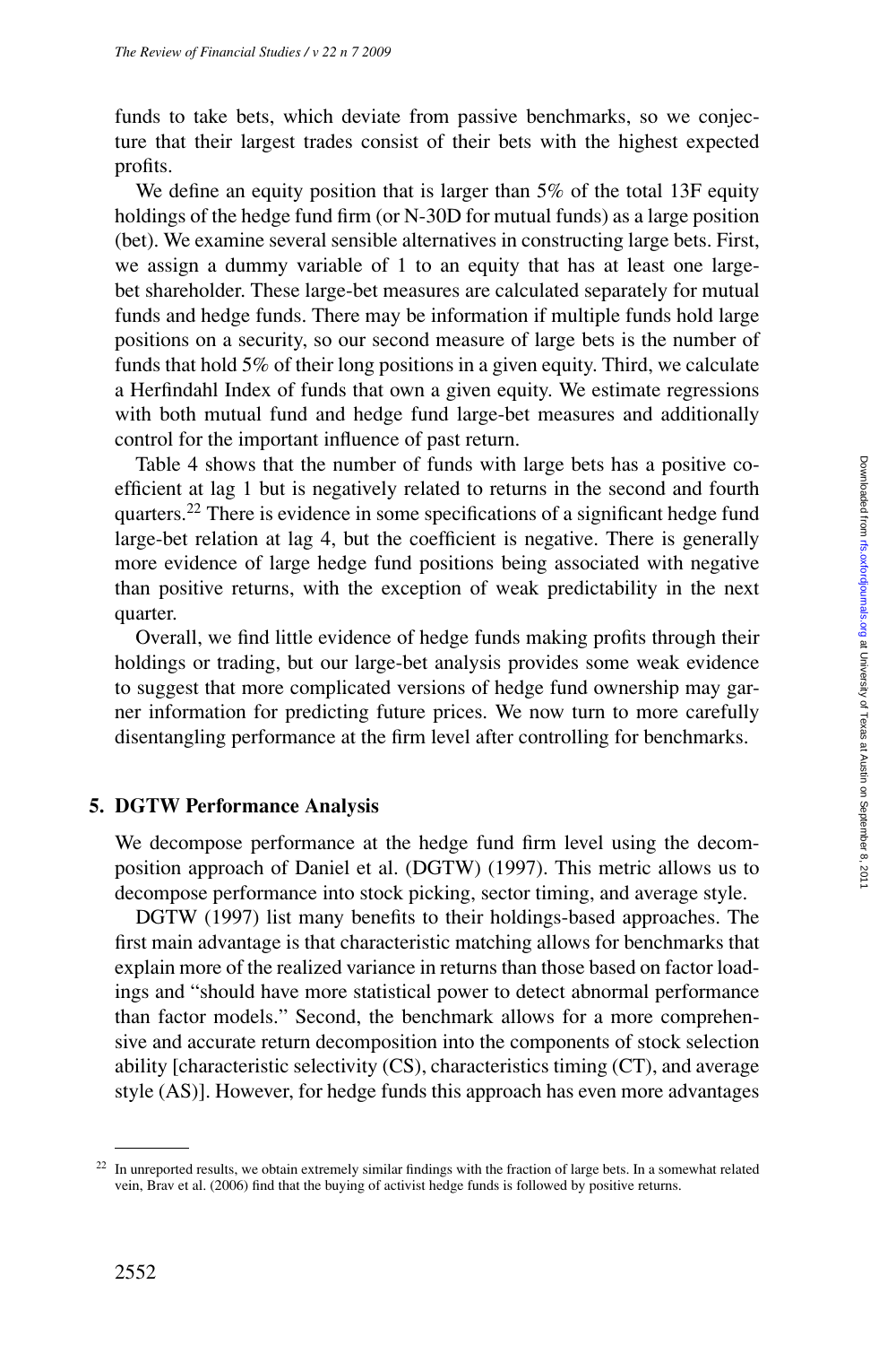funds to take bets, which deviate from passive benchmarks, so we conjecture that their largest trades consist of their bets with the highest expected profits.

We define an equity position that is larger than 5% of the total 13F equity holdings of the hedge fund firm (or N-30D for mutual funds) as a large position (bet). We examine several sensible alternatives in constructing large bets. First, we assign a dummy variable of 1 to an equity that has at least one large-bet shareholder. These large-bet measures are calculated separately for mutual funds and hedge funds. There may be information if multiple funds hold large positions on a security, so our second measure of large bets is the number of funds that hold 5% of their long positions in a given equity. Third, we calculate a Herfindahl Index of funds that own a given equity. We estimate regressions with both mutual fund and hedge fund large-bet measures and additionally control for the important influence of past return.

Table 4 shows that the number of funds with large bets has a positive coefficient at lag 1 but is negatively related to returns in the second and fourth quarters.[22] There is evidence in some specifications of a significant hedge fund large-bet relation at lag 4, but the coefficient is negative. There is generally more evidence of large hedge fund positions being associated with negative than positive returns, with the exception of weak predictability in the next quarter.

Overall, we find little evidence of hedge funds making profits through their holdings or trading, but our large-bet analysis provides some weak evidence to suggest that more complicated versions of hedge fund ownership may garner information for predicting future prices. We now turn to more carefully disentangling performance at the firm level after controlling for benchmarks.

## 5. DGTW Performance Analysis

We decompose performance at the hedge fund firm level using the decomposition approach of Daniel et al. (DGTW) (1997). This metric allows us to decompose performance into stock picking, sector timing, and average style.

DGTW (1997) list many benefits to their holdings-based approaches. The first main advantage is that characteristic matching allows for benchmarks that explain more of the realized variance in returns than those based on factor loadings and "should have more statistical power to detect abnormal performance than factor models." Second, the benchmark allows for a more comprehensive and accurate return decomposition into the components of stock selection ability [characteristic selectivity (CS), characteristics timing (CT), and average style (AS)]. However, for hedge funds this approach has even more advantages

---

[22] In unreported results, we obtain extremely similar findings with the fraction of large bets. In a somewhat related vein, Brav et al. (2006) find that the buying of activist hedge funds is followed by positive returns.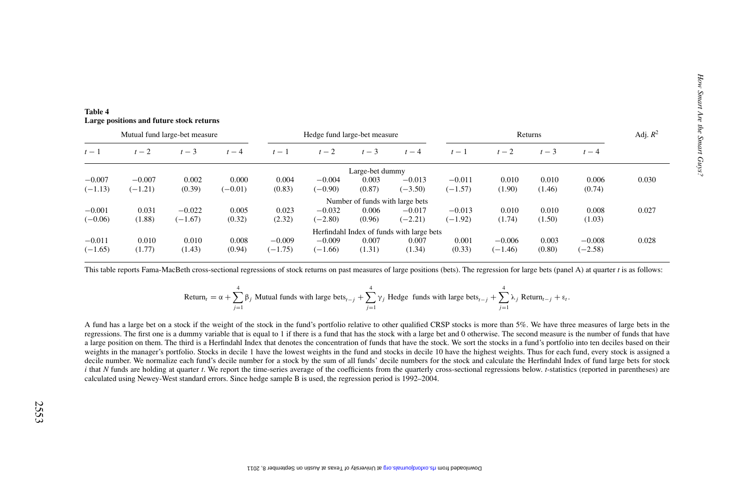**Table 4**
**Large positions and future stock returns**

| Mutual fund large-bet measure | | | | Hedge fund large-bet measure | | | | Returns | | | | Adj. $R^2$ |
|---|---|---|---|---|---|---|---|---|---|---|---|---|
| $t-1$ | $t-2$ | $t-3$ | $t-4$ | $t-1$ | $t-2$ | $t-3$ | $t-4$ | $t-1$ | $t-2$ | $t-3$ | $t-4$ | |
| Large-bet dummy | | | | | | | | | | | | |
| −0.007 | −0.007 | 0.002 | 0.000 | 0.004 | −0.004 | 0.003 | −0.013 | −0.011 | 0.010 | 0.010 | 0.006 | 0.030 |
| (−1.13) | (−1.21) | (0.39) | (−0.01) | (0.83) | (−0.90) | (0.87) | (−3.50) | (−1.57) | (1.90) | (1.46) | (0.74) | |
| Number of funds with large bets | | | | | | | | | | | | |
| −0.001 | 0.031 | −0.022 | 0.005 | 0.023 | −0.032 | 0.006 | −0.017 | −0.013 | 0.010 | 0.010 | 0.008 | 0.027 |
| (−0.06) | (1.88) | (−1.67) | (0.32) | (2.32) | (−2.80) | (0.96) | (−2.21) | (−1.92) | (1.74) | (1.50) | (1.03) | |
| Herfindahl Index of funds with large bets | | | | | | | | | | | | |
| −0.011 | 0.010 | 0.010 | 0.008 | −0.009 | −0.009 | 0.007 | 0.007 | 0.001 | −0.006 | 0.003 | −0.008 | 0.028 |
| (−1.65) | (1.77) | (1.43) | (0.94) | (−1.75) | (−1.66) | (1.31) | (1.34) | (0.33) | (−1.46) | (0.80) | (−2.58) | |

This table reports Fama-MacBeth cross-sectional regressions of stock returns on past measures of large positions (bets). The regression for large bets (panel A) at quarter $t$ is as follows:

$$\text{Return}_t = \alpha + \sum_{j=1}^{4} \beta_j \text{ Mutual funds with large bets}_{t-j} + \sum_{j=1}^{4} \gamma_j \text{ Hedge funds with large bets}_{t-j} + \sum_{j=1}^{4} \lambda_j \text{ Return}_{t-j} + \varepsilon_t.$$

A fund has a large bet on a stock if the weight of the stock in the fund's portfolio relative to other qualified CRSP stocks is more than 5%. We have three measures of large bets in the regressions. The first one is a dummy variable that is equal to 1 if there is a fund that has the stock with a large bet and 0 otherwise. The second measure is the number of funds that have a large position on them. The third is a Herfindahl Index that denotes the concentration of funds that have the stock. We sort the stocks in a fund's portfolio into ten deciles based on their weights in the manager's portfolio. Stocks in decile 1 have the lowest weights in the fund and stocks in decile 10 have the highest weights. Thus for each fund, every stock is assigned a decile number. We normalize each fund's decile number for a stock by the sum of all funds' decile numbers for the stock and calculate the Herfindahl Index of fund large bets for stock $i$ that $N$ funds are holding at quarter $t$. We report the time-series average of the coefficients from the quarterly cross-sectional regressions below. $t$-statistics (reported in parentheses) are calculated using Newey-West standard errors. Since hedge sample B is used, the regression period is 1992–2004.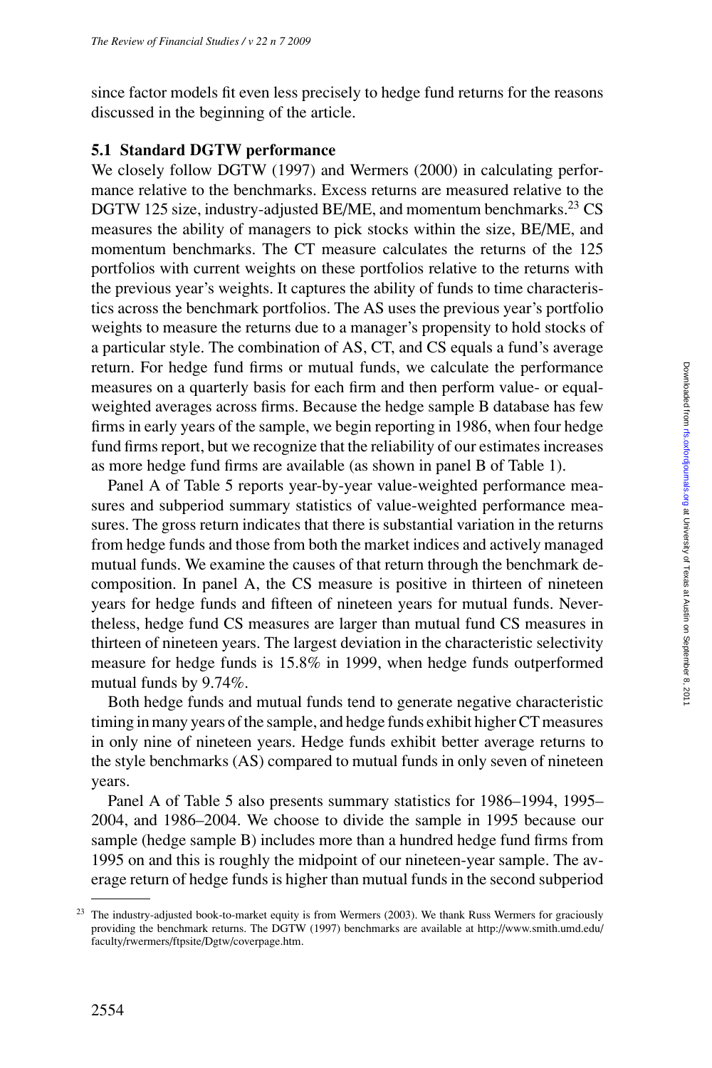since factor models fit even less precisely to hedge fund returns for the reasons discussed in the beginning of the article.

### 5.1 Standard DGTW performance

We closely follow DGTW (1997) and Wermers (2000) in calculating performance relative to the benchmarks. Excess returns are measured relative to the DGTW 125 size, industry-adjusted BE/ME, and momentum benchmarks.[23] CS measures the ability of managers to pick stocks within the size, BE/ME, and momentum benchmarks. The CT measure calculates the returns of the 125 portfolios with current weights on these portfolios relative to the returns with the previous year's weights. It captures the ability of funds to time characteristics across the benchmark portfolios. The AS uses the previous year's portfolio weights to measure the returns due to a manager's propensity to hold stocks of a particular style. The combination of AS, CT, and CS equals a fund's average return. For hedge fund firms or mutual funds, we calculate the performance measures on a quarterly basis for each firm and then perform value- or equal-weighted averages across firms. Because the hedge sample B database has few firms in early years of the sample, we begin reporting in 1986, when four hedge fund firms report, but we recognize that the reliability of our estimates increases as more hedge fund firms are available (as shown in panel B of Table 1).

Panel A of Table 5 reports year-by-year value-weighted performance measures and subperiod summary statistics of value-weighted performance measures. The gross return indicates that there is substantial variation in the returns from hedge funds and those from both the market indices and actively managed mutual funds. We examine the causes of that return through the benchmark decomposition. In panel A, the CS measure is positive in thirteen of nineteen years for hedge funds and fifteen of nineteen years for mutual funds. Nevertheless, hedge fund CS measures are larger than mutual fund CS measures in thirteen of nineteen years. The largest deviation in the characteristic selectivity measure for hedge funds is 15.8% in 1999, when hedge funds outperformed mutual funds by 9.74%.

Both hedge funds and mutual funds tend to generate negative characteristic timing in many years of the sample, and hedge funds exhibit higher CT measures in only nine of nineteen years. Hedge funds exhibit better average returns to the style benchmarks (AS) compared to mutual funds in only seven of nineteen years.

Panel A of Table 5 also presents summary statistics for 1986–1994, 1995–2004, and 1986–2004. We choose to divide the sample in 1995 because our sample (hedge sample B) includes more than a hundred hedge fund firms from 1995 on and this is roughly the midpoint of our nineteen-year sample. The average return of hedge funds is higher than mutual funds in the second subperiod

[23] The industry-adjusted book-to-market equity is from Wermers (2003). We thank Russ Wermers for graciously providing the benchmark returns. The DGTW (1997) benchmarks are available at http://www.smith.umd.edu/faculty/rwermers/ftpsite/Dgtw/coverpage.htm.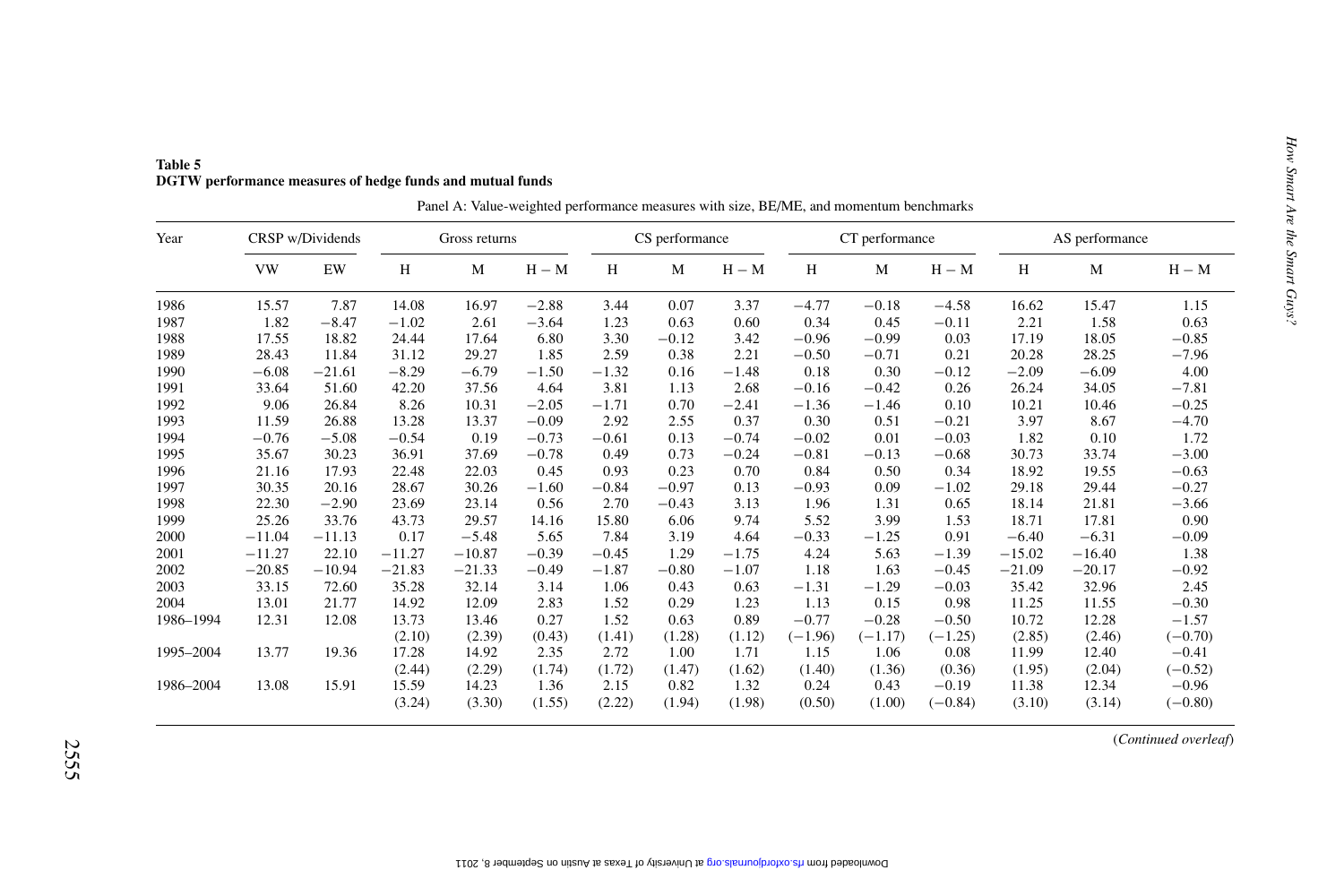**Table 5**
**DGTW performance measures of hedge funds and mutual funds**

Panel A: Value-weighted performance measures with size, BE/ME, and momentum benchmarks

| Year | CRSP w/Dividends | | Gross returns | | | CS performance | | | CT performance | | | AS performance | | |
|---|---|---|---|---|---|---|---|---|---|---|---|---|---|---|
| | VW | EW | H | M | H − M | H | M | H − M | H | M | H − M | H | M | H − M |
| 1986 | 15.57 | 7.87 | 14.08 | 16.97 | −2.88 | 3.44 | 0.07 | 3.37 | −4.77 | −0.18 | −4.58 | 16.62 | 15.47 | 1.15 |
| 1987 | 1.82 | −8.47 | −1.02 | 2.61 | −3.64 | 1.23 | 0.63 | 0.60 | 0.34 | 0.45 | −0.11 | 2.21 | 1.58 | 0.63 |
| 1988 | 17.55 | 18.82 | 24.44 | 17.64 | 6.80 | 3.30 | −0.12 | 3.42 | −0.96 | −0.99 | 0.03 | 17.19 | 18.05 | −0.85 |
| 1989 | 28.43 | 11.84 | 31.12 | 29.27 | 1.85 | 2.59 | 0.38 | 2.21 | −0.50 | −0.71 | 0.21 | 20.28 | 28.25 | −7.96 |
| 1990 | −6.08 | −21.61 | −8.29 | −6.79 | −1.50 | −1.32 | 0.16 | −1.48 | 0.18 | 0.30 | −0.12 | −2.09 | −6.09 | 4.00 |
| 1991 | 33.64 | 51.60 | 42.20 | 37.56 | 4.64 | 3.81 | 1.13 | 2.68 | −0.16 | −0.42 | 0.26 | 26.24 | 34.05 | −7.81 |
| 1992 | 9.06 | 26.84 | 8.26 | 10.31 | −2.05 | −1.71 | 0.70 | −2.41 | −1.36 | −1.46 | 0.10 | 10.21 | 10.46 | −0.25 |
| 1993 | 11.59 | 26.88 | 13.28 | 13.37 | −0.09 | 2.92 | 2.55 | 0.37 | 0.30 | 0.51 | −0.21 | 3.97 | 8.67 | −4.70 |
| 1994 | −0.76 | −5.08 | −0.54 | 0.19 | −0.73 | −0.61 | 0.13 | −0.74 | −0.02 | 0.01 | −0.03 | 1.82 | 0.10 | 1.72 |
| 1995 | 35.67 | 30.23 | 36.91 | 37.69 | −0.78 | 0.49 | 0.73 | −0.24 | −0.81 | −0.13 | −0.68 | 30.73 | 33.74 | −3.00 |
| 1996 | 21.16 | 17.93 | 22.48 | 22.03 | 0.45 | 0.93 | 0.23 | 0.70 | 0.84 | 0.50 | 0.34 | 18.92 | 19.55 | −0.63 |
| 1997 | 30.35 | 20.16 | 28.67 | 30.26 | −1.60 | −0.84 | −0.97 | 0.13 | −0.93 | 0.09 | −1.02 | 29.18 | 29.44 | −0.27 |
| 1998 | 22.30 | −2.90 | 23.69 | 23.14 | 0.56 | 2.70 | −0.43 | 3.13 | 1.96 | 1.31 | 0.65 | 18.14 | 21.81 | −3.66 |
| 1999 | 25.26 | 33.76 | 43.73 | 29.57 | 14.16 | 15.80 | 6.06 | 9.74 | 5.52 | 3.99 | 1.53 | 18.71 | 17.81 | 0.90 |
| 2000 | −11.04 | −11.13 | 0.17 | −5.48 | 5.65 | 7.84 | 3.19 | 4.64 | −0.33 | −1.25 | 0.91 | −6.40 | −6.31 | −0.09 |
| 2001 | −11.27 | 22.10 | −11.27 | −10.87 | −0.39 | −0.45 | 1.29 | −1.75 | 4.24 | 5.63 | −1.39 | −15.02 | −16.40 | 1.38 |
| 2002 | −20.85 | −10.94 | −21.83 | −21.33 | −0.49 | −1.87 | −0.80 | −1.07 | 1.18 | 1.63 | −0.45 | −21.09 | −20.17 | −0.92 |
| 2003 | 33.15 | 72.60 | 35.28 | 32.14 | 3.14 | 1.06 | 0.43 | 0.63 | −1.31 | −1.29 | −0.03 | 35.42 | 32.96 | 2.45 |
| 2004 | 13.01 | 21.77 | 14.92 | 12.09 | 2.83 | 1.52 | 0.29 | 1.23 | 1.13 | 0.15 | 0.98 | 11.25 | 11.55 | −0.30 |
| 1986–1994 | 12.31 | 12.08 | 13.73 | 13.46 | 0.27 | 1.52 | 0.63 | 0.89 | −0.77 | −0.28 | −0.50 | 10.72 | 12.28 | −1.57 |
| | | | (2.10) | (2.39) | (0.43) | (1.41) | (1.28) | (1.12) | (−1.96) | (−1.17) | (−1.25) | (2.85) | (2.46) | (−0.70) |
| 1995–2004 | 13.77 | 19.36 | 17.28 | 14.92 | 2.35 | 2.72 | 1.00 | 1.71 | 1.15 | 1.06 | 0.08 | 11.99 | 12.40 | −0.41 |
| | | | (2.44) | (2.29) | (1.74) | (1.72) | (1.47) | (1.62) | (1.40) | (1.36) | (0.36) | (1.95) | (2.04) | (−0.52) |
| 1986–2004 | 13.08 | 15.91 | 15.59 | 14.23 | 1.36 | 2.15 | 0.82 | 1.32 | 0.24 | 0.43 | −0.19 | 11.38 | 12.34 | −0.96 |
| | | | (3.24) | (3.30) | (1.55) | (2.22) | (1.94) | (1.98) | (0.50) | (1.00) | (−0.84) | (3.10) | (3.14) | (−0.80) |

(*Continued overleaf*)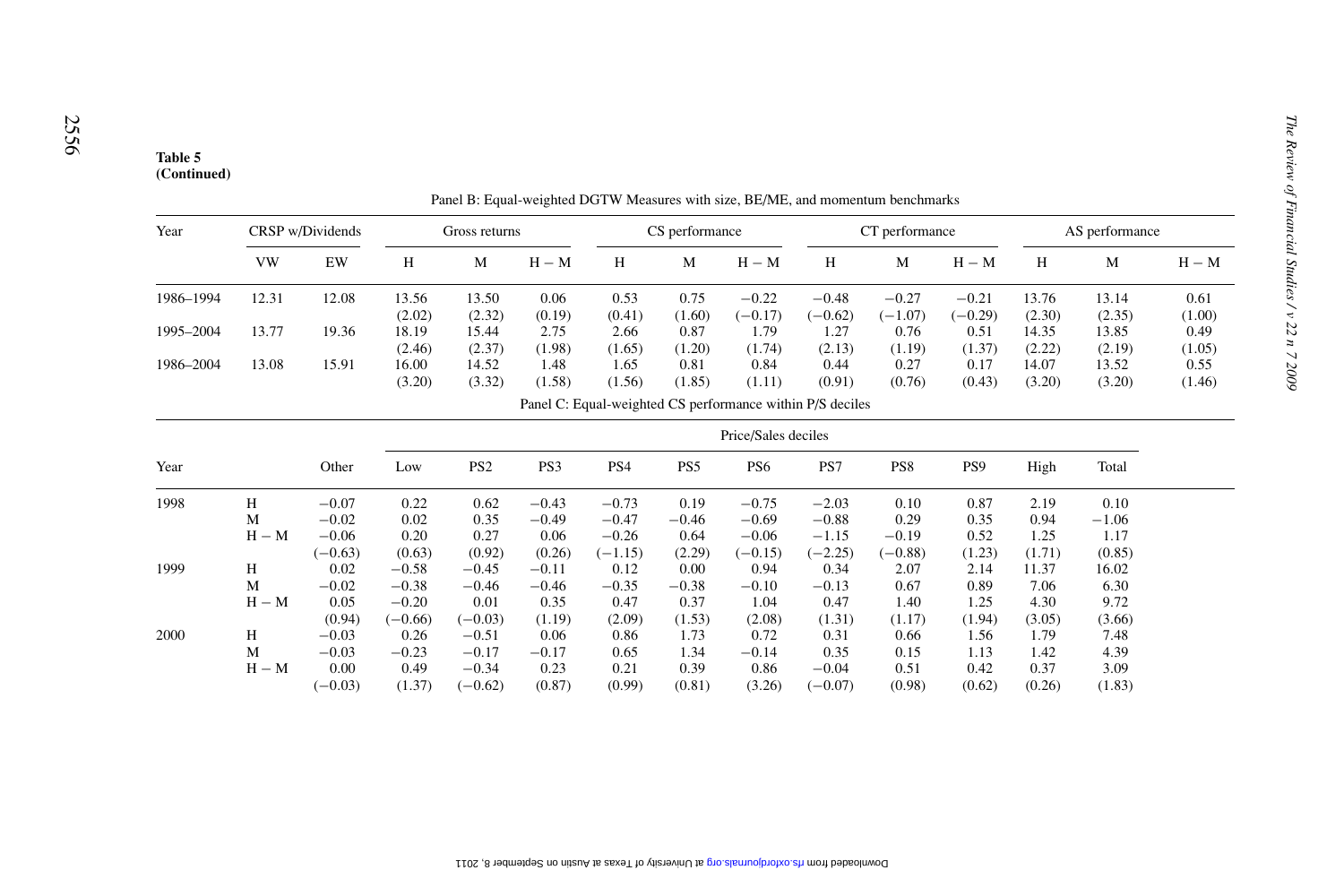**Table 5**
**(Continued)**

Panel B: Equal-weighted DGTW Measures with size, BE/ME, and momentum benchmarks

| Year | CRSP w/Dividends | | Gross returns | | | CS performance | | | CT performance | | | AS performance | | |
|---|---|---|---|---|---|---|---|---|---|---|---|---|---|---|
| | VW | EW | H | M | H − M | H | M | H − M | H | M | H − M | H | M | H − M |
| 1986–1994 | 12.31 | 12.08 | 13.56 | 13.50 | 0.06 | 0.53 | 0.75 | −0.22 | −0.48 | −0.27 | −0.21 | 13.76 | 13.14 | 0.61 |
| | | | (2.02) | (2.32) | (0.19) | (0.41) | (1.60) | (−0.17) | (−0.62) | (−1.07) | (−0.29) | (2.30) | (2.35) | (1.00) |
| 1995–2004 | 13.77 | 19.36 | 18.19 | 15.44 | 2.75 | 2.66 | 0.87 | 1.79 | 1.27 | 0.76 | 0.51 | 14.35 | 13.85 | 0.49 |
| | | | (2.46) | (2.37) | (1.98) | (1.65) | (1.20) | (1.74) | (2.13) | (1.19) | (1.37) | (2.22) | (2.19) | (1.05) |
| 1986–2004 | 13.08 | 15.91 | 16.00 | 14.52 | 1.48 | 1.65 | 0.81 | 0.84 | 0.44 | 0.27 | 0.17 | 14.07 | 13.52 | 0.55 |
| | | | (3.20) | (3.32) | (1.58) | (1.56) | (1.85) | (1.11) | (0.91) | (0.76) | (0.43) | (3.20) | (3.20) | (1.46) |

Panel C: Equal-weighted CS performance within P/S deciles

| Year | | Other | Price/Sales deciles | | | | | | | | | | |
|---|---|---|---|---|---|---|---|---|---|---|---|---|---|
| | | | Low | PS2 | PS3 | PS4 | PS5 | PS6 | PS7 | PS8 | PS9 | High | Total |
| 1998 | H | −0.07 | 0.22 | 0.62 | −0.43 | −0.73 | 0.19 | −0.75 | −2.03 | 0.10 | 0.87 | 2.19 | 0.10 |
| | M | −0.02 | 0.02 | 0.35 | −0.49 | −0.47 | −0.46 | −0.69 | −0.88 | 0.29 | 0.35 | 0.94 | −1.06 |
| | H − M | −0.06 | 0.20 | 0.27 | 0.06 | −0.26 | 0.64 | −0.06 | −1.15 | −0.19 | 0.52 | 1.25 | 1.17 |
| | | (−0.63) | (0.63) | (0.92) | (0.26) | (−1.15) | (2.29) | (−0.15) | (−2.25) | (−0.88) | (1.23) | (1.71) | (0.85) |
| 1999 | H | 0.02 | −0.58 | −0.45 | −0.11 | 0.12 | 0.00 | 0.94 | 0.34 | 2.07 | 2.14 | 11.37 | 16.02 |
| | M | −0.02 | −0.38 | −0.46 | −0.46 | −0.35 | −0.38 | −0.10 | −0.13 | 0.67 | 0.89 | 7.06 | 6.30 |
| | H − M | 0.05 | −0.20 | 0.01 | 0.35 | 0.47 | 0.37 | 1.04 | 0.47 | 1.40 | 1.25 | 4.30 | 9.72 |
| | | (0.94) | (−0.66) | (−0.03) | (1.19) | (2.09) | (1.53) | (2.08) | (1.31) | (1.17) | (1.94) | (3.05) | (3.66) |
| 2000 | H | −0.03 | 0.26 | −0.51 | 0.06 | 0.86 | 1.73 | 0.72 | 0.31 | 0.66 | 1.56 | 1.79 | 7.48 |
| | M | −0.03 | −0.23 | −0.17 | −0.17 | 0.65 | 1.34 | −0.14 | 0.35 | 0.15 | 1.13 | 1.42 | 4.39 |
| | H − M | 0.00 | 0.49 | −0.34 | 0.23 | 0.21 | 0.39 | 0.86 | −0.04 | 0.51 | 0.42 | 0.37 | 3.09 |
| | | (−0.03) | (1.37) | (−0.62) | (0.87) | (0.99) | (0.81) | (3.26) | (−0.07) | (0.98) | (0.62) | (0.26) | (1.83) |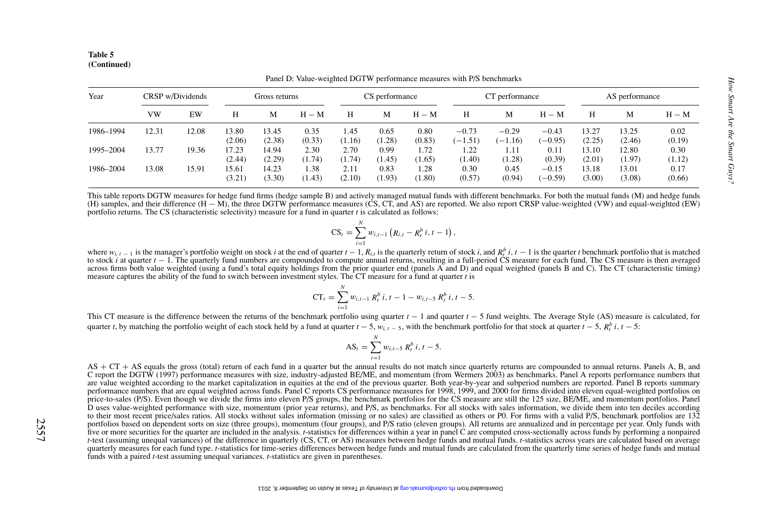**Table 5**
**(Continued)**

Panel D: Value-weighted DGTW performance measures with P/S benchmarks

| Year | CRSP w/Dividends | | Gross returns | | | CS performance | | | CT performance | | | AS performance | | |
|---|---|---|---|---|---|---|---|---|---|---|---|---|---|---|
| | VW | EW | H | M | H − M | H | M | H − M | H | M | H − M | H | M | H − M |
| 1986–1994 | 12.31 | 12.08 | 13.80 | 13.45 | 0.35 | 1.45 | 0.65 | 0.80 | −0.73 | −0.29 | −0.43 | 13.27 | 13.25 | 0.02 |
| | | | (2.06) | (2.38) | (0.33) | (1.16) | (1.28) | (0.83) | (−1.51) | (−1.16) | (−0.95) | (2.25) | (2.46) | (0.19) |
| 1995–2004 | 13.77 | 19.36 | 17.23 | 14.94 | 2.30 | 2.70 | 0.99 | 1.72 | 1.22 | 1.11 | 0.11 | 13.10 | 12.80 | 0.30 |
| | | | (2.44) | (2.29) | (1.74) | (1.74) | (1.45) | (1.65) | (1.40) | (1.28) | (0.39) | (2.01) | (1.97) | (1.12) |
| 1986–2004 | 13.08 | 15.91 | 15.61 | 14.23 | 1.38 | 2.11 | 0.83 | 1.28 | 0.30 | 0.45 | −0.15 | 13.18 | 13.01 | 0.17 |
| | | | (3.21) | (3.30) | (1.43) | (2.10) | (1.93) | (1.80) | (0.57) | (0.94) | (−0.59) | (3.00) | (3.08) | (0.66) |

This table reports DGTW measures for hedge fund firms (hedge sample B) and actively managed mutual funds with different benchmarks. For both the mutual funds (M) and hedge funds (H) samples, and their difference (H − M), the three DGTW performance measures (CS, CT, and AS) are reported. We also report CRSP value-weighted (VW) and equal-weighted (EW) portfolio returns. The CS (characteristic selectivity) measure for a fund in quarter $t$ is calculated as follows:

$$\text{CS}_t = \sum_{i=1}^{N} w_{i,t-1} \left( R_{i,t} - R_t^b\, i, t-1 \right),$$

where $w_{i,\,t-1}$ is the manager's portfolio weight on stock $i$ at the end of quarter $t-1$, $R_{i,t}$ is the quarterly return of stock $i$, and $R_t^b\, i, t-1$ is the quarter $t$ benchmark portfolio that is matched to stock $i$ at quarter $t-1$. The quarterly fund numbers are compounded to compute annual returns, resulting in a full-period CS measure for each fund. The CS measure is then averaged across firms both value weighted (using a fund's total equity holdings from the prior quarter end (panels A and D) and equal weighted (panels B and C). The CT (characteristic timing) measure captures the ability of the fund to switch between investment styles. The CT measure for a fund at quarter $t$ is

$$\text{CT}_t = \sum_{i=1}^{N} w_{i,t-1}\, R_t^b\, i, t-1 - w_{i,t-5}\, R_t^b\, i, t-5.$$

This CT measure is the difference between the returns of the benchmark portfolio using quarter $t-1$ and quarter $t-5$ fund weights. The Average Style (AS) measure is calculated, for quarter $t$, by matching the portfolio weight of each stock held by a fund at quarter $t-5$, $w_{i,\,t-5}$, with the benchmark portfolio for that stock at quarter $t-5$, $R_t^b\, i, t-5$:

$$\text{AS}_t = \sum_{i=1}^{N} w_{i,t-5}\, R_t^b\, i, t-5.$$

AS + CT + AS equals the gross (total) return of each fund in a quarter but the annual results do not match since quarterly returns are compounded to annual returns. Panels A, B, and C report the DGTW (1997) performance measures with size, industry-adjusted BE/ME, and momentum (from Wermers 2003) as benchmarks. Panel A reports performance numbers that are value weighted according to the market capitalization in equities at the end of the previous quarter. Both year-by-year and subperiod numbers are reported. Panel B reports summary performance numbers that are equal weighted across funds. Panel C reports CS performance measures for 1998, 1999, and 2000 for firms divided into eleven equal-weighted portfolios on price-to-sales (P/S). Even though we divide the firms into eleven P/S groups, the benchmark portfolios for the CS measure are still the 125 size, BE/ME, and momentum portfolios. Panel D uses value-weighted performance with size, momentum (prior year returns), and P/S, as benchmarks. For all stocks with sales information, we divide them into ten deciles according to their most recent price/sales ratios. All stocks without sales information (missing or no sales) are classified as others or P0. For firms with a valid P/S, benchmark portfolios are 132 portfolios based on dependent sorts on size (three groups), momentum (four groups), and P/S ratio (eleven groups). All returns are annualized and in percentage per year. Only funds with five or more securities for the quarter are included in the analysis. $t$-statistics for differences within a year in panel C are computed cross-sectionally across funds by performing a nonpaired $t$-test (assuming unequal variances) of the difference in quarterly (CS, CT, or AS) measures between hedge funds and mutual funds. $t$-statistics across years are calculated based on average quarterly measures for each fund type. $t$-statistics for time-series differences between hedge funds and mutual funds are calculated from the quarterly time series of hedge funds and mutual funds with a paired $t$-test assuming unequal variances. $t$-statistics are given in parentheses.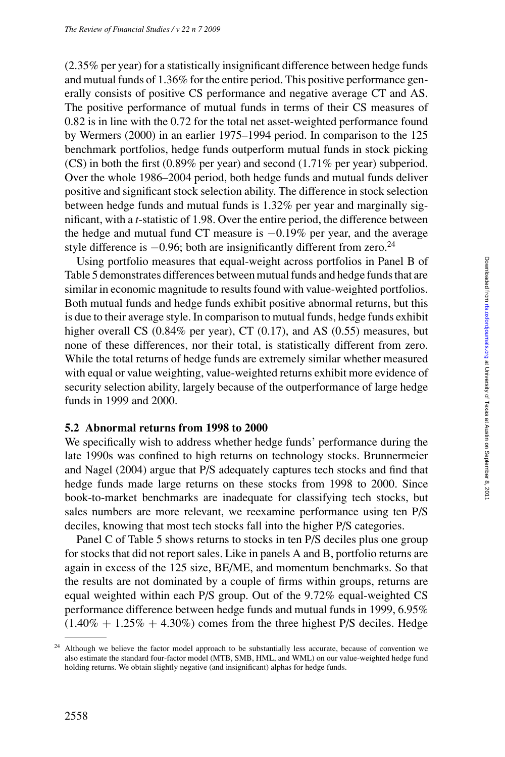(2.35% per year) for a statistically insignificant difference between hedge funds and mutual funds of 1.36% for the entire period. This positive performance generally consists of positive CS performance and negative average CT and AS. The positive performance of mutual funds in terms of their CS measures of 0.82 is in line with the 0.72 for the total net asset-weighted performance found by Wermers (2000) in an earlier 1975–1994 period. In comparison to the 125 benchmark portfolios, hedge funds outperform mutual funds in stock picking (CS) in both the first (0.89% per year) and second (1.71% per year) subperiod. Over the whole 1986–2004 period, both hedge funds and mutual funds deliver positive and significant stock selection ability. The difference in stock selection between hedge funds and mutual funds is 1.32% per year and marginally significant, with a *t*-statistic of 1.98. Over the entire period, the difference between the hedge and mutual fund CT measure is −0.19% per year, and the average style difference is −0.96; both are insignificantly different from zero.[24]

Using portfolio measures that equal-weight across portfolios in Panel B of Table 5 demonstrates differences between mutual funds and hedge funds that are similar in economic magnitude to results found with value-weighted portfolios. Both mutual funds and hedge funds exhibit positive abnormal returns, but this is due to their average style. In comparison to mutual funds, hedge funds exhibit higher overall CS (0.84% per year), CT (0.17), and AS (0.55) measures, but none of these differences, nor their total, is statistically different from zero. While the total returns of hedge funds are extremely similar whether measured with equal or value weighting, value-weighted returns exhibit more evidence of security selection ability, largely because of the outperformance of large hedge funds in 1999 and 2000.

### 5.2 Abnormal returns from 1998 to 2000

We specifically wish to address whether hedge funds' performance during the late 1990s was confined to high returns on technology stocks. Brunnermeier and Nagel (2004) argue that P/S adequately captures tech stocks and find that hedge funds made large returns on these stocks from 1998 to 2000. Since book-to-market benchmarks are inadequate for classifying tech stocks, but sales numbers are more relevant, we reexamine performance using ten P/S deciles, knowing that most tech stocks fall into the higher P/S categories.

Panel C of Table 5 shows returns to stocks in ten P/S deciles plus one group for stocks that did not report sales. Like in panels A and B, portfolio returns are again in excess of the 125 size, BE/ME, and momentum benchmarks. So that the results are not dominated by a couple of firms within groups, returns are equal weighted within each P/S group. Out of the 9.72% equal-weighted CS performance difference between hedge funds and mutual funds in 1999, 6.95% (1.40% + 1.25% + 4.30%) comes from the three highest P/S deciles. Hedge

---

[24] Although we believe the factor model approach to be substantially less accurate, because of convention we also estimate the standard four-factor model (MTB, SMB, HML, and WML) on our value-weighted hedge fund holding returns. We obtain slightly negative (and insignificant) alphas for hedge funds.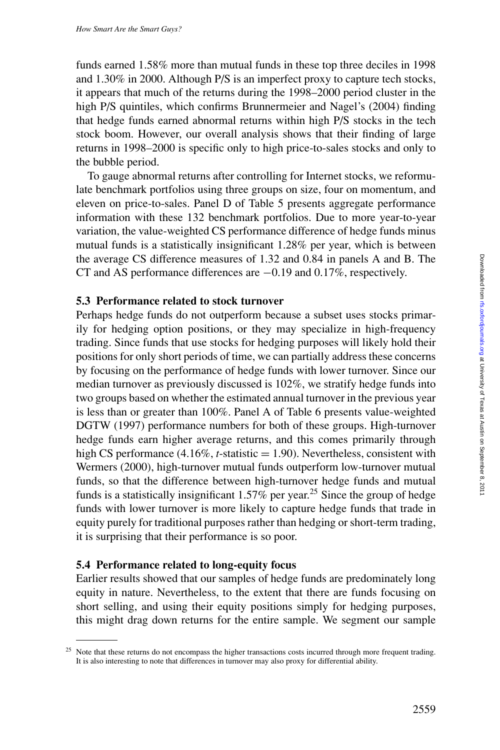funds earned 1.58% more than mutual funds in these top three deciles in 1998 and 1.30% in 2000. Although P/S is an imperfect proxy to capture tech stocks, it appears that much of the returns during the 1998–2000 period cluster in the high P/S quintiles, which confirms Brunnermeier and Nagel's (2004) finding that hedge funds earned abnormal returns within high P/S stocks in the tech stock boom. However, our overall analysis shows that their finding of large returns in 1998–2000 is specific only to high price-to-sales stocks and only to the bubble period.

To gauge abnormal returns after controlling for Internet stocks, we reformulate benchmark portfolios using three groups on size, four on momentum, and eleven on price-to-sales. Panel D of Table 5 presents aggregate performance information with these 132 benchmark portfolios. Due to more year-to-year variation, the value-weighted CS performance difference of hedge funds minus mutual funds is a statistically insignificant 1.28% per year, which is between the average CS difference measures of 1.32 and 0.84 in panels A and B. The CT and AS performance differences are −0.19 and 0.17%, respectively.

### 5.3 Performance related to stock turnover

Perhaps hedge funds do not outperform because a subset uses stocks primarily for hedging option positions, or they may specialize in high-frequency trading. Since funds that use stocks for hedging purposes will likely hold their positions for only short periods of time, we can partially address these concerns by focusing on the performance of hedge funds with lower turnover. Since our median turnover as previously discussed is 102%, we stratify hedge funds into two groups based on whether the estimated annual turnover in the previous year is less than or greater than 100%. Panel A of Table 6 presents value-weighted DGTW (1997) performance numbers for both of these groups. High-turnover hedge funds earn higher average returns, and this comes primarily through high CS performance (4.16%, $t$-statistic = 1.90). Nevertheless, consistent with Wermers (2000), high-turnover mutual funds outperform low-turnover mutual funds, so that the difference between high-turnover hedge funds and mutual funds is a statistically insignificant 1.57% per year.[25] Since the group of hedge funds with lower turnover is more likely to capture hedge funds that trade in equity purely for traditional purposes rather than hedging or short-term trading, it is surprising that their performance is so poor.

### 5.4 Performance related to long-equity focus

Earlier results showed that our samples of hedge funds are predominately long equity in nature. Nevertheless, to the extent that there are funds focusing on short selling, and using their equity positions simply for hedging purposes, this might drag down returns for the entire sample. We segment our sample

---

[25] Note that these returns do not encompass the higher transactions costs incurred through more frequent trading. It is also interesting to note that differences in turnover may also proxy for differential ability.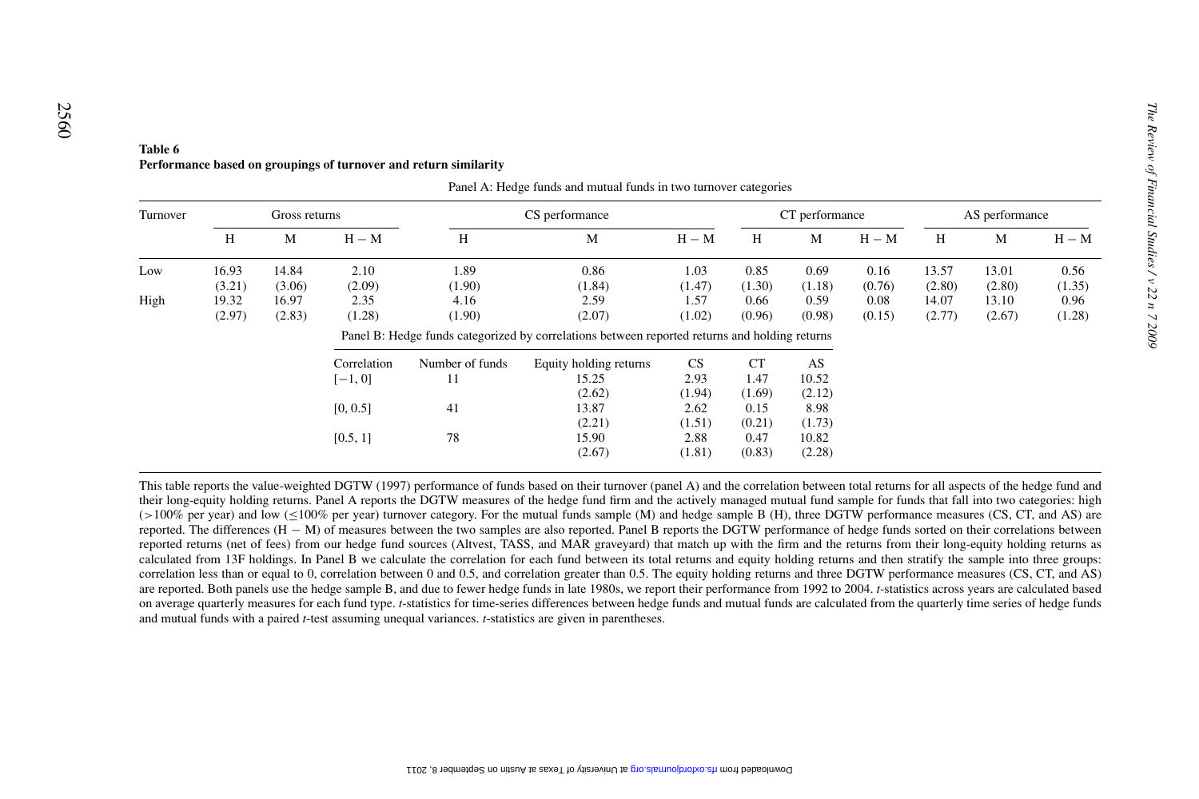**Table 6**
**Performance based on groupings of turnover and return similarity**

Panel A: Hedge funds and mutual funds in two turnover categories

| Turnover | Gross returns | | | CS performance | | | CT performance | | | AS performance | | |
|---|---|---|---|---|---|---|---|---|---|---|---|---|
| | H | M | H − M | H | M | H − M | H | M | H − M | H | M | H − M |
| Low | 16.93 | 14.84 | 2.10 | 1.89 | 0.86 | 1.03 | 0.85 | 0.69 | 0.16 | 13.57 | 13.01 | 0.56 |
| | (3.21) | (3.06) | (2.09) | (1.90) | (1.84) | (1.47) | (1.30) | (1.18) | (0.76) | (2.80) | (2.80) | (1.35) |
| High | 19.32 | 16.97 | 2.35 | 4.16 | 2.59 | 1.57 | 0.66 | 0.59 | 0.08 | 14.07 | 13.10 | 0.96 |
| | (2.97) | (2.83) | (1.28) | (1.90) | (2.07) | (1.02) | (0.96) | (0.98) | (0.15) | (2.77) | (2.67) | (1.28) |

Panel B: Hedge funds categorized by correlations between reported returns and holding returns

| Correlation | Number of funds | Equity holding returns | CS | CT | AS |
|---|---|---|---|---|---|
| [−1, 0] | 11 | 15.25 | 2.93 | 1.47 | 10.52 |
| | | (2.62) | (1.94) | (1.69) | (2.12) |
| [0, 0.5] | 41 | 13.87 | 2.62 | 0.15 | 8.98 |
| | | (2.21) | (1.51) | (0.21) | (1.73) |
| [0.5, 1] | 78 | 15.90 | 2.88 | 0.47 | 10.82 |
| | | (2.67) | (1.81) | (0.83) | (2.28) |

This table reports the value-weighted DGTW (1997) performance of funds based on their turnover (panel A) and the correlation between total returns for all aspects of the hedge fund and their long-equity holding returns. Panel A reports the DGTW measures of the hedge fund firm and the actively managed mutual fund sample for funds that fall into two categories: high (>100% per year) and low (≤100% per year) turnover category. For the mutual funds sample (M) and hedge sample B (H), three DGTW performance measures (CS, CT, and AS) are reported. The differences (H − M) of measures between the two samples are also reported. Panel B reports the DGTW performance of hedge funds sorted on their correlations between reported returns (net of fees) from our hedge fund sources (Altvest, TASS, and MAR graveyard) that match up with the firm and the returns from their long-equity holding returns as calculated from 13F holdings. In Panel B we calculate the correlation for each fund between its total returns and equity holding returns and then stratify the sample into three groups: correlation less than or equal to 0, correlation between 0 and 0.5, and correlation greater than 0.5. The equity holding returns and three DGTW performance measures (CS, CT, and AS) are reported. Both panels use the hedge sample B, and due to fewer hedge funds in late 1980s, we report their performance from 1992 to 2004. *t*-statistics across years are calculated based on average quarterly measures for each fund type. *t*-statistics for time-series differences between hedge funds and mutual funds are calculated from the quarterly time series of hedge funds and mutual funds with a paired *t*-test assuming unequal variances. *t*-statistics are given in parentheses.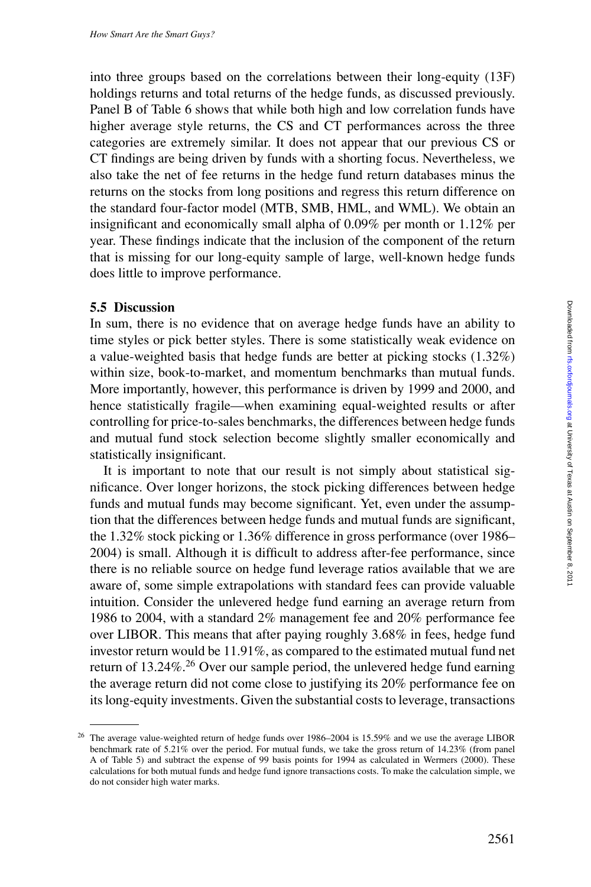into three groups based on the correlations between their long-equity (13F) holdings returns and total returns of the hedge funds, as discussed previously. Panel B of Table 6 shows that while both high and low correlation funds have higher average style returns, the CS and CT performances across the three categories are extremely similar. It does not appear that our previous CS or CT findings are being driven by funds with a shorting focus. Nevertheless, we also take the net of fee returns in the hedge fund return databases minus the returns on the stocks from long positions and regress this return difference on the standard four-factor model (MTB, SMB, HML, and WML). We obtain an insignificant and economically small alpha of 0.09% per month or 1.12% per year. These findings indicate that the inclusion of the component of the return that is missing for our long-equity sample of large, well-known hedge funds does little to improve performance.

### 5.5 Discussion

In sum, there is no evidence that on average hedge funds have an ability to time styles or pick better styles. There is some statistically weak evidence on a value-weighted basis that hedge funds are better at picking stocks (1.32%) within size, book-to-market, and momentum benchmarks than mutual funds. More importantly, however, this performance is driven by 1999 and 2000, and hence statistically fragile—when examining equal-weighted results or after controlling for price-to-sales benchmarks, the differences between hedge funds and mutual fund stock selection become slightly smaller economically and statistically insignificant.

It is important to note that our result is not simply about statistical significance. Over longer horizons, the stock picking differences between hedge funds and mutual funds may become significant. Yet, even under the assumption that the differences between hedge funds and mutual funds are significant, the 1.32% stock picking or 1.36% difference in gross performance (over 1986–2004) is small. Although it is difficult to address after-fee performance, since there is no reliable source on hedge fund leverage ratios available that we are aware of, some simple extrapolations with standard fees can provide valuable intuition. Consider the unlevered hedge fund earning an average return from 1986 to 2004, with a standard 2% management fee and 20% performance fee over LIBOR. This means that after paying roughly 3.68% in fees, hedge fund investor return would be 11.91%, as compared to the estimated mutual fund net return of 13.24%.[26] Over our sample period, the unlevered hedge fund earning the average return did not come close to justifying its 20% performance fee on its long-equity investments. Given the substantial costs to leverage, transactions

[26] The average value-weighted return of hedge funds over 1986–2004 is 15.59% and we use the average LIBOR benchmark rate of 5.21% over the period. For mutual funds, we take the gross return of 14.23% (from panel A of Table 5) and subtract the expense of 99 basis points for 1994 as calculated in Wermers (2000). These calculations for both mutual funds and hedge fund ignore transactions costs. To make the calculation simple, we do not consider high water marks.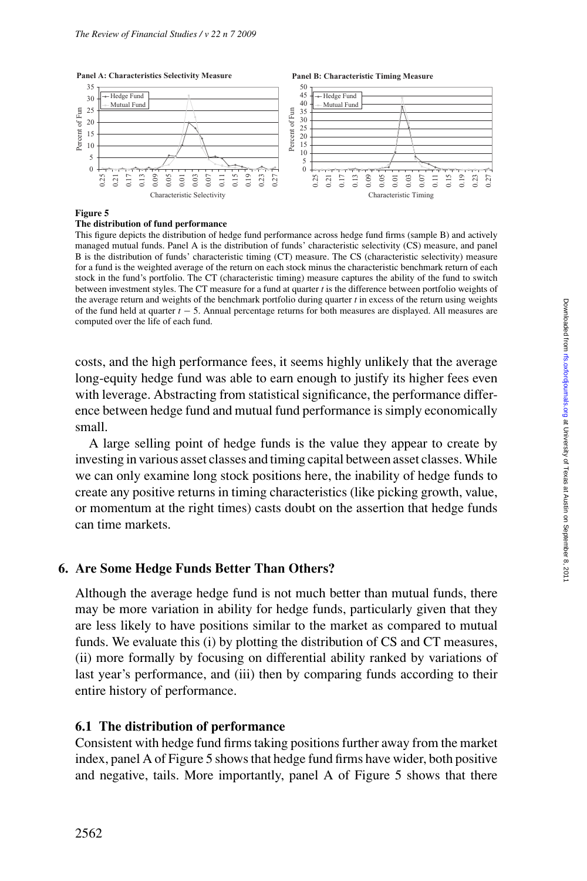**Figure 5**

**The distribution of fund performance**

This figure depicts the distribution of hedge fund performance across hedge fund firms (sample B) and actively managed mutual funds. Panel A is the distribution of funds' characteristic selectivity (CS) measure, and panel B is the distribution of funds' characteristic timing (CT) measure. The CS (characteristic selectivity) measure for a fund is the weighted average of the return on each stock minus the characteristic benchmark return of each stock in the fund's portfolio. The CT (characteristic timing) measure captures the ability of the fund to switch between investment styles. The CT measure for a fund at quarter $t$ is the difference between portfolio weights of the average return and weights of the benchmark portfolio during quarter $t$ in excess of the return using weights of the fund held at quarter $t - 5$. Annual percentage returns for both measures are displayed. All measures are computed over the life of each fund.

costs, and the high performance fees, it seems highly unlikely that the average long-equity hedge fund was able to earn enough to justify its higher fees even with leverage. Abstracting from statistical significance, the performance difference between hedge fund and mutual fund performance is simply economically small.

A large selling point of hedge funds is the value they appear to create by investing in various asset classes and timing capital between asset classes. While we can only examine long stock positions here, the inability of hedge funds to create any positive returns in timing characteristics (like picking growth, value, or momentum at the right times) casts doubt on the assertion that hedge funds can time markets.

## 6. Are Some Hedge Funds Better Than Others?

Although the average hedge fund is not much better than mutual funds, there may be more variation in ability for hedge funds, particularly given that they are less likely to have positions similar to the market as compared to mutual funds. We evaluate this (i) by plotting the distribution of CS and CT measures, (ii) more formally by focusing on differential ability ranked by variations of last year's performance, and (iii) then by comparing funds according to their entire history of performance.

### 6.1 The distribution of performance

Consistent with hedge fund firms taking positions further away from the market index, panel A of Figure 5 shows that hedge fund firms have wider, both positive and negative, tails. More importantly, panel A of Figure 5 shows that there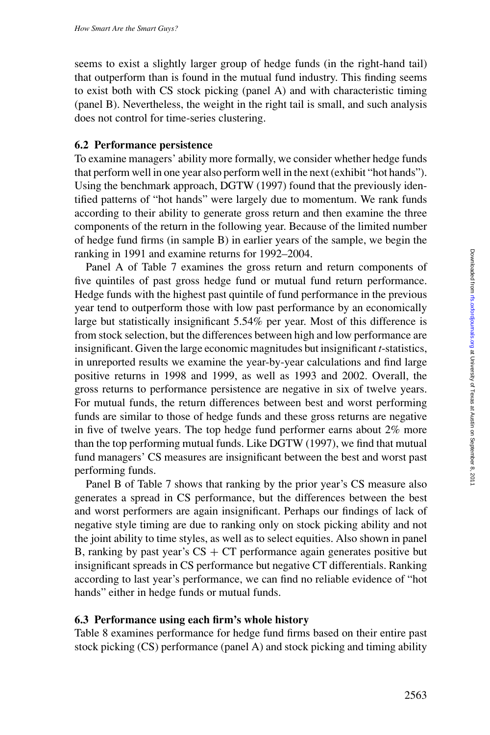seems to exist a slightly larger group of hedge funds (in the right-hand tail) that outperform than is found in the mutual fund industry. This finding seems to exist both with CS stock picking (panel A) and with characteristic timing (panel B). Nevertheless, the weight in the right tail is small, and such analysis does not control for time-series clustering.

### 6.2 Performance persistence

To examine managers' ability more formally, we consider whether hedge funds that perform well in one year also perform well in the next (exhibit "hot hands"). Using the benchmark approach, DGTW (1997) found that the previously identified patterns of "hot hands" were largely due to momentum. We rank funds according to their ability to generate gross return and then examine the three components of the return in the following year. Because of the limited number of hedge fund firms (in sample B) in earlier years of the sample, we begin the ranking in 1991 and examine returns for 1992–2004.

Panel A of Table 7 examines the gross return and return components of five quintiles of past gross hedge fund or mutual fund return performance. Hedge funds with the highest past quintile of fund performance in the previous year tend to outperform those with low past performance by an economically large but statistically insignificant 5.54% per year. Most of this difference is from stock selection, but the differences between high and low performance are insignificant. Given the large economic magnitudes but insignificant *t*-statistics, in unreported results we examine the year-by-year calculations and find large positive returns in 1998 and 1999, as well as 1993 and 2002. Overall, the gross returns to performance persistence are negative in six of twelve years. For mutual funds, the return differences between best and worst performing funds are similar to those of hedge funds and these gross returns are negative in five of twelve years. The top hedge fund performer earns about 2% more than the top performing mutual funds. Like DGTW (1997), we find that mutual fund managers' CS measures are insignificant between the best and worst past performing funds.

Panel B of Table 7 shows that ranking by the prior year's CS measure also generates a spread in CS performance, but the differences between the best and worst performers are again insignificant. Perhaps our findings of lack of negative style timing are due to ranking only on stock picking ability and not the joint ability to time styles, as well as to select equities. Also shown in panel B, ranking by past year's CS + CT performance again generates positive but insignificant spreads in CS performance but negative CT differentials. Ranking according to last year's performance, we can find no reliable evidence of "hot hands" either in hedge funds or mutual funds.

### 6.3 Performance using each firm's whole history

Table 8 examines performance for hedge fund firms based on their entire past stock picking (CS) performance (panel A) and stock picking and timing ability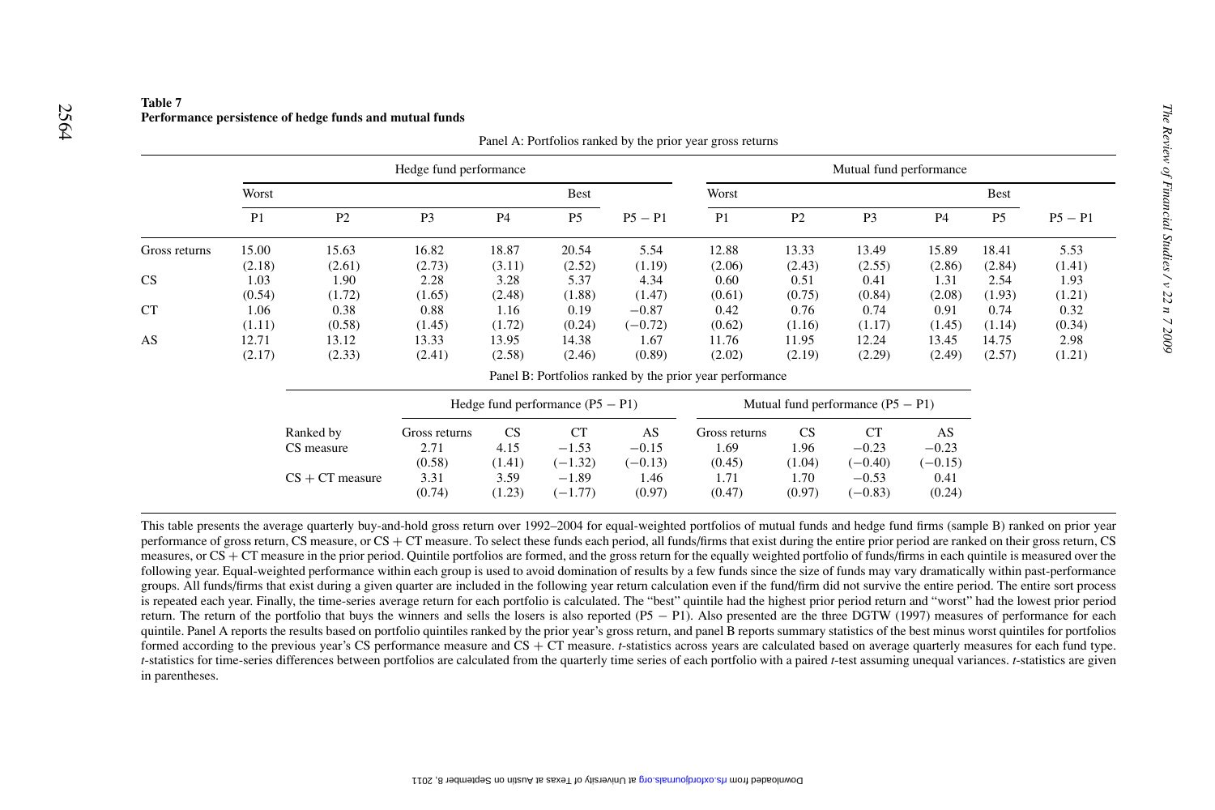**Table 7**
**Performance persistence of hedge funds and mutual funds**

Panel A: Portfolios ranked by the prior year gross returns

| | Hedge fund performance | | | | | | Mutual fund performance | | | | | |
|---|---|---|---|---|---|---|---|---|---|---|---|---|
| | Worst | | | | Best | | Worst | | | | Best | |
| | P1 | P2 | P3 | P4 | P5 | P5 − P1 | P1 | P2 | P3 | P4 | P5 | P5 − P1 |
| Gross returns | 15.00 | 15.63 | 16.82 | 18.87 | 20.54 | 5.54 | 12.88 | 13.33 | 13.49 | 15.89 | 18.41 | 5.53 |
| | (2.18) | (2.61) | (2.73) | (3.11) | (2.52) | (1.19) | (2.06) | (2.43) | (2.55) | (2.86) | (2.84) | (1.41) |
| CS | 1.03 | 1.90 | 2.28 | 3.28 | 5.37 | 4.34 | 0.60 | 0.51 | 0.41 | 1.31 | 2.54 | 1.93 |
| | (0.54) | (1.72) | (1.65) | (2.48) | (1.88) | (1.47) | (0.61) | (0.75) | (0.84) | (2.08) | (1.93) | (1.21) |
| CT | 1.06 | 0.38 | 0.88 | 1.16 | 0.19 | −0.87 | 0.42 | 0.76 | 0.74 | 0.91 | 0.74 | 0.32 |
| | (1.11) | (0.58) | (1.45) | (1.72) | (0.24) | (−0.72) | (0.62) | (1.16) | (1.17) | (1.45) | (1.14) | (0.34) |
| AS | 12.71 | 13.12 | 13.33 | 13.95 | 14.38 | 1.67 | 11.76 | 11.95 | 12.24 | 13.45 | 14.75 | 2.98 |
| | (2.17) | (2.33) | (2.41) | (2.58) | (2.46) | (0.89) | (2.02) | (2.19) | (2.29) | (2.49) | (2.57) | (1.21) |

Panel B: Portfolios ranked by the prior year performance

| | Hedge fund performance (P5 − P1) | | | | Mutual fund performance (P5 − P1) | | | |
|---|---|---|---|---|---|---|---|---|
| Ranked by | Gross returns | CS | CT | AS | Gross returns | CS | CT | AS |
| CS measure | 2.71 | 4.15 | −1.53 | −0.15 | 1.69 | 1.96 | −0.23 | −0.23 |
| | (0.58) | (1.41) | (−1.32) | (−0.13) | (0.45) | (1.04) | (−0.40) | (−0.15) |
| CS + CT measure | 3.31 | 3.59 | −1.89 | 1.46 | 1.71 | 1.70 | −0.53 | 0.41 |
| | (0.74) | (1.23) | (−1.77) | (0.97) | (0.47) | (0.97) | (−0.83) | (0.24) |

This table presents the average quarterly buy-and-hold gross return over 1992–2004 for equal-weighted portfolios of mutual funds and hedge fund firms (sample B) ranked on prior year performance of gross return, CS measure, or CS + CT measure. To select these funds each period, all funds/firms that exist during the entire prior period are ranked on their gross return, CS measures, or CS + CT measure in the prior period. Quintile portfolios are formed, and the gross return for the equally weighted portfolio of funds/firms in each quintile is measured over the following year. Equal-weighted performance within each group is used to avoid domination of results by a few funds since the size of funds may vary dramatically within past-performance groups. All funds/firms that exist during a given quarter are included in the following year return calculation even if the fund/firm did not survive the entire period. The entire sort process is repeated each year. Finally, the time-series average return for each portfolio is calculated. The "best" quintile had the highest prior period return and "worst" had the lowest prior period return. The return of the portfolio that buys the winners and sells the losers is also reported (P5 − P1). Also presented are the three DGTW (1997) measures of performance for each quintile. Panel A reports the results based on portfolio quintiles ranked by the prior year's gross return, and panel B reports summary statistics of the best minus worst quintiles for portfolios formed according to the previous year's CS performance measure and CS + CT measure. *t*-statistics across years are calculated based on average quarterly measures for each fund type. *t*-statistics for time-series differences between portfolios are calculated from the quarterly time series of each portfolio with a paired *t*-test assuming unequal variances. *t*-statistics are given in parentheses.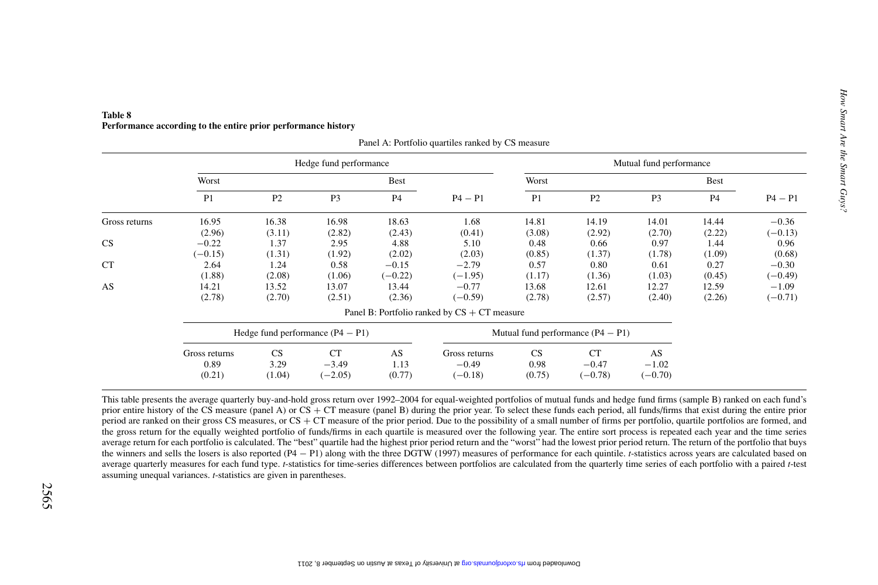**Table 8**
**Performance according to the entire prior performance history**

Panel A: Portfolio quartiles ranked by CS measure

| | Hedge fund performance | | | | | Mutual fund performance | | | | |
|---|---|---|---|---|---|---|---|---|---|---|
| | Worst | | | Best | | Worst | | | Best | |
| | P1 | P2 | P3 | P4 | P4 − P1 | P1 | P2 | P3 | P4 | P4 − P1 |
| Gross returns | 16.95 | 16.38 | 16.98 | 18.63 | 1.68 | 14.81 | 14.19 | 14.01 | 14.44 | −0.36 |
| | (2.96) | (3.11) | (2.82) | (2.43) | (0.41) | (3.08) | (2.92) | (2.70) | (2.22) | (−0.13) |
| CS | −0.22 | 1.37 | 2.95 | 4.88 | 5.10 | 0.48 | 0.66 | 0.97 | 1.44 | 0.96 |
| | (−0.15) | (1.31) | (1.92) | (2.02) | (2.03) | (0.85) | (1.37) | (1.78) | (1.09) | (0.68) |
| CT | 2.64 | 1.24 | 0.58 | −0.15 | −2.79 | 0.57 | 0.80 | 0.61 | 0.27 | −0.30 |
| | (1.88) | (2.08) | (1.06) | (−0.22) | (−1.95) | (1.17) | (1.36) | (1.03) | (0.45) | (−0.49) |
| AS | 14.21 | 13.52 | 13.07 | 13.44 | −0.77 | 13.68 | 12.61 | 12.27 | 12.59 | −1.09 |
| | (2.78) | (2.70) | (2.51) | (2.36) | (−0.59) | (2.78) | (2.57) | (2.40) | (2.26) | (−0.71) |

Panel B: Portfolio ranked by CS + CT measure

| Hedge fund performance (P4 − P1) | | | | Mutual fund performance (P4 − P1) | | | |
|---|---|---|---|---|---|---|---|
| Gross returns | CS | CT | AS | Gross returns | CS | CT | AS |
| 0.89 | 3.29 | −3.49 | 1.13 | −0.49 | 0.98 | −0.47 | −1.02 |
| (0.21) | (1.04) | (−2.05) | (0.77) | (−0.18) | (0.75) | (−0.78) | (−0.70) |

This table presents the average quarterly buy-and-hold gross return over 1992–2004 for equal-weighted portfolios of mutual funds and hedge fund firms (sample B) ranked on each fund's prior entire history of the CS measure (panel A) or CS + CT measure (panel B) during the prior year. To select these funds each period, all funds/firms that exist during the entire prior period are ranked on their gross CS measures, or CS + CT measure of the prior period. Due to the possibility of a small number of firms per portfolio, quartile portfolios are formed, and the gross return for the equally weighted portfolio of funds/firms in each quartile is measured over the following year. The entire sort process is repeated each year and the time series average return for each portfolio is calculated. The "best" quartile had the highest prior period return and the "worst" had the lowest prior period return. The return of the portfolio that buys the winners and sells the losers is also reported (P4 − P1) along with the three DGTW (1997) measures of performance for each quintile. *t*-statistics across years are calculated based on average quarterly measures for each fund type. *t*-statistics for time-series differences between portfolios are calculated from the quarterly time series of each portfolio with a paired *t*-test assuming unequal variances. *t*-statistics are given in parentheses.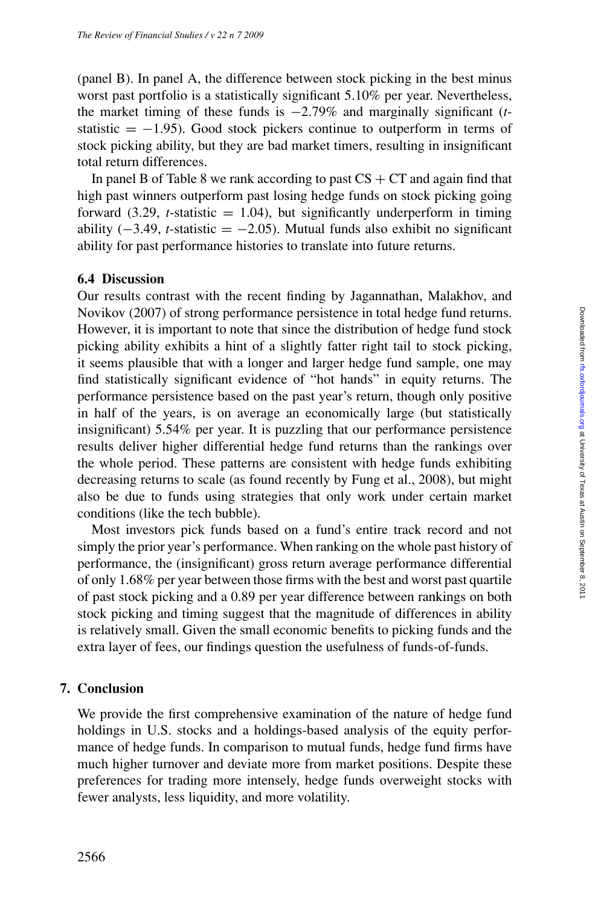(panel B). In panel A, the difference between stock picking in the best minus worst past portfolio is a statistically significant 5.10% per year. Nevertheless, the market timing of these funds is $-2.79\%$ and marginally significant ($t$-statistic $= -1.95$). Good stock pickers continue to outperform in terms of stock picking ability, but they are bad market timers, resulting in insignificant total return differences.

In panel B of Table 8 we rank according to past CS + CT and again find that high past winners outperform past losing hedge funds on stock picking going forward (3.29, $t$-statistic $= 1.04$), but significantly underperform in timing ability ($-3.49$, $t$-statistic $= -2.05$). Mutual funds also exhibit no significant ability for past performance histories to translate into future returns.

### 6.4 Discussion

Our results contrast with the recent finding by Jagannathan, Malakhov, and Novikov (2007) of strong performance persistence in total hedge fund returns. However, it is important to note that since the distribution of hedge fund stock picking ability exhibits a hint of a slightly fatter right tail to stock picking, it seems plausible that with a longer and larger hedge fund sample, one may find statistically significant evidence of "hot hands" in equity returns. The performance persistence based on the past year's return, though only positive in half of the years, is on average an economically large (but statistically insignificant) 5.54% per year. It is puzzling that our performance persistence results deliver higher differential hedge fund returns than the rankings over the whole period. These patterns are consistent with hedge funds exhibiting decreasing returns to scale (as found recently by Fung et al., 2008), but might also be due to funds using strategies that only work under certain market conditions (like the tech bubble).

Most investors pick funds based on a fund's entire track record and not simply the prior year's performance. When ranking on the whole past history of performance, the (insignificant) gross return average performance differential of only 1.68% per year between those firms with the best and worst past quartile of past stock picking and a 0.89 per year difference between rankings on both stock picking and timing suggest that the magnitude of differences in ability is relatively small. Given the small economic benefits to picking funds and the extra layer of fees, our findings question the usefulness of funds-of-funds.

## 7. Conclusion

We provide the first comprehensive examination of the nature of hedge fund holdings in U.S. stocks and a holdings-based analysis of the equity performance of hedge funds. In comparison to mutual funds, hedge fund firms have much higher turnover and deviate more from market positions. Despite these preferences for trading more intensely, hedge funds overweight stocks with fewer analysts, less liquidity, and more volatility.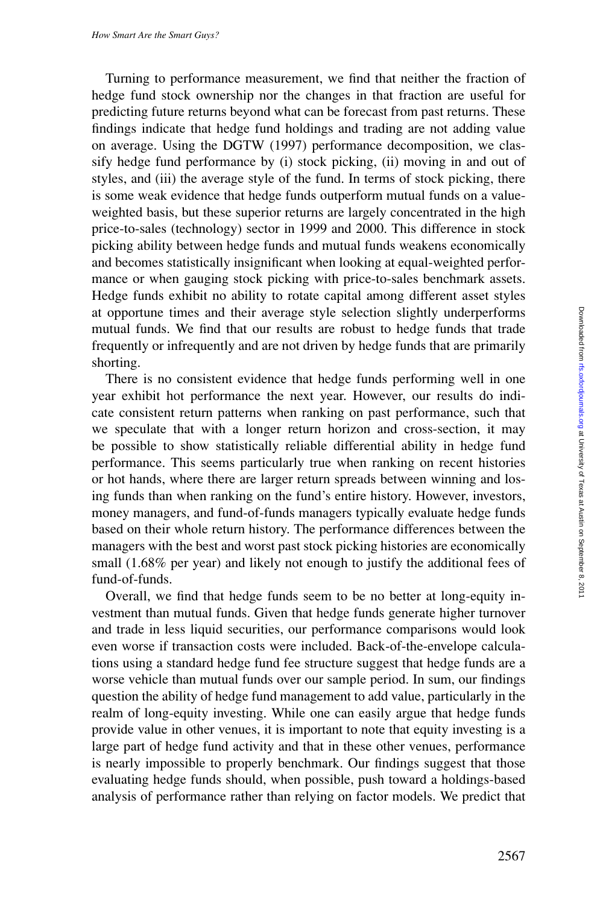Turning to performance measurement, we find that neither the fraction of hedge fund stock ownership nor the changes in that fraction are useful for predicting future returns beyond what can be forecast from past returns. These findings indicate that hedge fund holdings and trading are not adding value on average. Using the DGTW (1997) performance decomposition, we classify hedge fund performance by (i) stock picking, (ii) moving in and out of styles, and (iii) the average style of the fund. In terms of stock picking, there is some weak evidence that hedge funds outperform mutual funds on a value-weighted basis, but these superior returns are largely concentrated in the high price-to-sales (technology) sector in 1999 and 2000. This difference in stock picking ability between hedge funds and mutual funds weakens economically and becomes statistically insignificant when looking at equal-weighted performance or when gauging stock picking with price-to-sales benchmark assets. Hedge funds exhibit no ability to rotate capital among different asset styles at opportune times and their average style selection slightly underperforms mutual funds. We find that our results are robust to hedge funds that trade frequently or infrequently and are not driven by hedge funds that are primarily shorting.

There is no consistent evidence that hedge funds performing well in one year exhibit hot performance the next year. However, our results do indicate consistent return patterns when ranking on past performance, such that we speculate that with a longer return horizon and cross-section, it may be possible to show statistically reliable differential ability in hedge fund performance. This seems particularly true when ranking on recent histories or hot hands, where there are larger return spreads between winning and losing funds than when ranking on the fund's entire history. However, investors, money managers, and fund-of-funds managers typically evaluate hedge funds based on their whole return history. The performance differences between the managers with the best and worst past stock picking histories are economically small (1.68% per year) and likely not enough to justify the additional fees of fund-of-funds.

Overall, we find that hedge funds seem to be no better at long-equity investment than mutual funds. Given that hedge funds generate higher turnover and trade in less liquid securities, our performance comparisons would look even worse if transaction costs were included. Back-of-the-envelope calculations using a standard hedge fund fee structure suggest that hedge funds are a worse vehicle than mutual funds over our sample period. In sum, our findings question the ability of hedge fund management to add value, particularly in the realm of long-equity investing. While one can easily argue that hedge funds provide value in other venues, it is important to note that equity investing is a large part of hedge fund activity and that in these other venues, performance is nearly impossible to properly benchmark. Our findings suggest that those evaluating hedge funds should, when possible, push toward a holdings-based analysis of performance rather than relying on factor models. We predict that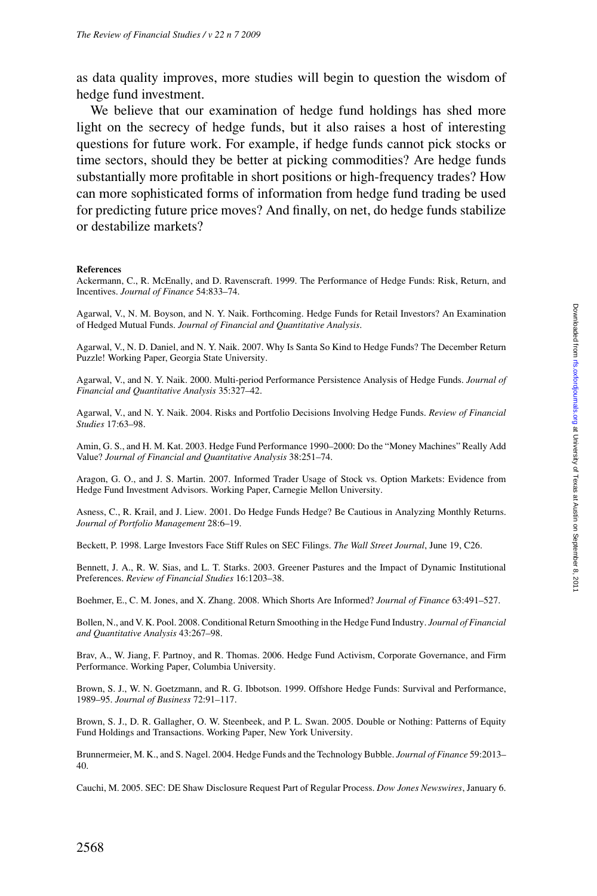as data quality improves, more studies will begin to question the wisdom of hedge fund investment.

We believe that our examination of hedge fund holdings has shed more light on the secrecy of hedge funds, but it also raises a host of interesting questions for future work. For example, if hedge funds cannot pick stocks or time sectors, should they be better at picking commodities? Are hedge funds substantially more profitable in short positions or high-frequency trades? How can more sophisticated forms of information from hedge fund trading be used for predicting future price moves? And finally, on net, do hedge funds stabilize or destabilize markets?

## References

Ackermann, C., R. McEnally, and D. Ravenscraft. 1999. The Performance of Hedge Funds: Risk, Return, and Incentives. *Journal of Finance* 54:833–74.

Agarwal, V., N. M. Boyson, and N. Y. Naik. Forthcoming. Hedge Funds for Retail Investors? An Examination of Hedged Mutual Funds. *Journal of Financial and Quantitative Analysis*.

Agarwal, V., N. D. Daniel, and N. Y. Naik. 2007. Why Is Santa So Kind to Hedge Funds? The December Return Puzzle! Working Paper, Georgia State University.

Agarwal, V., and N. Y. Naik. 2000. Multi-period Performance Persistence Analysis of Hedge Funds. *Journal of Financial and Quantitative Analysis* 35:327–42.

Agarwal, V., and N. Y. Naik. 2004. Risks and Portfolio Decisions Involving Hedge Funds. *Review of Financial Studies* 17:63–98.

Amin, G. S., and H. M. Kat. 2003. Hedge Fund Performance 1990–2000: Do the "Money Machines" Really Add Value? *Journal of Financial and Quantitative Analysis* 38:251–74.

Aragon, G. O., and J. S. Martin. 2007. Informed Trader Usage of Stock vs. Option Markets: Evidence from Hedge Fund Investment Advisors. Working Paper, Carnegie Mellon University.

Asness, C., R. Krail, and J. Liew. 2001. Do Hedge Funds Hedge? Be Cautious in Analyzing Monthly Returns. *Journal of Portfolio Management* 28:6–19.

Beckett, P. 1998. Large Investors Face Stiff Rules on SEC Filings. *The Wall Street Journal*, June 19, C26.

Bennett, J. A., R. W. Sias, and L. T. Starks. 2003. Greener Pastures and the Impact of Dynamic Institutional Preferences. *Review of Financial Studies* 16:1203–38.

Boehmer, E., C. M. Jones, and X. Zhang. 2008. Which Shorts Are Informed? *Journal of Finance* 63:491–527.

Bollen, N., and V. K. Pool. 2008. Conditional Return Smoothing in the Hedge Fund Industry. *Journal of Financial and Quantitative Analysis* 43:267–98.

Brav, A., W. Jiang, F. Partnoy, and R. Thomas. 2006. Hedge Fund Activism, Corporate Governance, and Firm Performance. Working Paper, Columbia University.

Brown, S. J., W. N. Goetzmann, and R. G. Ibbotson. 1999. Offshore Hedge Funds: Survival and Performance, 1989–95. *Journal of Business* 72:91–117.

Brown, S. J., D. R. Gallagher, O. W. Steenbeek, and P. L. Swan. 2005. Double or Nothing: Patterns of Equity Fund Holdings and Transactions. Working Paper, New York University.

Brunnermeier, M. K., and S. Nagel. 2004. Hedge Funds and the Technology Bubble. *Journal of Finance* 59:2013–40.

Cauchi, M. 2005. SEC: DE Shaw Disclosure Request Part of Regular Process. *Dow Jones Newswires*, January 6.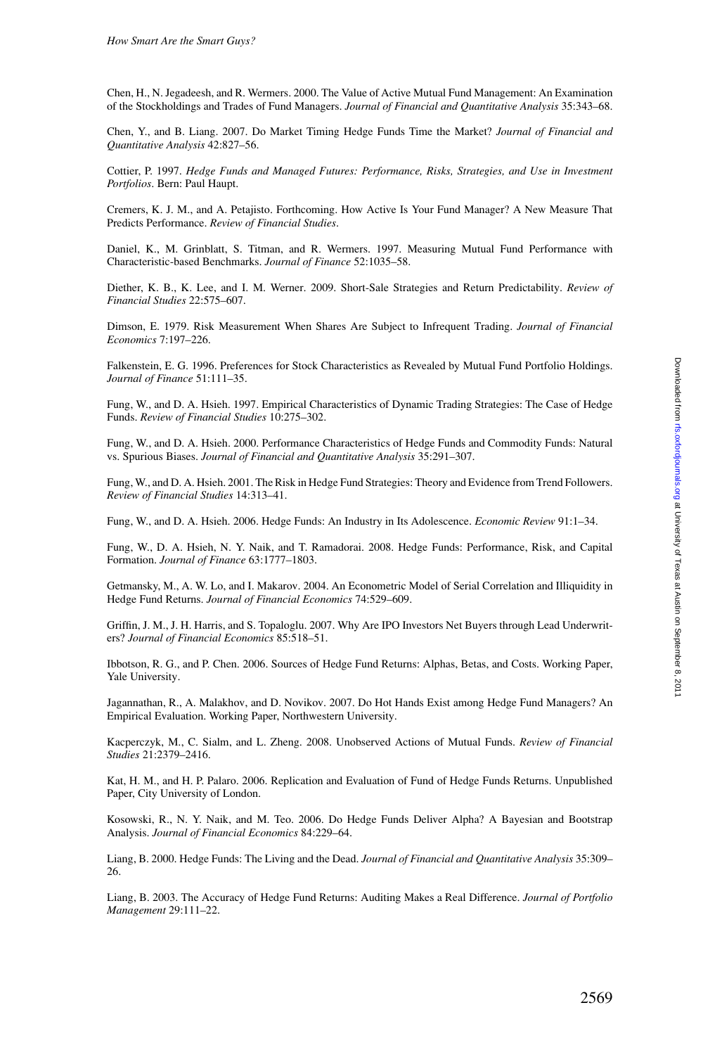Chen, H., N. Jegadeesh, and R. Wermers. 2000. The Value of Active Mutual Fund Management: An Examination of the Stockholdings and Trades of Fund Managers. *Journal of Financial and Quantitative Analysis* 35:343–68.

Chen, Y., and B. Liang. 2007. Do Market Timing Hedge Funds Time the Market? *Journal of Financial and Quantitative Analysis* 42:827–56.

Cottier, P. 1997. *Hedge Funds and Managed Futures: Performance, Risks, Strategies, and Use in Investment Portfolios*. Bern: Paul Haupt.

Cremers, K. J. M., and A. Petajisto. Forthcoming. How Active Is Your Fund Manager? A New Measure That Predicts Performance. *Review of Financial Studies*.

Daniel, K., M. Grinblatt, S. Titman, and R. Wermers. 1997. Measuring Mutual Fund Performance with Characteristic-based Benchmarks. *Journal of Finance* 52:1035–58.

Diether, K. B., K. Lee, and I. M. Werner. 2009. Short-Sale Strategies and Return Predictability. *Review of Financial Studies* 22:575–607.

Dimson, E. 1979. Risk Measurement When Shares Are Subject to Infrequent Trading. *Journal of Financial Economics* 7:197–226.

Falkenstein, E. G. 1996. Preferences for Stock Characteristics as Revealed by Mutual Fund Portfolio Holdings. *Journal of Finance* 51:111–35.

Fung, W., and D. A. Hsieh. 1997. Empirical Characteristics of Dynamic Trading Strategies: The Case of Hedge Funds. *Review of Financial Studies* 10:275–302.

Fung, W., and D. A. Hsieh. 2000. Performance Characteristics of Hedge Funds and Commodity Funds: Natural vs. Spurious Biases. *Journal of Financial and Quantitative Analysis* 35:291–307.

Fung, W., and D. A. Hsieh. 2001. The Risk in Hedge Fund Strategies: Theory and Evidence from Trend Followers. *Review of Financial Studies* 14:313–41.

Fung, W., and D. A. Hsieh. 2006. Hedge Funds: An Industry in Its Adolescence. *Economic Review* 91:1–34.

Fung, W., D. A. Hsieh, N. Y. Naik, and T. Ramadorai. 2008. Hedge Funds: Performance, Risk, and Capital Formation. *Journal of Finance* 63:1777–1803.

Getmansky, M., A. W. Lo, and I. Makarov. 2004. An Econometric Model of Serial Correlation and Illiquidity in Hedge Fund Returns. *Journal of Financial Economics* 74:529–609.

Griffin, J. M., J. H. Harris, and S. Topaloglu. 2007. Why Are IPO Investors Net Buyers through Lead Underwriters? *Journal of Financial Economics* 85:518–51.

Ibbotson, R. G., and P. Chen. 2006. Sources of Hedge Fund Returns: Alphas, Betas, and Costs. Working Paper, Yale University.

Jagannathan, R., A. Malakhov, and D. Novikov. 2007. Do Hot Hands Exist among Hedge Fund Managers? An Empirical Evaluation. Working Paper, Northwestern University.

Kacperczyk, M., C. Sialm, and L. Zheng. 2008. Unobserved Actions of Mutual Funds. *Review of Financial Studies* 21:2379–2416.

Kat, H. M., and H. P. Palaro. 2006. Replication and Evaluation of Fund of Hedge Funds Returns. Unpublished Paper, City University of London.

Kosowski, R., N. Y. Naik, and M. Teo. 2006. Do Hedge Funds Deliver Alpha? A Bayesian and Bootstrap Analysis. *Journal of Financial Economics* 84:229–64.

Liang, B. 2000. Hedge Funds: The Living and the Dead. *Journal of Financial and Quantitative Analysis* 35:309–26.

Liang, B. 2003. The Accuracy of Hedge Fund Returns: Auditing Makes a Real Difference. *Journal of Portfolio Management* 29:111–22.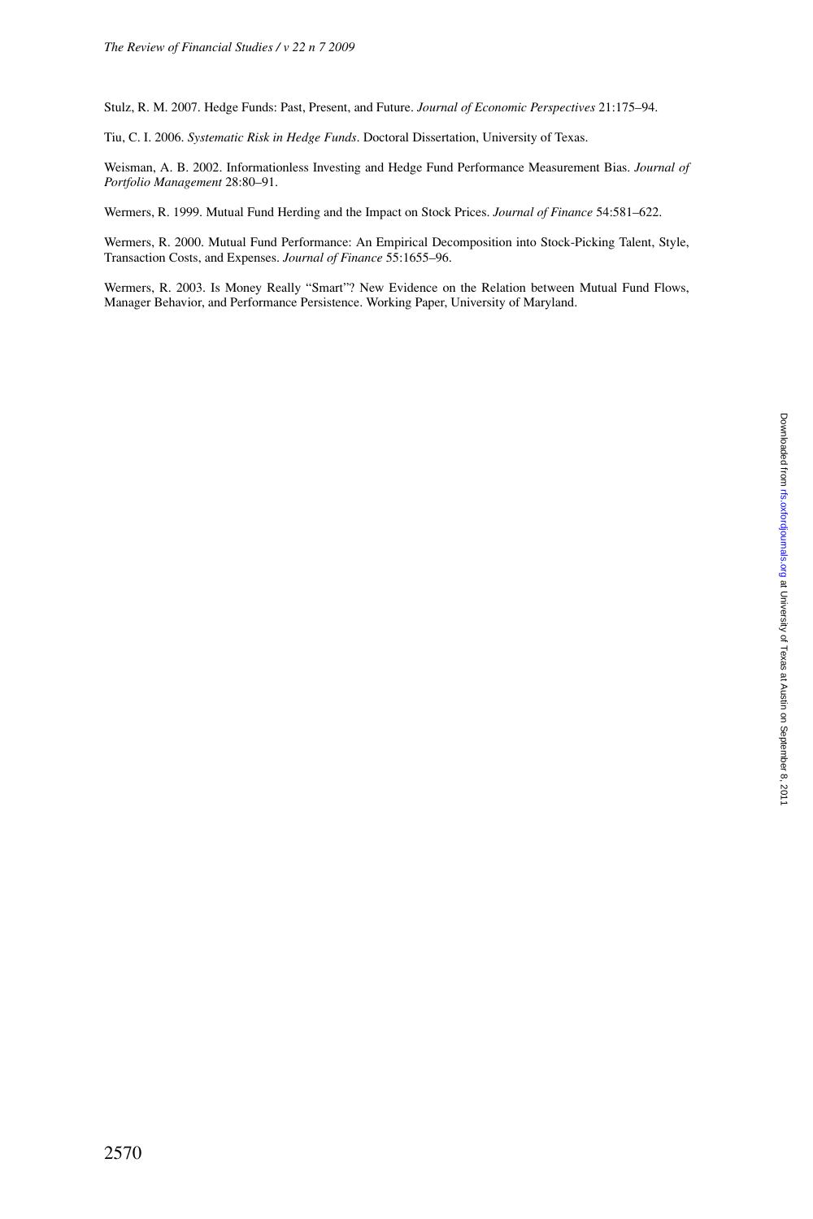Stulz, R. M. 2007. Hedge Funds: Past, Present, and Future. *Journal of Economic Perspectives* 21:175–94.

Tiu, C. I. 2006. *Systematic Risk in Hedge Funds*. Doctoral Dissertation, University of Texas.

Weisman, A. B. 2002. Informationless Investing and Hedge Fund Performance Measurement Bias. *Journal of Portfolio Management* 28:80–91.

Wermers, R. 1999. Mutual Fund Herding and the Impact on Stock Prices. *Journal of Finance* 54:581–622.

Wermers, R. 2000. Mutual Fund Performance: An Empirical Decomposition into Stock-Picking Talent, Style, Transaction Costs, and Expenses. *Journal of Finance* 55:1655–96.

Wermers, R. 2003. Is Money Really "Smart"? New Evidence on the Relation between Mutual Fund Flows, Manager Behavior, and Performance Persistence. Working Paper, University of Maryland.